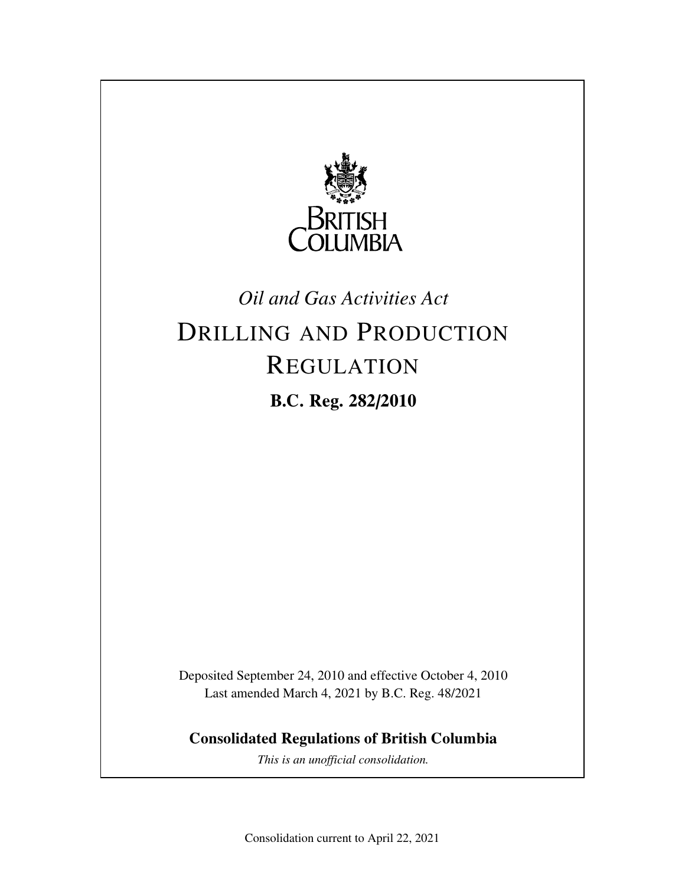BRITISH COLUMBIA

*Oil and Gas Activities Act*

# DRILLING AND PRODUCTION REGULATION

**B.C. Reg. 282/2010**

Deposited September 24, 2010 and effective October 4, 2010
Last amended March 4, 2021 by B.C. Reg. 48/2021

**Consolidated Regulations of British Columbia**

*This is an unofficial consolidation.*

Consolidation current to April 22, 2021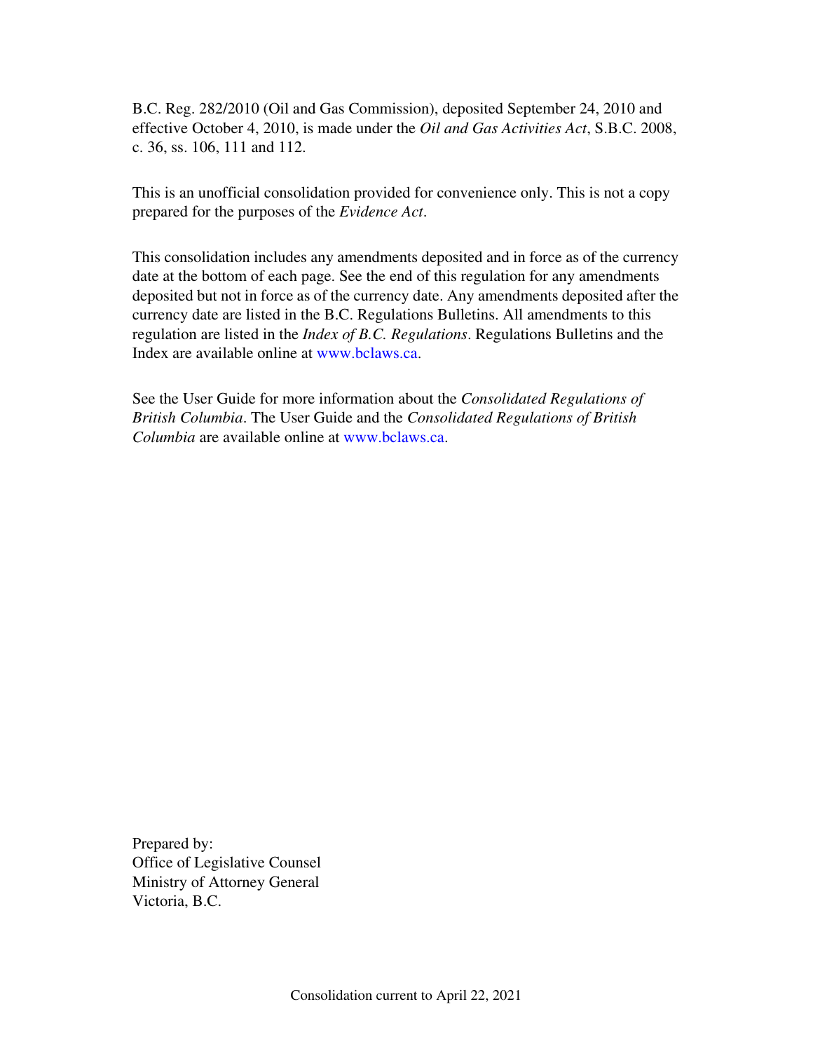B.C. Reg. 282/2010 (Oil and Gas Commission), deposited September 24, 2010 and effective October 4, 2010, is made under the *Oil and Gas Activities Act*, S.B.C. 2008, c. 36, ss. 106, 111 and 112.

This is an unofficial consolidation provided for convenience only. This is not a copy prepared for the purposes of the *Evidence Act*.

This consolidation includes any amendments deposited and in force as of the currency date at the bottom of each page. See the end of this regulation for any amendments deposited but not in force as of the currency date. Any amendments deposited after the currency date are listed in the B.C. Regulations Bulletins. All amendments to this regulation are listed in the *Index of B.C. Regulations*. Regulations Bulletins and the Index are available online at www.bclaws.ca.

See the User Guide for more information about the *Consolidated Regulations of British Columbia*. The User Guide and the *Consolidated Regulations of British Columbia* are available online at www.bclaws.ca.

Prepared by:
Office of Legislative Counsel
Ministry of Attorney General
Victoria, B.C.

Consolidation current to April 22, 2021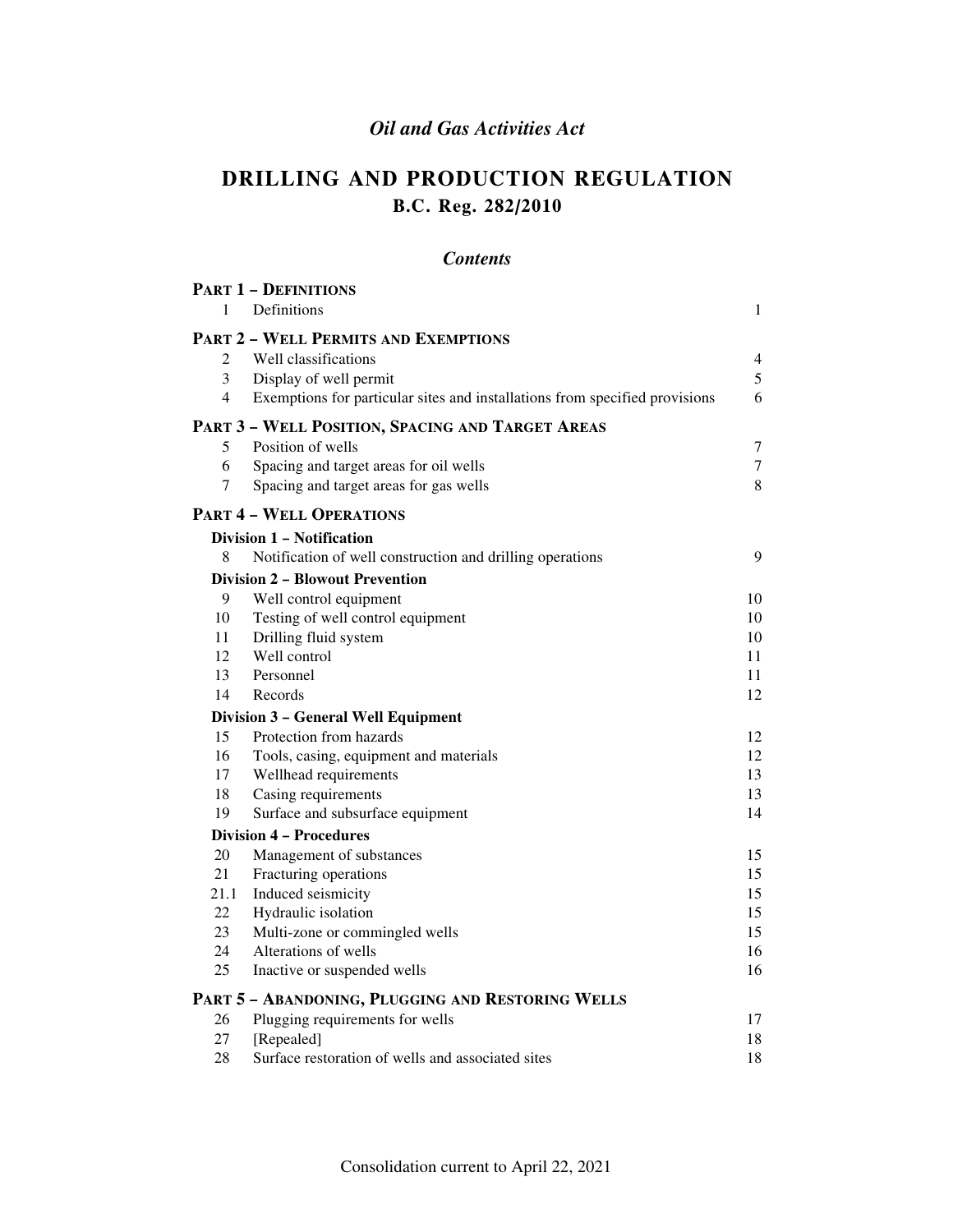*Oil and Gas Activities Act*

# DRILLING AND PRODUCTION REGULATION

## B.C. Reg. 282/2010

### *Contents*

| | | |
|---|---|---|
| **PART 1 – DEFINITIONS** | | |
| 1 | Definitions | 1 |
| **PART 2 – WELL PERMITS AND EXEMPTIONS** | | |
| 2 | Well classifications | 4 |
| 3 | Display of well permit | 5 |
| 4 | Exemptions for particular sites and installations from specified provisions | 6 |
| **PART 3 – WELL POSITION, SPACING AND TARGET AREAS** | | |
| 5 | Position of wells | 7 |
| 6 | Spacing and target areas for oil wells | 7 |
| 7 | Spacing and target areas for gas wells | 8 |
| **PART 4 – WELL OPERATIONS** | | |
| **Division 1 – Notification** | | |
| 8 | Notification of well construction and drilling operations | 9 |
| **Division 2 – Blowout Prevention** | | |
| 9 | Well control equipment | 10 |
| 10 | Testing of well control equipment | 10 |
| 11 | Drilling fluid system | 10 |
| 12 | Well control | 11 |
| 13 | Personnel | 11 |
| 14 | Records | 12 |
| **Division 3 – General Well Equipment** | | |
| 15 | Protection from hazards | 12 |
| 16 | Tools, casing, equipment and materials | 12 |
| 17 | Wellhead requirements | 13 |
| 18 | Casing requirements | 13 |
| 19 | Surface and subsurface equipment | 14 |
| **Division 4 – Procedures** | | |
| 20 | Management of substances | 15 |
| 21 | Fracturing operations | 15 |
| 21.1 | Induced seismicity | 15 |
| 22 | Hydraulic isolation | 15 |
| 23 | Multi-zone or commingled wells | 15 |
| 24 | Alterations of wells | 16 |
| 25 | Inactive or suspended wells | 16 |
| **PART 5 – ABANDONING, PLUGGING AND RESTORING WELLS** | | |
| 26 | Plugging requirements for wells | 17 |
| 27 | [Repealed] | 18 |
| 28 | Surface restoration of wells and associated sites | 18 |

Consolidation current to April 22, 2021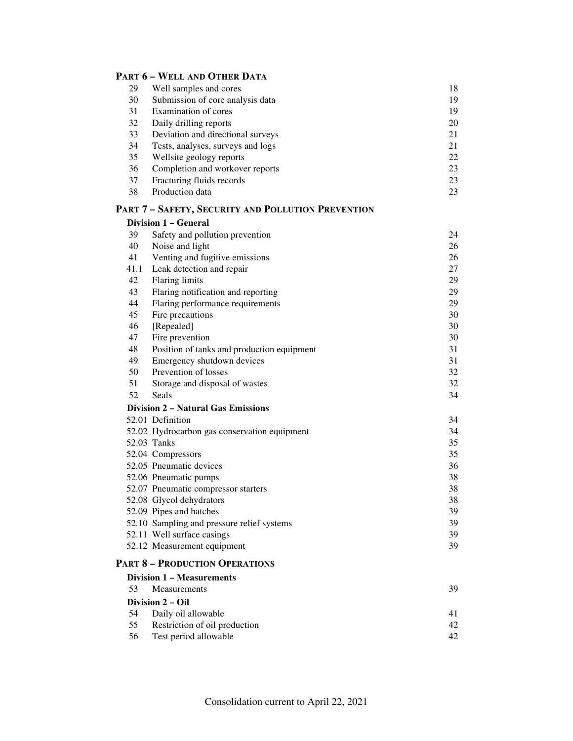## PART 6 – WELL AND OTHER DATA

| | | |
|---|---|---|
| 29 | Well samples and cores | 18 |
| 30 | Submission of core analysis data | 19 |
| 31 | Examination of cores | 19 |
| 32 | Daily drilling reports | 20 |
| 33 | Deviation and directional surveys | 21 |
| 34 | Tests, analyses, surveys and logs | 21 |
| 35 | Wellsite geology reports | 22 |
| 36 | Completion and workover reports | 23 |
| 37 | Fracturing fluids records | 23 |
| 38 | Production data | 23 |

## PART 7 – SAFETY, SECURITY AND POLLUTION PREVENTION

### Division 1 – General

| | | |
|---|---|---|
| 39 | Safety and pollution prevention | 24 |
| 40 | Noise and light | 26 |
| 41 | Venting and fugitive emissions | 26 |
| 41.1 | Leak detection and repair | 27 |
| 42 | Flaring limits | 29 |
| 43 | Flaring notification and reporting | 29 |
| 44 | Flaring performance requirements | 29 |
| 45 | Fire precautions | 30 |
| 46 | [Repealed] | 30 |
| 47 | Fire prevention | 30 |
| 48 | Position of tanks and production equipment | 31 |
| 49 | Emergency shutdown devices | 31 |
| 50 | Prevention of losses | 32 |
| 51 | Storage and disposal of wastes | 32 |
| 52 | Seals | 34 |

### Division 2 – Natural Gas Emissions

| | | |
|---|---|---|
| 52.01 | Definition | 34 |
| 52.02 | Hydrocarbon gas conservation equipment | 34 |
| 52.03 | Tanks | 35 |
| 52.04 | Compressors | 35 |
| 52.05 | Pneumatic devices | 36 |
| 52.06 | Pneumatic pumps | 38 |
| 52.07 | Pneumatic compressor starters | 38 |
| 52.08 | Glycol dehydrators | 38 |
| 52.09 | Pipes and hatches | 39 |
| 52.10 | Sampling and pressure relief systems | 39 |
| 52.11 | Well surface casings | 39 |
| 52.12 | Measurement equipment | 39 |

## PART 8 – PRODUCTION OPERATIONS

### Division 1 – Measurements

| | | |
|---|---|---|
| 53 | Measurements | 39 |

### Division 2 – Oil

| | | |
|---|---|---|
| 54 | Daily oil allowable | 41 |
| 55 | Restriction of oil production | 42 |
| 56 | Test period allowable | 42 |

Consolidation current to April 22, 2021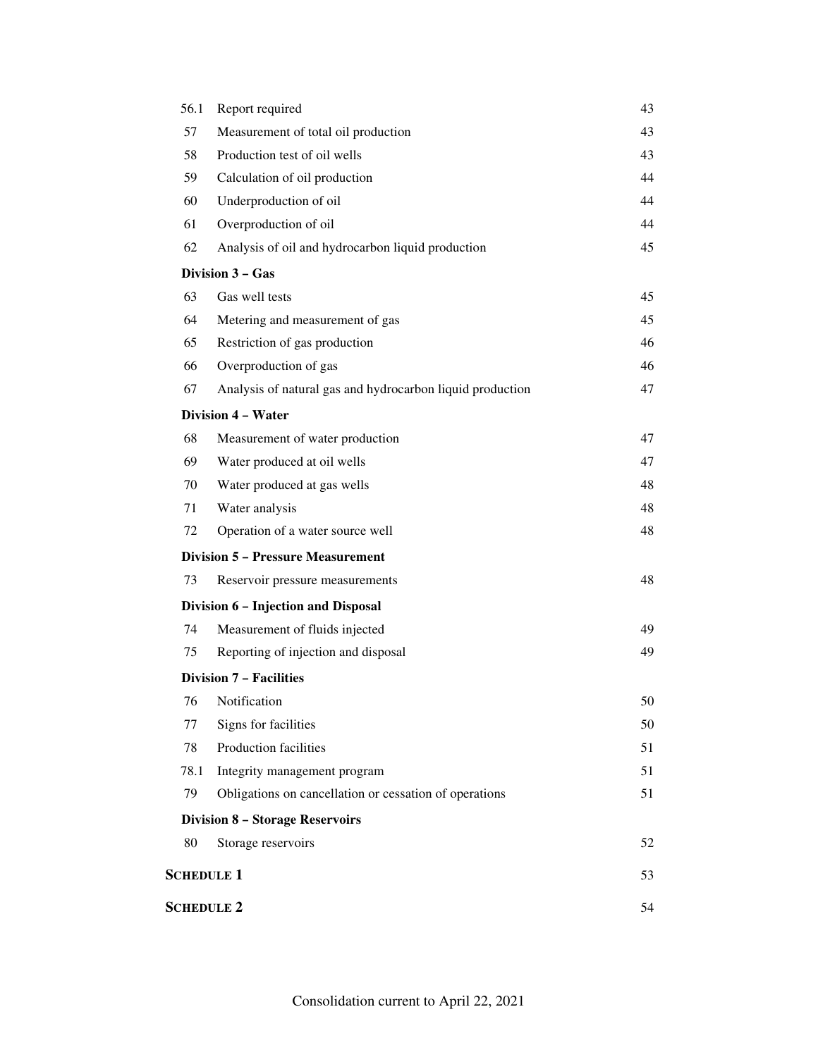| | | |
|---|---|---|
| 56.1 | Report required | 43 |
| 57 | Measurement of total oil production | 43 |
| 58 | Production test of oil wells | 43 |
| 59 | Calculation of oil production | 44 |
| 60 | Underproduction of oil | 44 |
| 61 | Overproduction of oil | 44 |
| 62 | Analysis of oil and hydrocarbon liquid production | 45 |
| | **Division 3 – Gas** | |
| 63 | Gas well tests | 45 |
| 64 | Metering and measurement of gas | 45 |
| 65 | Restriction of gas production | 46 |
| 66 | Overproduction of gas | 46 |
| 67 | Analysis of natural gas and hydrocarbon liquid production | 47 |
| | **Division 4 – Water** | |
| 68 | Measurement of water production | 47 |
| 69 | Water produced at oil wells | 47 |
| 70 | Water produced at gas wells | 48 |
| 71 | Water analysis | 48 |
| 72 | Operation of a water source well | 48 |
| | **Division 5 – Pressure Measurement** | |
| 73 | Reservoir pressure measurements | 48 |
| | **Division 6 – Injection and Disposal** | |
| 74 | Measurement of fluids injected | 49 |
| 75 | Reporting of injection and disposal | 49 |
| | **Division 7 – Facilities** | |
| 76 | Notification | 50 |
| 77 | Signs for facilities | 50 |
| 78 | Production facilities | 51 |
| 78.1 | Integrity management program | 51 |
| 79 | Obligations on cancellation or cessation of operations | 51 |
| | **Division 8 – Storage Reservoirs** | |
| 80 | Storage reservoirs | 52 |

**SCHEDULE 1** 53

**SCHEDULE 2** 54

Consolidation current to April 22, 2021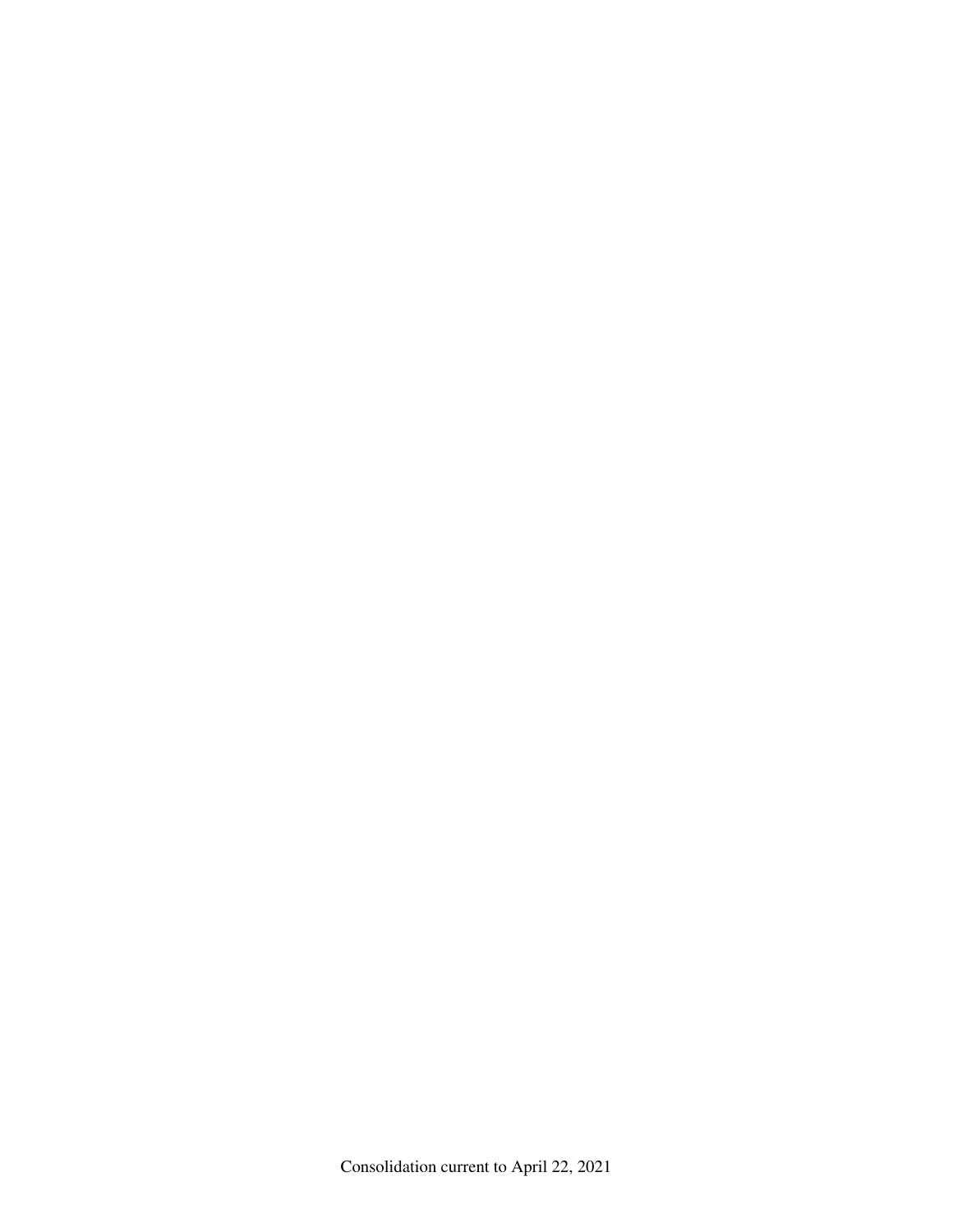Consolidation current to April 22, 2021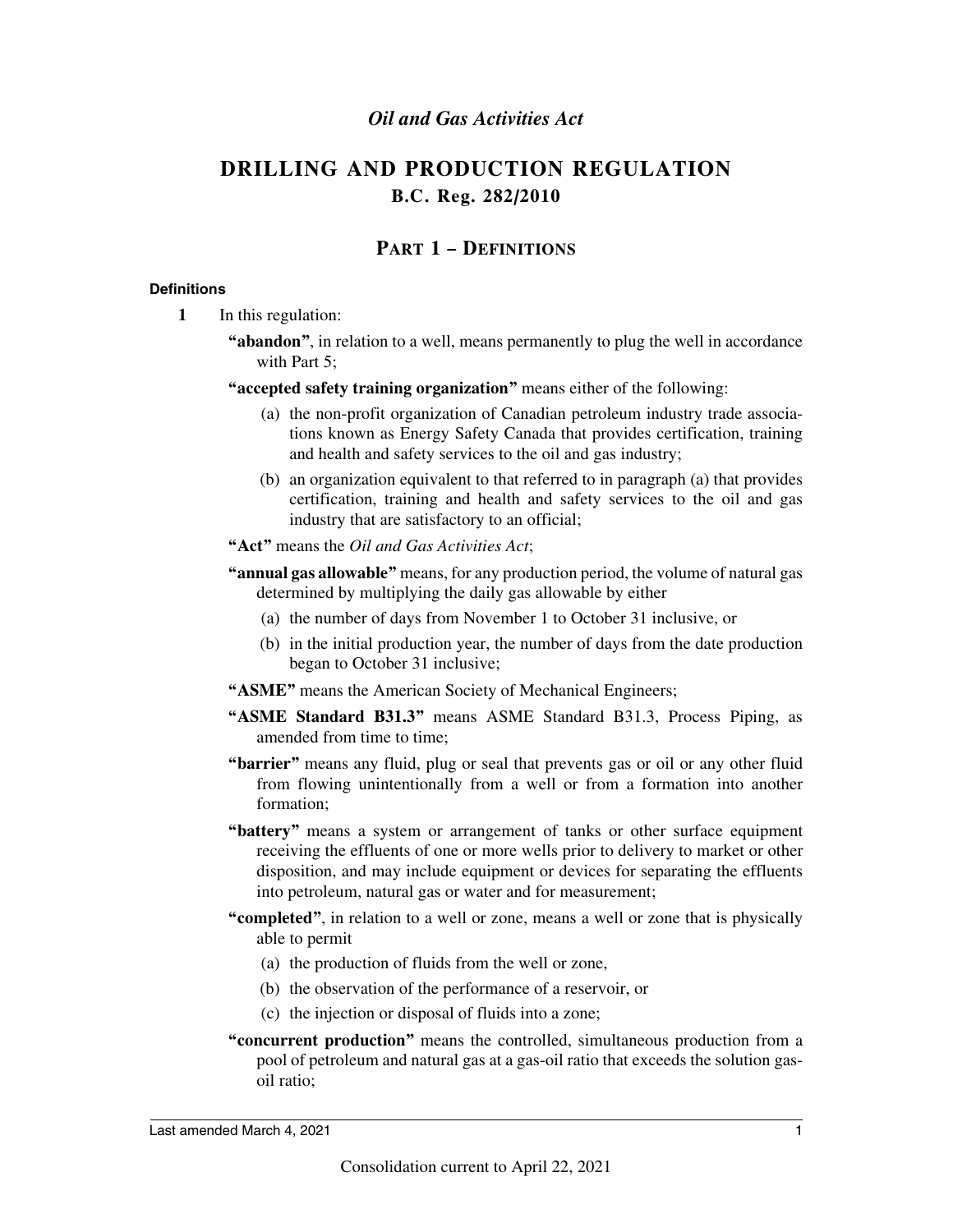*Oil and Gas Activities Act*

# DRILLING AND PRODUCTION REGULATION

## B.C. Reg. 282/2010

## PART 1 – DEFINITIONS

#### Definitions

**1** In this regulation:

**"abandon"**, in relation to a well, means permanently to plug the well in accordance with Part 5;

**"accepted safety training organization"** means either of the following:

(a) the non-profit organization of Canadian petroleum industry trade associations known as Energy Safety Canada that provides certification, training and health and safety services to the oil and gas industry;

(b) an organization equivalent to that referred to in paragraph (a) that provides certification, training and health and safety services to the oil and gas industry that are satisfactory to an official;

**"Act"** means the *Oil and Gas Activities Act*;

**"annual gas allowable"** means, for any production period, the volume of natural gas determined by multiplying the daily gas allowable by either

(a) the number of days from November 1 to October 31 inclusive, or

(b) in the initial production year, the number of days from the date production began to October 31 inclusive;

**"ASME"** means the American Society of Mechanical Engineers;

**"ASME Standard B31.3"** means ASME Standard B31.3, Process Piping, as amended from time to time;

**"barrier"** means any fluid, plug or seal that prevents gas or oil or any other fluid from flowing unintentionally from a well or from a formation into another formation;

**"battery"** means a system or arrangement of tanks or other surface equipment receiving the effluents of one or more wells prior to delivery to market or other disposition, and may include equipment or devices for separating the effluents into petroleum, natural gas or water and for measurement;

**"completed"**, in relation to a well or zone, means a well or zone that is physically able to permit

(a) the production of fluids from the well or zone,

(b) the observation of the performance of a reservoir, or

(c) the injection or disposal of fluids into a zone;

**"concurrent production"** means the controlled, simultaneous production from a pool of petroleum and natural gas at a gas-oil ratio that exceeds the solution gas-oil ratio;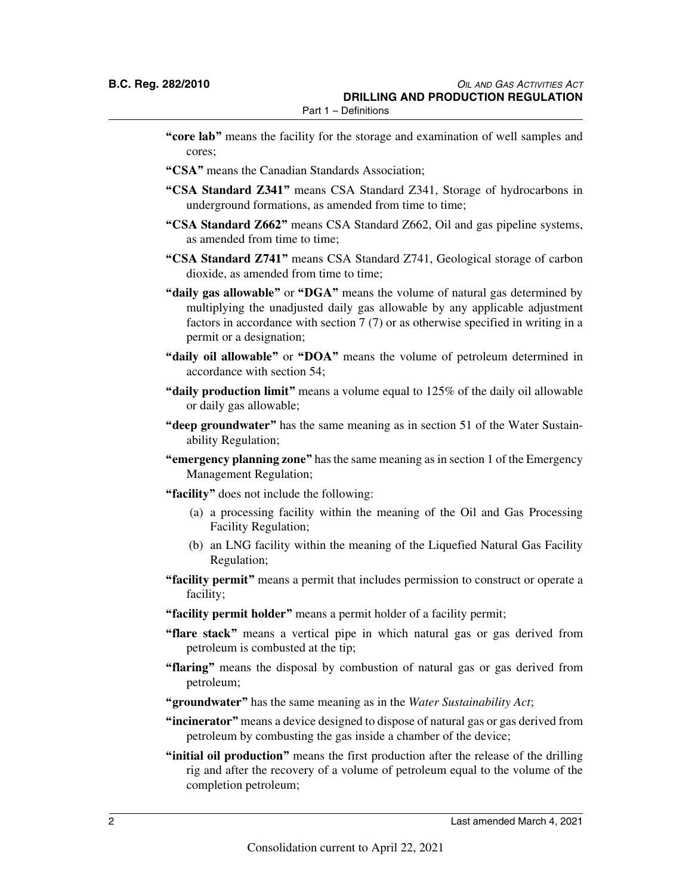**"core lab"** means the facility for the storage and examination of well samples and cores;

**"CSA"** means the Canadian Standards Association;

**"CSA Standard Z341"** means CSA Standard Z341, Storage of hydrocarbons in underground formations, as amended from time to time;

**"CSA Standard Z662"** means CSA Standard Z662, Oil and gas pipeline systems, as amended from time to time;

**"CSA Standard Z741"** means CSA Standard Z741, Geological storage of carbon dioxide, as amended from time to time;

**"daily gas allowable"** or **"DGA"** means the volume of natural gas determined by multiplying the unadjusted daily gas allowable by any applicable adjustment factors in accordance with section 7 (7) or as otherwise specified in writing in a permit or a designation;

**"daily oil allowable"** or **"DOA"** means the volume of petroleum determined in accordance with section 54;

**"daily production limit"** means a volume equal to 125% of the daily oil allowable or daily gas allowable;

**"deep groundwater"** has the same meaning as in section 51 of the Water Sustainability Regulation;

**"emergency planning zone"** has the same meaning as in section 1 of the Emergency Management Regulation;

**"facility"** does not include the following:

(a) a processing facility within the meaning of the Oil and Gas Processing Facility Regulation;

(b) an LNG facility within the meaning of the Liquefied Natural Gas Facility Regulation;

**"facility permit"** means a permit that includes permission to construct or operate a facility;

**"facility permit holder"** means a permit holder of a facility permit;

**"flare stack"** means a vertical pipe in which natural gas or gas derived from petroleum is combusted at the tip;

**"flaring"** means the disposal by combustion of natural gas or gas derived from petroleum;

**"groundwater"** has the same meaning as in the *Water Sustainability Act*;

**"incinerator"** means a device designed to dispose of natural gas or gas derived from petroleum by combusting the gas inside a chamber of the device;

**"initial oil production"** means the first production after the release of the drilling rig and after the recovery of a volume of petroleum equal to the volume of the completion petroleum;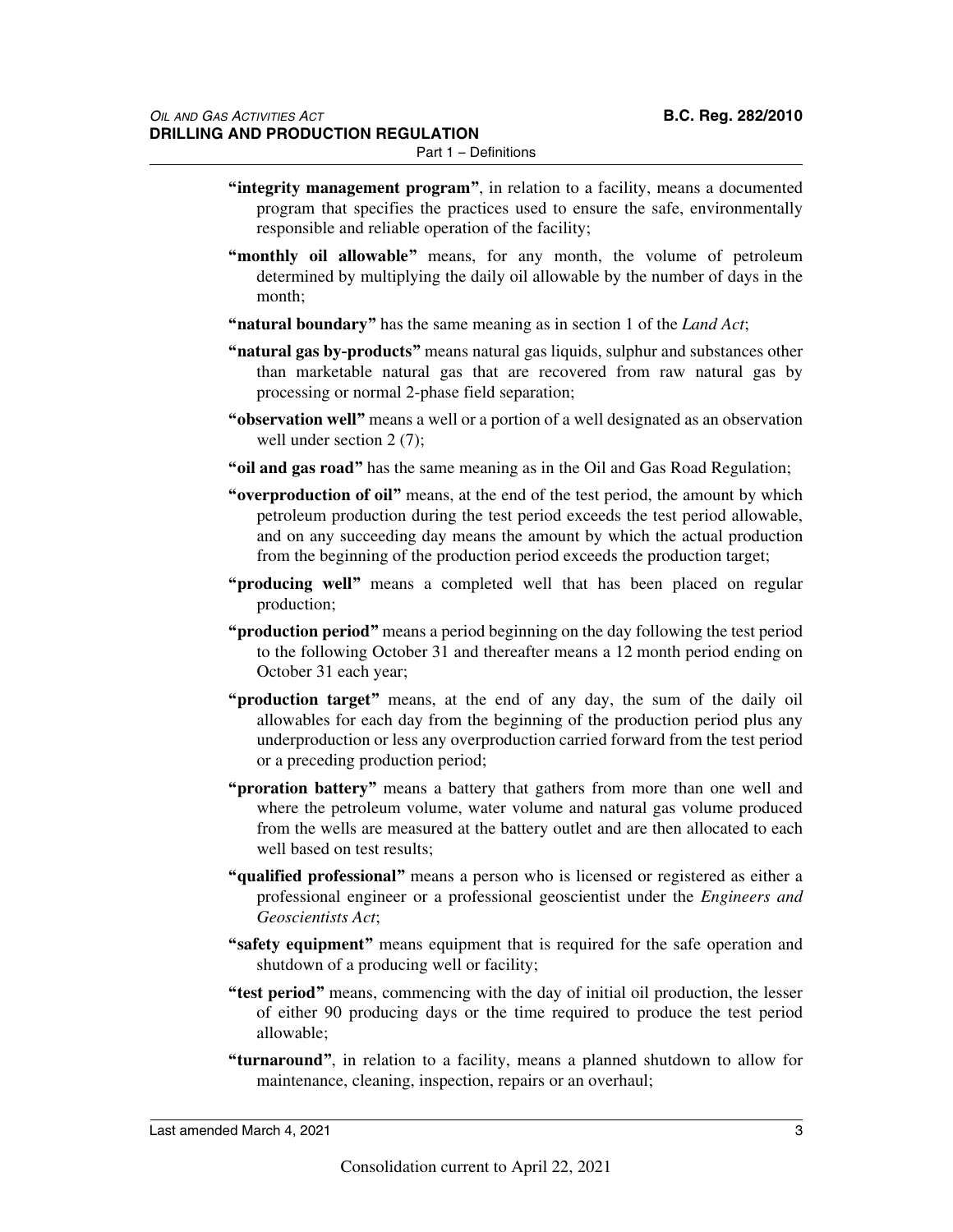**"integrity management program"**, in relation to a facility, means a documented program that specifies the practices used to ensure the safe, environmentally responsible and reliable operation of the facility;

**"monthly oil allowable"** means, for any month, the volume of petroleum determined by multiplying the daily oil allowable by the number of days in the month;

**"natural boundary"** has the same meaning as in section 1 of the *Land Act*;

**"natural gas by-products"** means natural gas liquids, sulphur and substances other than marketable natural gas that are recovered from raw natural gas by processing or normal 2-phase field separation;

**"observation well"** means a well or a portion of a well designated as an observation well under section 2 (7);

**"oil and gas road"** has the same meaning as in the Oil and Gas Road Regulation;

**"overproduction of oil"** means, at the end of the test period, the amount by which petroleum production during the test period exceeds the test period allowable, and on any succeeding day means the amount by which the actual production from the beginning of the production period exceeds the production target;

**"producing well"** means a completed well that has been placed on regular production;

**"production period"** means a period beginning on the day following the test period to the following October 31 and thereafter means a 12 month period ending on October 31 each year;

**"production target"** means, at the end of any day, the sum of the daily oil allowables for each day from the beginning of the production period plus any underproduction or less any overproduction carried forward from the test period or a preceding production period;

**"proration battery"** means a battery that gathers from more than one well and where the petroleum volume, water volume and natural gas volume produced from the wells are measured at the battery outlet and are then allocated to each well based on test results;

**"qualified professional"** means a person who is licensed or registered as either a professional engineer or a professional geoscientist under the *Engineers and Geoscientists Act*;

**"safety equipment"** means equipment that is required for the safe operation and shutdown of a producing well or facility;

**"test period"** means, commencing with the day of initial oil production, the lesser of either 90 producing days or the time required to produce the test period allowable;

**"turnaround"**, in relation to a facility, means a planned shutdown to allow for maintenance, cleaning, inspection, repairs or an overhaul;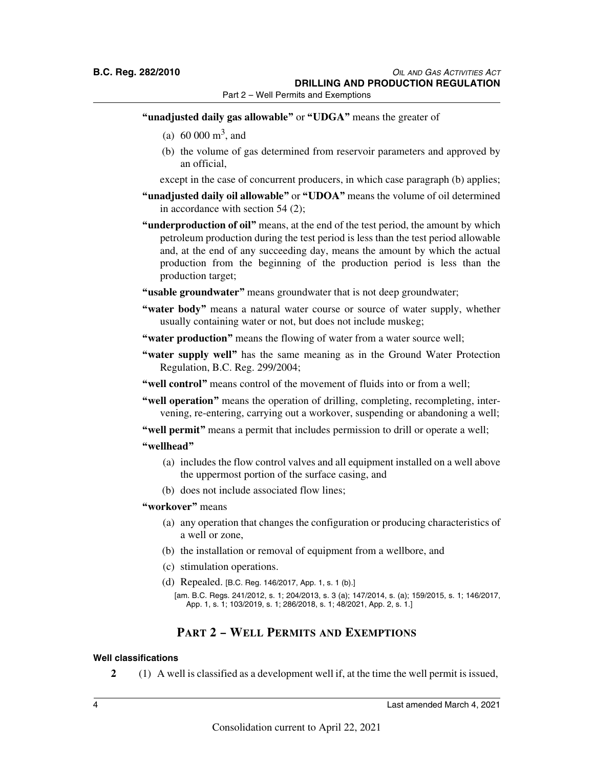**"unadjusted daily gas allowable"** or **"UDGA"** means the greater of

(a) 60 000 $m^3$, and

(b) the volume of gas determined from reservoir parameters and approved by an official,

except in the case of concurrent producers, in which case paragraph (b) applies;

**"unadjusted daily oil allowable"** or **"UDOA"** means the volume of oil determined in accordance with section 54 (2);

**"underproduction of oil"** means, at the end of the test period, the amount by which petroleum production during the test period is less than the test period allowable and, at the end of any succeeding day, means the amount by which the actual production from the beginning of the production period is less than the production target;

**"usable groundwater"** means groundwater that is not deep groundwater;

**"water body"** means a natural water course or source of water supply, whether usually containing water or not, but does not include muskeg;

**"water production"** means the flowing of water from a water source well;

**"water supply well"** has the same meaning as in the Ground Water Protection Regulation, B.C. Reg. 299/2004;

**"well control"** means control of the movement of fluids into or from a well;

**"well operation"** means the operation of drilling, completing, recompleting, intervening, re-entering, carrying out a workover, suspending or abandoning a well;

**"well permit"** means a permit that includes permission to drill or operate a well;

**"wellhead"**

(a) includes the flow control valves and all equipment installed on a well above the uppermost portion of the surface casing, and

(b) does not include associated flow lines;

**"workover"** means

(a) any operation that changes the configuration or producing characteristics of a well or zone,

(b) the installation or removal of equipment from a wellbore, and

(c) stimulation operations.

(d) Repealed. [B.C. Reg. 146/2017, App. 1, s. 1 (b).]

[am. B.C. Regs. 241/2012, s. 1; 204/2013, s. 3 (a); 147/2014, s. (a); 159/2015, s. 1; 146/2017, App. 1, s. 1; 103/2019, s. 1; 286/2018, s. 1; 48/2021, App. 2, s. 1.]

## PART 2 – WELL PERMITS AND EXEMPTIONS

#### Well classifications

**2** (1) A well is classified as a development well if, at the time the well permit is issued,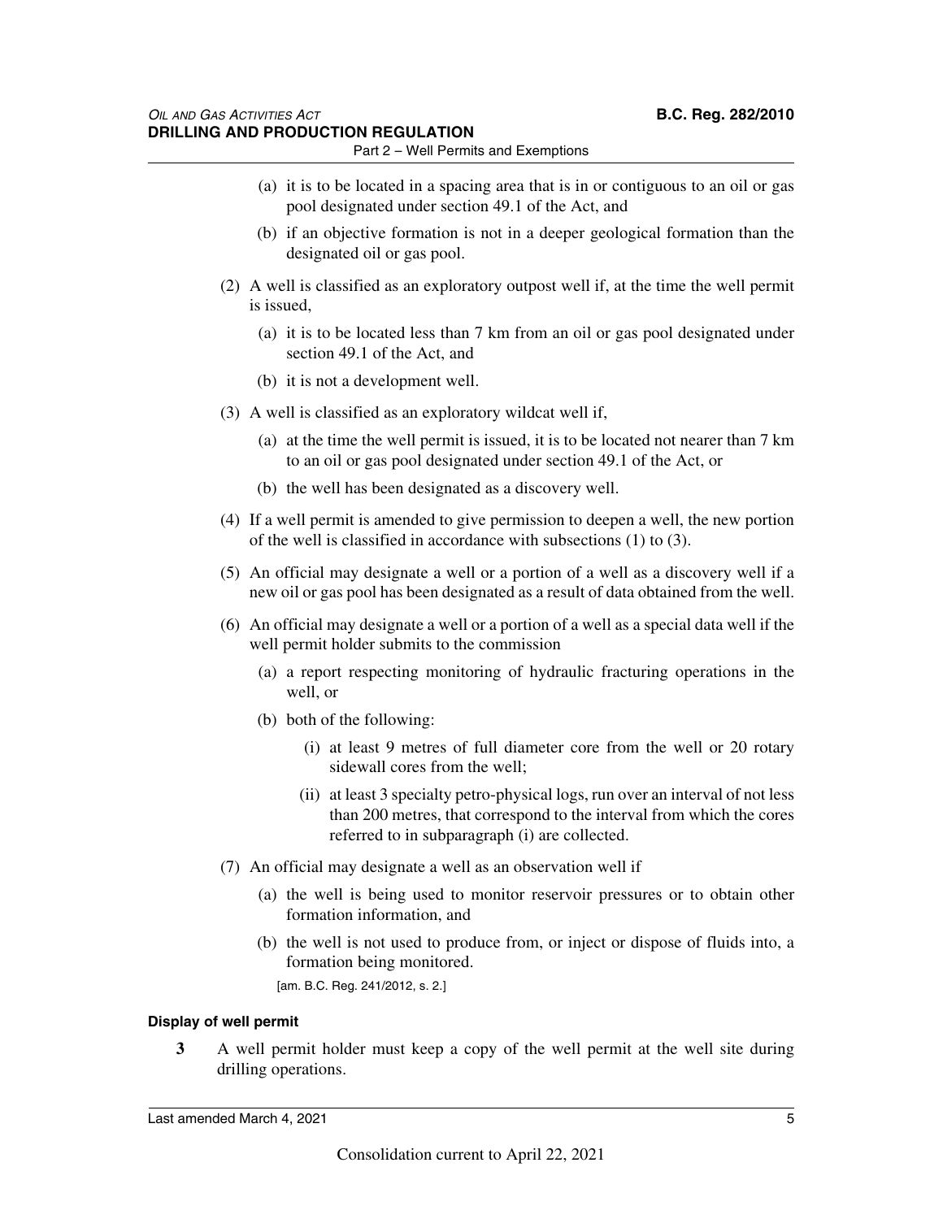(a) it is to be located in a spacing area that is in or contiguous to an oil or gas pool designated under section 49.1 of the Act, and

(b) if an objective formation is not in a deeper geological formation than the designated oil or gas pool.

(2) A well is classified as an exploratory outpost well if, at the time the well permit is issued,

(a) it is to be located less than 7 km from an oil or gas pool designated under section 49.1 of the Act, and

(b) it is not a development well.

(3) A well is classified as an exploratory wildcat well if,

(a) at the time the well permit is issued, it is to be located not nearer than 7 km to an oil or gas pool designated under section 49.1 of the Act, or

(b) the well has been designated as a discovery well.

(4) If a well permit is amended to give permission to deepen a well, the new portion of the well is classified in accordance with subsections (1) to (3).

(5) An official may designate a well or a portion of a well as a discovery well if a new oil or gas pool has been designated as a result of data obtained from the well.

(6) An official may designate a well or a portion of a well as a special data well if the well permit holder submits to the commission

(a) a report respecting monitoring of hydraulic fracturing operations in the well, or

(b) both of the following:

(i) at least 9 metres of full diameter core from the well or 20 rotary sidewall cores from the well;

(ii) at least 3 specialty petro-physical logs, run over an interval of not less than 200 metres, that correspond to the interval from which the cores referred to in subparagraph (i) are collected.

(7) An official may designate a well as an observation well if

(a) the well is being used to monitor reservoir pressures or to obtain other formation information, and

(b) the well is not used to produce from, or inject or dispose of fluids into, a formation being monitored.

[am. B.C. Reg. 241/2012, s. 2.]

**Display of well permit**

**3** A well permit holder must keep a copy of the well permit at the well site during drilling operations.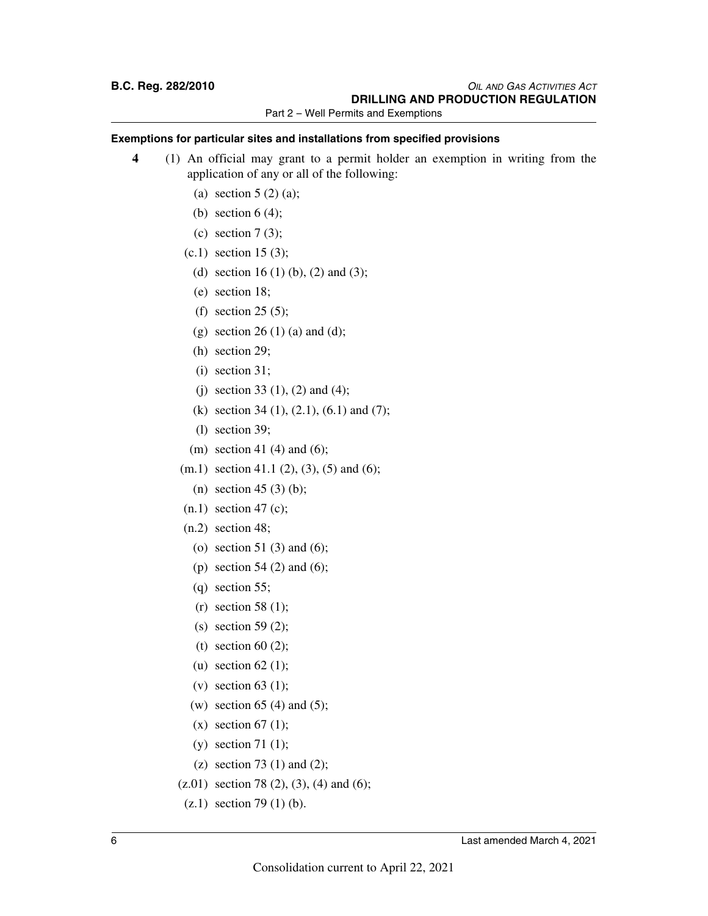### Exemptions for particular sites and installations from specified provisions

**4** (1) An official may grant to a permit holder an exemption in writing from the application of any or all of the following:

- (a) section 5 (2) (a);
- (b) section 6 (4);
- (c) section 7 (3);
- (c.1) section 15 (3);
- (d) section 16 (1) (b), (2) and (3);
- (e) section 18;
- (f) section 25 (5);
- (g) section 26 (1) (a) and (d);
- (h) section 29;
- (i) section 31;
- (j) section 33 (1), (2) and (4);
- (k) section 34 (1), (2.1), (6.1) and (7);
- (l) section 39;
- (m) section 41 (4) and (6);
- (m.1) section 41.1 (2), (3), (5) and (6);
- (n) section 45 (3) (b);
- (n.1) section 47 (c);
- (n.2) section 48;
- (o) section 51 (3) and (6);
- (p) section 54 (2) and (6);
- (q) section 55;
- (r) section 58 (1);
- (s) section 59 (2);
- (t) section 60 (2);
- (u) section 62 (1);
- (v) section 63 (1);
- (w) section 65 (4) and (5);
- (x) section 67 (1);
- (y) section 71 (1);
- (z) section 73 (1) and (2);
- (z.01) section 78 (2), (3), (4) and (6);
- (z.1) section 79 (1) (b).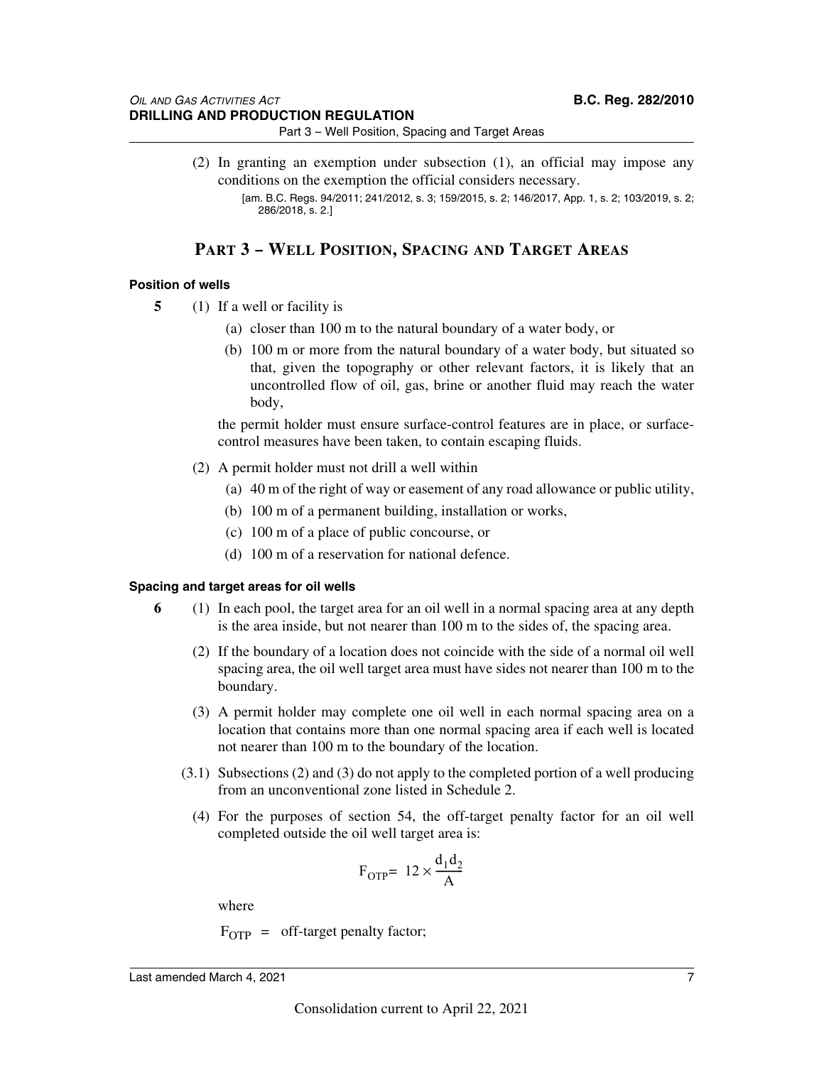(2) In granting an exemption under subsection (1), an official may impose any conditions on the exemption the official considers necessary.

[am. B.C. Regs. 94/2011; 241/2012, s. 3; 159/2015, s. 2; 146/2017, App. 1, s. 2; 103/2019, s. 2; 286/2018, s. 2.]

## PART 3 – WELL POSITION, SPACING AND TARGET AREAS

#### Position of wells

**5** (1) If a well or facility is

(a) closer than 100 m to the natural boundary of a water body, or

(b) 100 m or more from the natural boundary of a water body, but situated so that, given the topography or other relevant factors, it is likely that an uncontrolled flow of oil, gas, brine or another fluid may reach the water body,

the permit holder must ensure surface-control features are in place, or surface-control measures have been taken, to contain escaping fluids.

(2) A permit holder must not drill a well within

(a) 40 m of the right of way or easement of any road allowance or public utility,

(b) 100 m of a permanent building, installation or works,

(c) 100 m of a place of public concourse, or

(d) 100 m of a reservation for national defence.

#### Spacing and target areas for oil wells

**6** (1) In each pool, the target area for an oil well in a normal spacing area at any depth is the area inside, but not nearer than 100 m to the sides of, the spacing area.

(2) If the boundary of a location does not coincide with the side of a normal oil well spacing area, the oil well target area must have sides not nearer than 100 m to the boundary.

(3) A permit holder may complete one oil well in each normal spacing area on a location that contains more than one normal spacing area if each well is located not nearer than 100 m to the boundary of the location.

(3.1) Subsections (2) and (3) do not apply to the completed portion of a well producing from an unconventional zone listed in Schedule 2.

(4) For the purposes of section 54, the off-target penalty factor for an oil well completed outside the oil well target area is:

$$F_{OTP} = 12 \times \frac{d_1 d_2}{A}$$

where

$F_{OTP}$ = off-target penalty factor;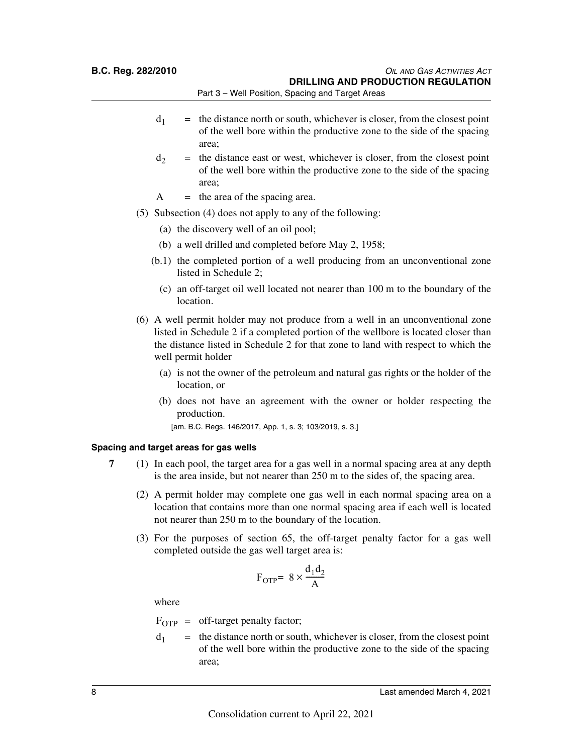$d_1$ = the distance north or south, whichever is closer, from the closest point of the well bore within the productive zone to the side of the spacing area;

$d_2$ = the distance east or west, whichever is closer, from the closest point of the well bore within the productive zone to the side of the spacing area;

$A$ = the area of the spacing area.

(5) Subsection (4) does not apply to any of the following:

(a) the discovery well of an oil pool;

(b) a well drilled and completed before May 2, 1958;

(b.1) the completed portion of a well producing from an unconventional zone listed in Schedule 2;

(c) an off-target oil well located not nearer than 100 m to the boundary of the location.

(6) A well permit holder may not produce from a well in an unconventional zone listed in Schedule 2 if a completed portion of the wellbore is located closer than the distance listed in Schedule 2 for that zone to land with respect to which the well permit holder

(a) is not the owner of the petroleum and natural gas rights or the holder of the location, or

(b) does not have an agreement with the owner or holder respecting the production.

[am. B.C. Regs. 146/2017, App. 1, s. 3; 103/2019, s. 3.]

#### Spacing and target areas for gas wells

**7** (1) In each pool, the target area for a gas well in a normal spacing area at any depth is the area inside, but not nearer than 250 m to the sides of, the spacing area.

(2) A permit holder may complete one gas well in each normal spacing area on a location that contains more than one normal spacing area if each well is located not nearer than 250 m to the boundary of the location.

(3) For the purposes of section 65, the off-target penalty factor for a gas well completed outside the gas well target area is:

$$F_{OTP} = 8 \times \frac{d_1 d_2}{A}$$

where

$F_{OTP}$ = off-target penalty factor;

$d_1$ = the distance north or south, whichever is closer, from the closest point of the well bore within the productive zone to the side of the spacing area;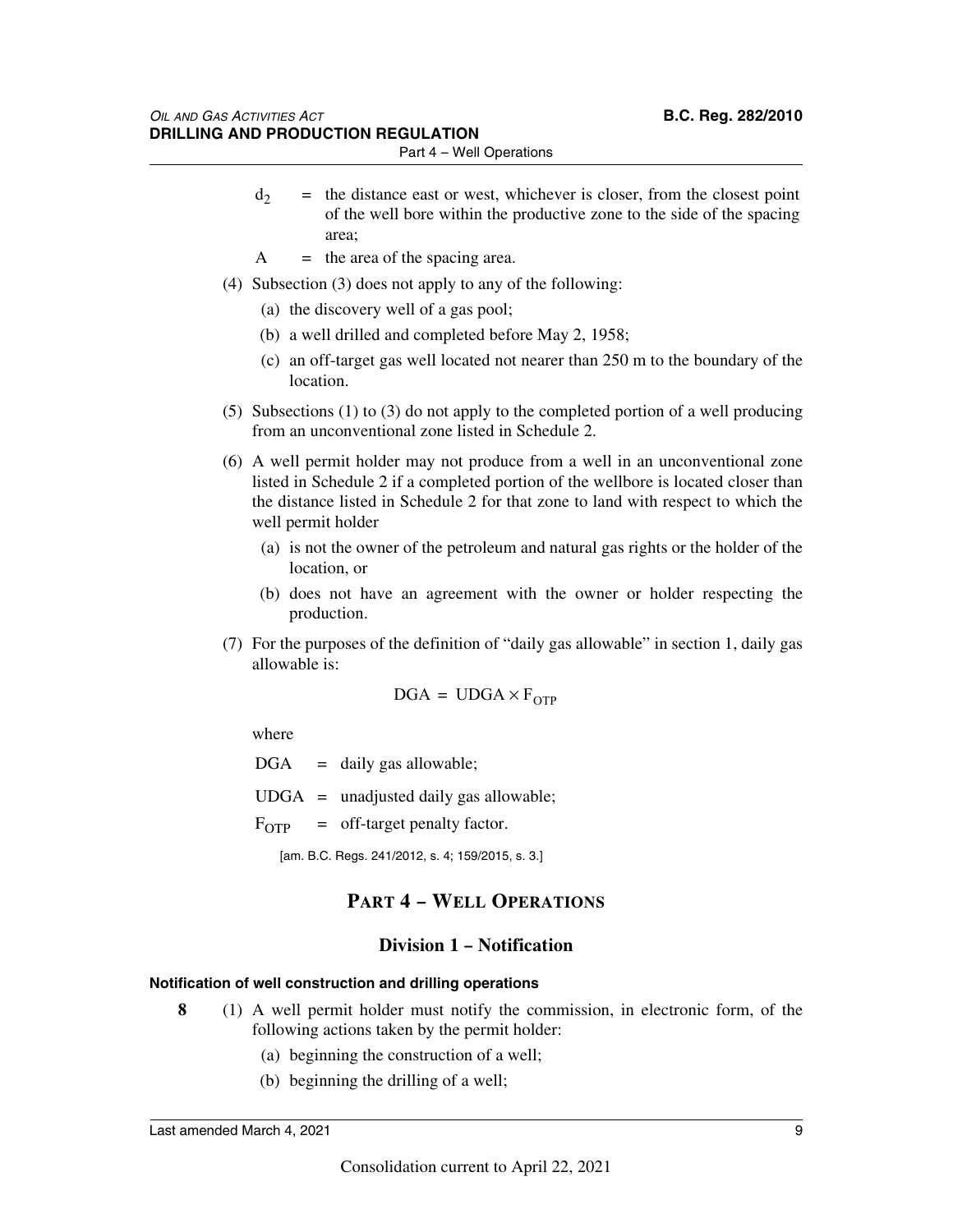$d_2$ = the distance east or west, whichever is closer, from the closest point of the well bore within the productive zone to the side of the spacing area;

A = the area of the spacing area.

(4) Subsection (3) does not apply to any of the following:

(a) the discovery well of a gas pool;

(b) a well drilled and completed before May 2, 1958;

(c) an off-target gas well located not nearer than 250 m to the boundary of the location.

(5) Subsections (1) to (3) do not apply to the completed portion of a well producing from an unconventional zone listed in Schedule 2.

(6) A well permit holder may not produce from a well in an unconventional zone listed in Schedule 2 if a completed portion of the wellbore is located closer than the distance listed in Schedule 2 for that zone to land with respect to which the well permit holder

(a) is not the owner of the petroleum and natural gas rights or the holder of the location, or

(b) does not have an agreement with the owner or holder respecting the production.

(7) For the purposes of the definition of "daily gas allowable" in section 1, daily gas allowable is:

$$DGA = UDGA \times F_{OTP}$$

where

DGA = daily gas allowable;

UDGA = unadjusted daily gas allowable;

$F_{OTP}$ = off-target penalty factor.

[am. B.C. Regs. 241/2012, s. 4; 159/2015, s. 3.]

## Part 4 – Well Operations

### Division 1 – Notification

#### Notification of well construction and drilling operations

**8** (1) A well permit holder must notify the commission, in electronic form, of the following actions taken by the permit holder:

(a) beginning the construction of a well;

(b) beginning the drilling of a well;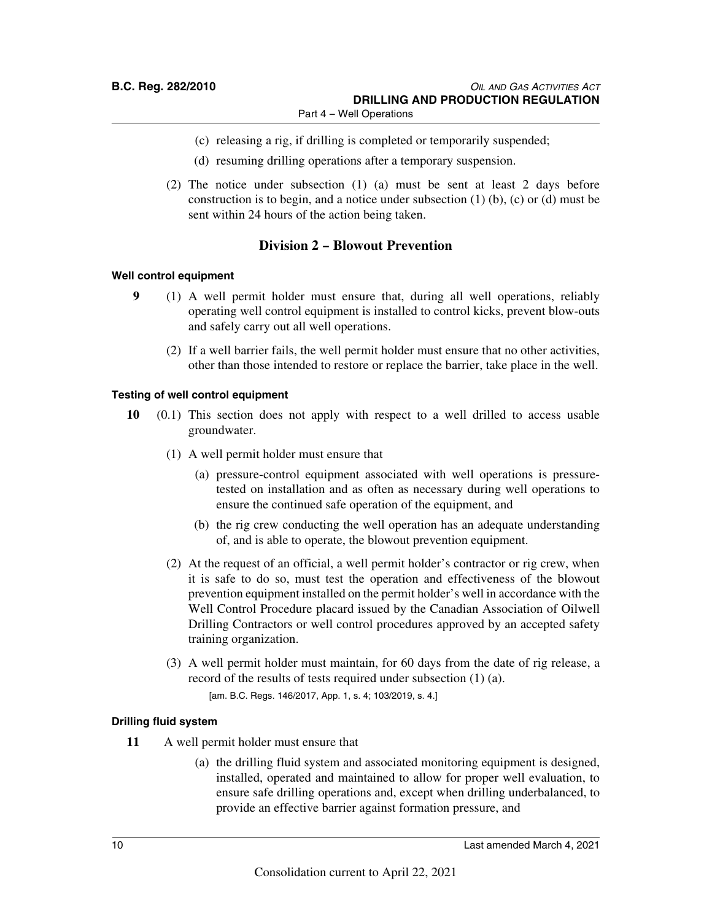(c) releasing a rig, if drilling is completed or temporarily suspended;

(d) resuming drilling operations after a temporary suspension.

(2) The notice under subsection (1) (a) must be sent at least 2 days before construction is to begin, and a notice under subsection (1) (b), (c) or (d) must be sent within 24 hours of the action being taken.

## Division 2 – Blowout Prevention

#### Well control equipment

**9** (1) A well permit holder must ensure that, during all well operations, reliably operating well control equipment is installed to control kicks, prevent blow-outs and safely carry out all well operations.

(2) If a well barrier fails, the well permit holder must ensure that no other activities, other than those intended to restore or replace the barrier, take place in the well.

#### Testing of well control equipment

**10** (0.1) This section does not apply with respect to a well drilled to access usable groundwater.

(1) A well permit holder must ensure that

(a) pressure-control equipment associated with well operations is pressure-tested on installation and as often as necessary during well operations to ensure the continued safe operation of the equipment, and

(b) the rig crew conducting the well operation has an adequate understanding of, and is able to operate, the blowout prevention equipment.

(2) At the request of an official, a well permit holder's contractor or rig crew, when it is safe to do so, must test the operation and effectiveness of the blowout prevention equipment installed on the permit holder's well in accordance with the Well Control Procedure placard issued by the Canadian Association of Oilwell Drilling Contractors or well control procedures approved by an accepted safety training organization.

(3) A well permit holder must maintain, for 60 days from the date of rig release, a record of the results of tests required under subsection (1) (a).

[am. B.C. Regs. 146/2017, App. 1, s. 4; 103/2019, s. 4.]

#### Drilling fluid system

**11** A well permit holder must ensure that

(a) the drilling fluid system and associated monitoring equipment is designed, installed, operated and maintained to allow for proper well evaluation, to ensure safe drilling operations and, except when drilling underbalanced, to provide an effective barrier against formation pressure, and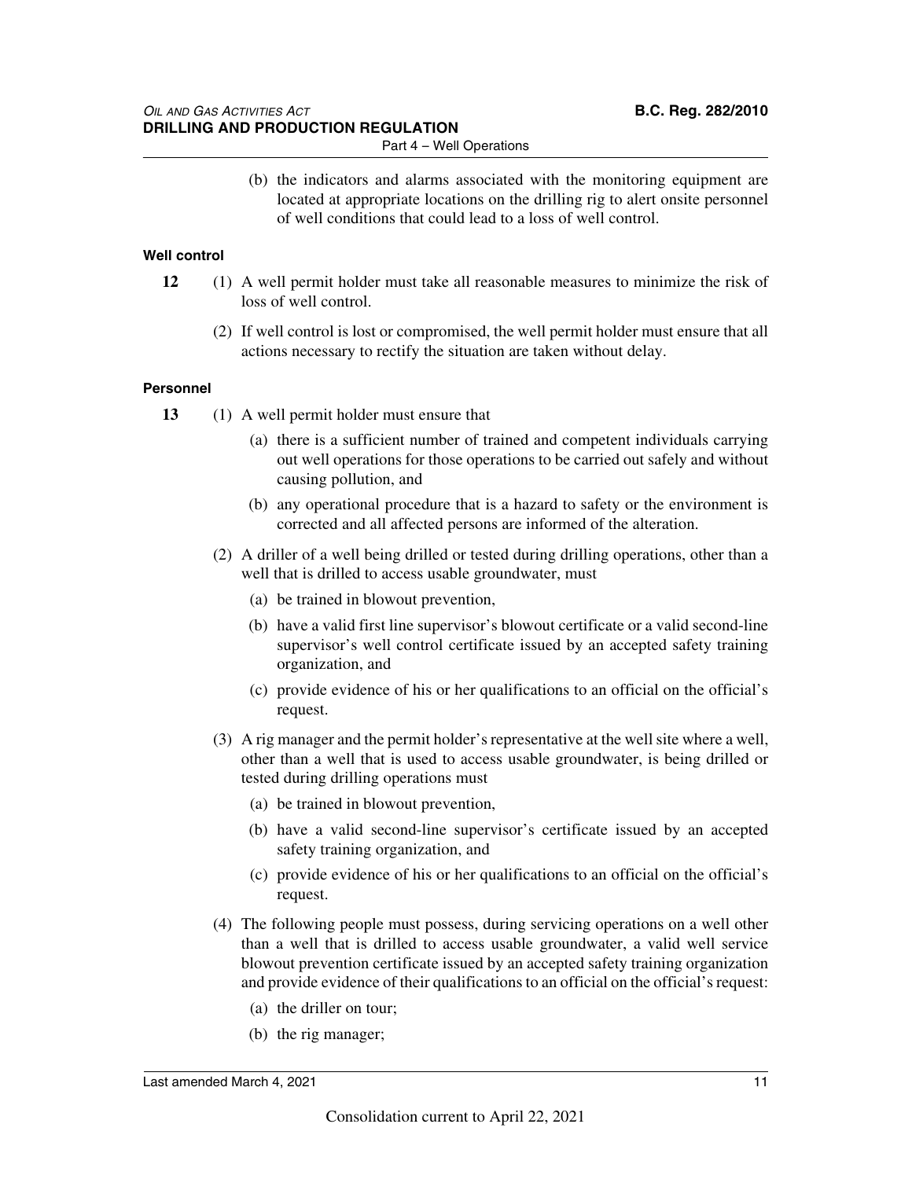(b) the indicators and alarms associated with the monitoring equipment are located at appropriate locations on the drilling rig to alert onsite personnel of well conditions that could lead to a loss of well control.

**Well control**

**12** (1) A well permit holder must take all reasonable measures to minimize the risk of loss of well control.

(2) If well control is lost or compromised, the well permit holder must ensure that all actions necessary to rectify the situation are taken without delay.

**Personnel**

**13** (1) A well permit holder must ensure that

(a) there is a sufficient number of trained and competent individuals carrying out well operations for those operations to be carried out safely and without causing pollution, and

(b) any operational procedure that is a hazard to safety or the environment is corrected and all affected persons are informed of the alteration.

(2) A driller of a well being drilled or tested during drilling operations, other than a well that is drilled to access usable groundwater, must

(a) be trained in blowout prevention,

(b) have a valid first line supervisor's blowout certificate or a valid second-line supervisor's well control certificate issued by an accepted safety training organization, and

(c) provide evidence of his or her qualifications to an official on the official's request.

(3) A rig manager and the permit holder's representative at the well site where a well, other than a well that is used to access usable groundwater, is being drilled or tested during drilling operations must

(a) be trained in blowout prevention,

(b) have a valid second-line supervisor's certificate issued by an accepted safety training organization, and

(c) provide evidence of his or her qualifications to an official on the official's request.

(4) The following people must possess, during servicing operations on a well other than a well that is drilled to access usable groundwater, a valid well service blowout prevention certificate issued by an accepted safety training organization and provide evidence of their qualifications to an official on the official's request:

(a) the driller on tour;

(b) the rig manager;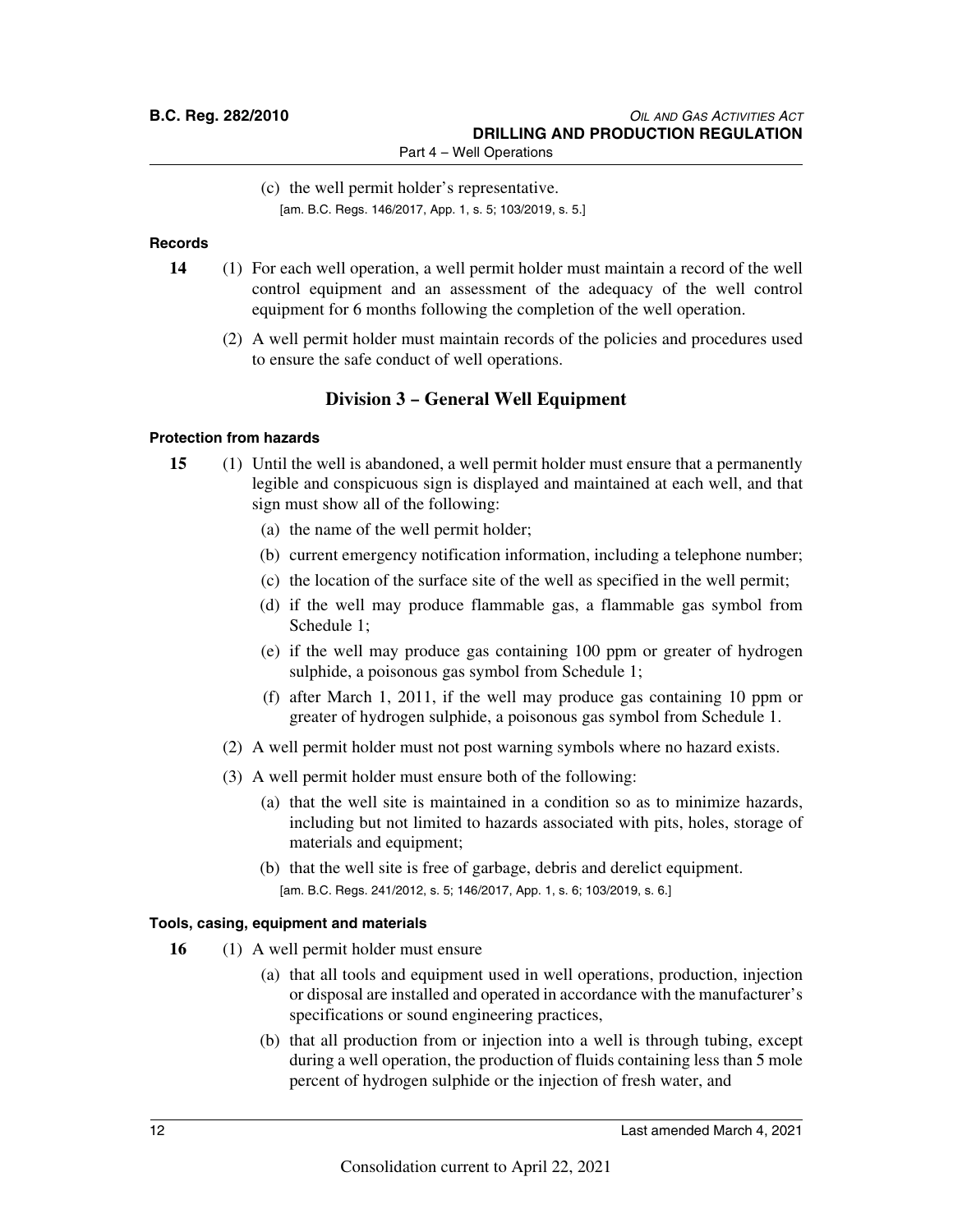(c) the well permit holder's representative.

[am. B.C. Regs. 146/2017, App. 1, s. 5; 103/2019, s. 5.]

**Records**

**14** (1) For each well operation, a well permit holder must maintain a record of the well control equipment and an assessment of the adequacy of the well control equipment for 6 months following the completion of the well operation.

(2) A well permit holder must maintain records of the policies and procedures used to ensure the safe conduct of well operations.

## Division 3 – General Well Equipment

**Protection from hazards**

**15** (1) Until the well is abandoned, a well permit holder must ensure that a permanently legible and conspicuous sign is displayed and maintained at each well, and that sign must show all of the following:

(a) the name of the well permit holder;

(b) current emergency notification information, including a telephone number;

(c) the location of the surface site of the well as specified in the well permit;

(d) if the well may produce flammable gas, a flammable gas symbol from Schedule 1;

(e) if the well may produce gas containing 100 ppm or greater of hydrogen sulphide, a poisonous gas symbol from Schedule 1;

(f) after March 1, 2011, if the well may produce gas containing 10 ppm or greater of hydrogen sulphide, a poisonous gas symbol from Schedule 1.

(2) A well permit holder must not post warning symbols where no hazard exists.

(3) A well permit holder must ensure both of the following:

(a) that the well site is maintained in a condition so as to minimize hazards, including but not limited to hazards associated with pits, holes, storage of materials and equipment;

(b) that the well site is free of garbage, debris and derelict equipment.

[am. B.C. Regs. 241/2012, s. 5; 146/2017, App. 1, s. 6; 103/2019, s. 6.]

**Tools, casing, equipment and materials**

**16** (1) A well permit holder must ensure

(a) that all tools and equipment used in well operations, production, injection or disposal are installed and operated in accordance with the manufacturer's specifications or sound engineering practices,

(b) that all production from or injection into a well is through tubing, except during a well operation, the production of fluids containing less than 5 mole percent of hydrogen sulphide or the injection of fresh water, and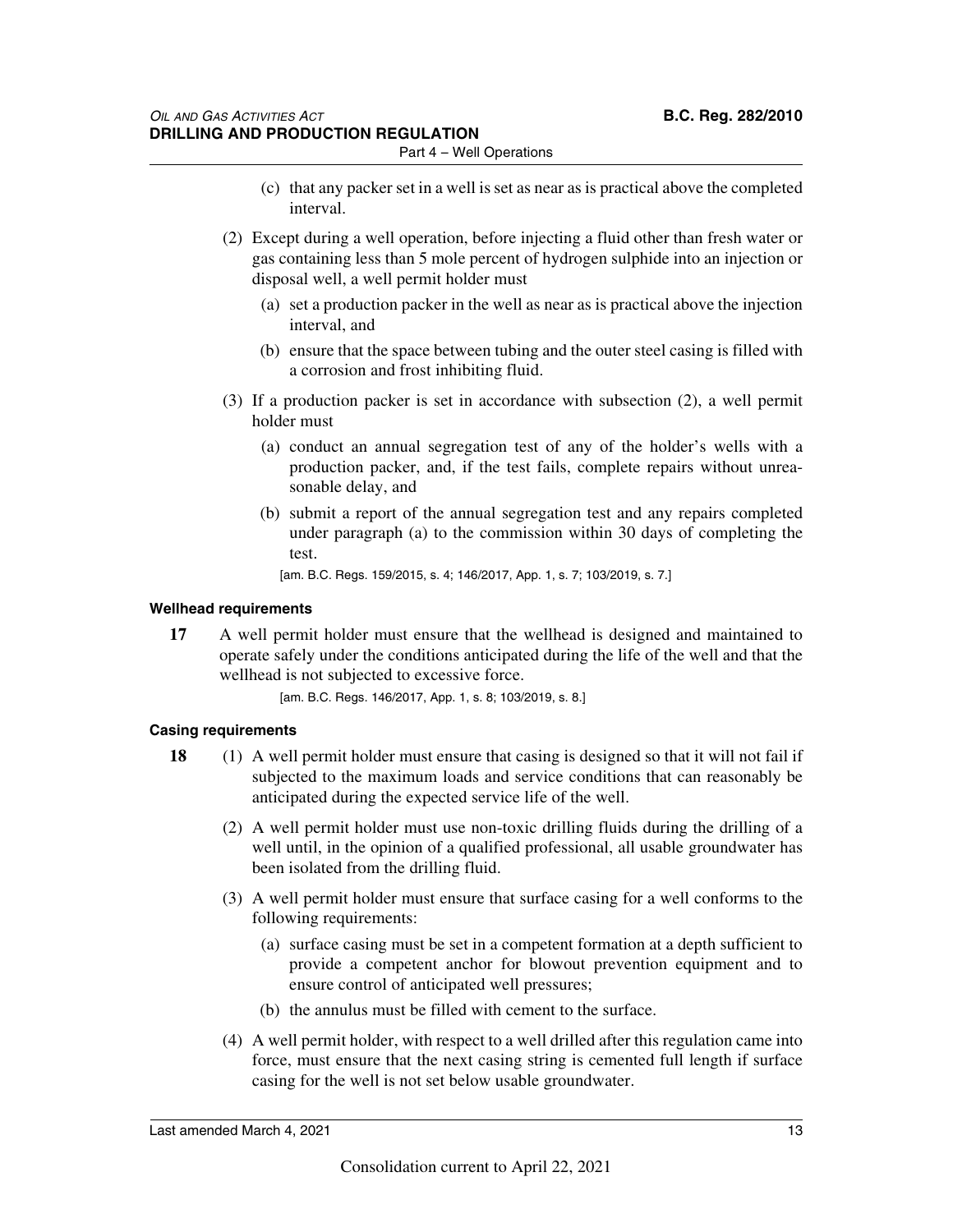(c) that any packer set in a well is set as near as is practical above the completed interval.

(2) Except during a well operation, before injecting a fluid other than fresh water or gas containing less than 5 mole percent of hydrogen sulphide into an injection or disposal well, a well permit holder must

(a) set a production packer in the well as near as is practical above the injection interval, and

(b) ensure that the space between tubing and the outer steel casing is filled with a corrosion and frost inhibiting fluid.

(3) If a production packer is set in accordance with subsection (2), a well permit holder must

(a) conduct an annual segregation test of any of the holder's wells with a production packer, and, if the test fails, complete repairs without unreasonable delay, and

(b) submit a report of the annual segregation test and any repairs completed under paragraph (a) to the commission within 30 days of completing the test.

[am. B.C. Regs. 159/2015, s. 4; 146/2017, App. 1, s. 7; 103/2019, s. 7.]

#### Wellhead requirements

**17** A well permit holder must ensure that the wellhead is designed and maintained to operate safely under the conditions anticipated during the life of the well and that the wellhead is not subjected to excessive force.

[am. B.C. Regs. 146/2017, App. 1, s. 8; 103/2019, s. 8.]

#### Casing requirements

**18** (1) A well permit holder must ensure that casing is designed so that it will not fail if subjected to the maximum loads and service conditions that can reasonably be anticipated during the expected service life of the well.

(2) A well permit holder must use non-toxic drilling fluids during the drilling of a well until, in the opinion of a qualified professional, all usable groundwater has been isolated from the drilling fluid.

(3) A well permit holder must ensure that surface casing for a well conforms to the following requirements:

(a) surface casing must be set in a competent formation at a depth sufficient to provide a competent anchor for blowout prevention equipment and to ensure control of anticipated well pressures;

(b) the annulus must be filled with cement to the surface.

(4) A well permit holder, with respect to a well drilled after this regulation came into force, must ensure that the next casing string is cemented full length if surface casing for the well is not set below usable groundwater.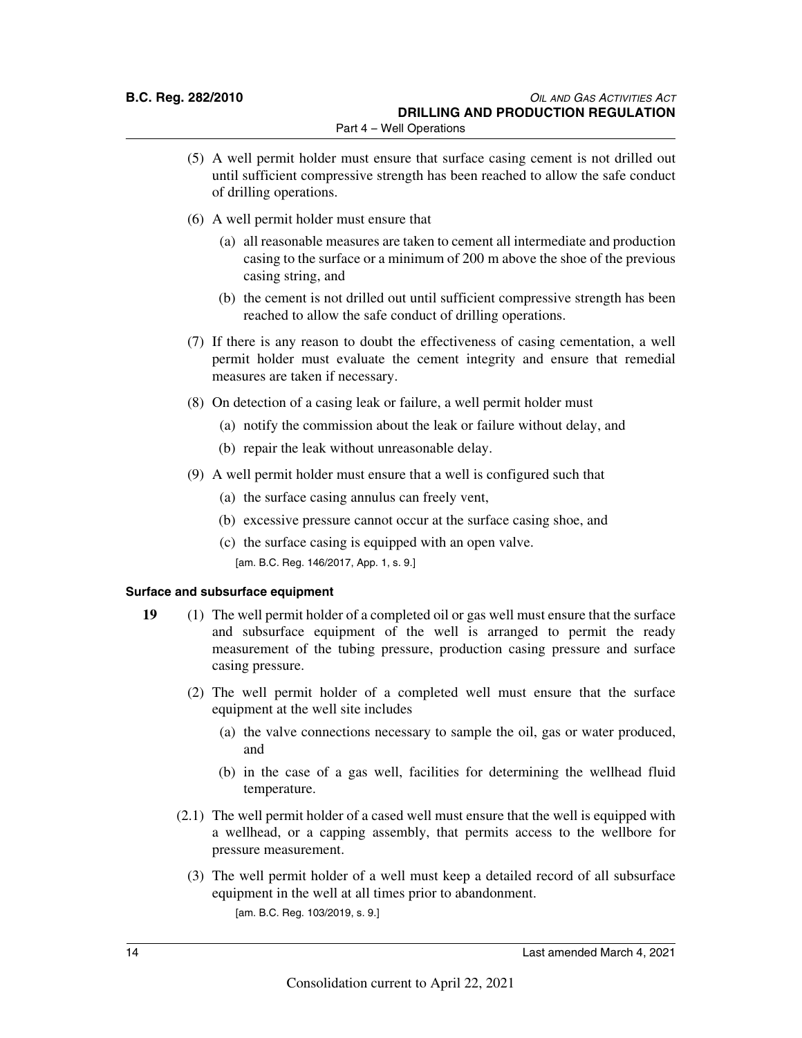(5) A well permit holder must ensure that surface casing cement is not drilled out until sufficient compressive strength has been reached to allow the safe conduct of drilling operations.

(6) A well permit holder must ensure that

(a) all reasonable measures are taken to cement all intermediate and production casing to the surface or a minimum of 200 m above the shoe of the previous casing string, and

(b) the cement is not drilled out until sufficient compressive strength has been reached to allow the safe conduct of drilling operations.

(7) If there is any reason to doubt the effectiveness of casing cementation, a well permit holder must evaluate the cement integrity and ensure that remedial measures are taken if necessary.

(8) On detection of a casing leak or failure, a well permit holder must

(a) notify the commission about the leak or failure without delay, and

(b) repair the leak without unreasonable delay.

(9) A well permit holder must ensure that a well is configured such that

(a) the surface casing annulus can freely vent,

(b) excessive pressure cannot occur at the surface casing shoe, and

(c) the surface casing is equipped with an open valve.

[am. B.C. Reg. 146/2017, App. 1, s. 9.]

**Surface and subsurface equipment**

**19** (1) The well permit holder of a completed oil or gas well must ensure that the surface and subsurface equipment of the well is arranged to permit the ready measurement of the tubing pressure, production casing pressure and surface casing pressure.

(2) The well permit holder of a completed well must ensure that the surface equipment at the well site includes

(a) the valve connections necessary to sample the oil, gas or water produced, and

(b) in the case of a gas well, facilities for determining the wellhead fluid temperature.

(2.1) The well permit holder of a cased well must ensure that the well is equipped with a wellhead, or a capping assembly, that permits access to the wellbore for pressure measurement.

(3) The well permit holder of a well must keep a detailed record of all subsurface equipment in the well at all times prior to abandonment.

[am. B.C. Reg. 103/2019, s. 9.]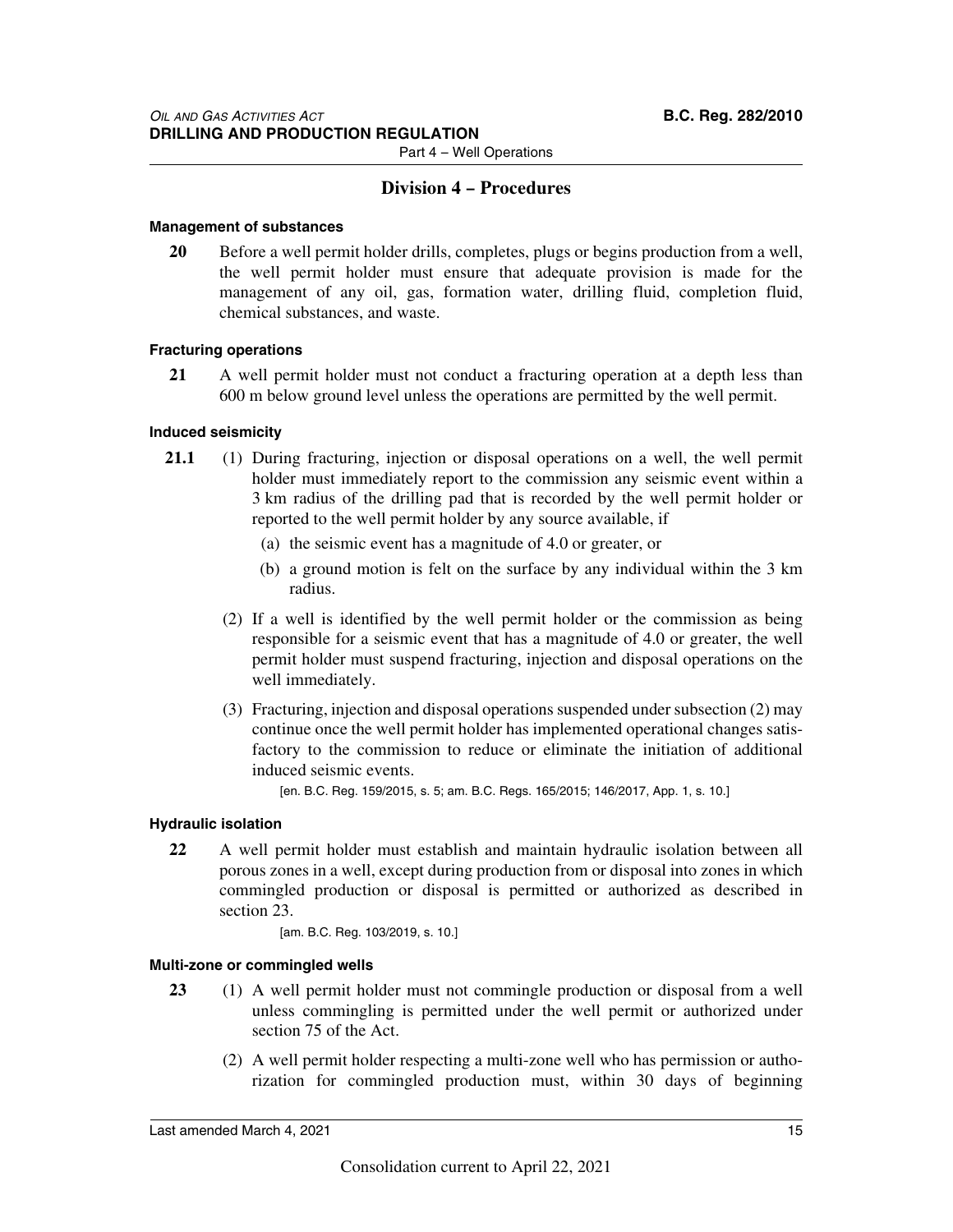## Division 4 – Procedures

**Management of substances**

**20** Before a well permit holder drills, completes, plugs or begins production from a well, the well permit holder must ensure that adequate provision is made for the management of any oil, gas, formation water, drilling fluid, completion fluid, chemical substances, and waste.

**Fracturing operations**

**21** A well permit holder must not conduct a fracturing operation at a depth less than 600 m below ground level unless the operations are permitted by the well permit.

**Induced seismicity**

**21.1** (1) During fracturing, injection or disposal operations on a well, the well permit holder must immediately report to the commission any seismic event within a 3 km radius of the drilling pad that is recorded by the well permit holder or reported to the well permit holder by any source available, if

(a) the seismic event has a magnitude of 4.0 or greater, or

(b) a ground motion is felt on the surface by any individual within the 3 km radius.

(2) If a well is identified by the well permit holder or the commission as being responsible for a seismic event that has a magnitude of 4.0 or greater, the well permit holder must suspend fracturing, injection and disposal operations on the well immediately.

(3) Fracturing, injection and disposal operations suspended under subsection (2) may continue once the well permit holder has implemented operational changes satisfactory to the commission to reduce or eliminate the initiation of additional induced seismic events.

[en. B.C. Reg. 159/2015, s. 5; am. B.C. Regs. 165/2015; 146/2017, App. 1, s. 10.]

**Hydraulic isolation**

**22** A well permit holder must establish and maintain hydraulic isolation between all porous zones in a well, except during production from or disposal into zones in which commingled production or disposal is permitted or authorized as described in section 23.

[am. B.C. Reg. 103/2019, s. 10.]

**Multi-zone or commingled wells**

**23** (1) A well permit holder must not commingle production or disposal from a well unless commingling is permitted under the well permit or authorized under section 75 of the Act.

(2) A well permit holder respecting a multi-zone well who has permission or authorization for commingled production must, within 30 days of beginning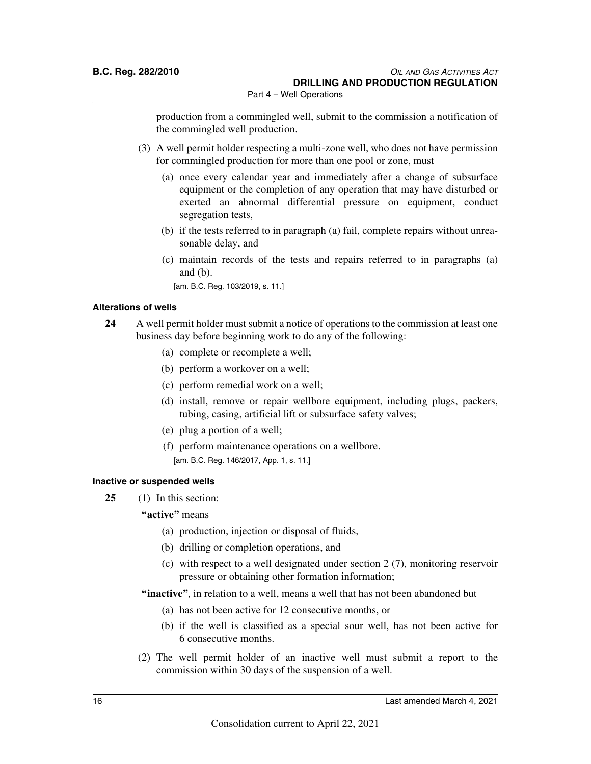production from a commingled well, submit to the commission a notification of the commingled well production.

(3) A well permit holder respecting a multi-zone well, who does not have permission for commingled production for more than one pool or zone, must

(a) once every calendar year and immediately after a change of subsurface equipment or the completion of any operation that may have disturbed or exerted an abnormal differential pressure on equipment, conduct segregation tests,

(b) if the tests referred to in paragraph (a) fail, complete repairs without unreasonable delay, and

(c) maintain records of the tests and repairs referred to in paragraphs (a) and (b).

[am. B.C. Reg. 103/2019, s. 11.]

#### Alterations of wells

**24** A well permit holder must submit a notice of operations to the commission at least one business day before beginning work to do any of the following:

(a) complete or recomplete a well;

(b) perform a workover on a well;

(c) perform remedial work on a well;

(d) install, remove or repair wellbore equipment, including plugs, packers, tubing, casing, artificial lift or subsurface safety valves;

(e) plug a portion of a well;

(f) perform maintenance operations on a wellbore.

[am. B.C. Reg. 146/2017, App. 1, s. 11.]

#### Inactive or suspended wells

**25** (1) In this section:

**"active"** means

(a) production, injection or disposal of fluids,

(b) drilling or completion operations, and

(c) with respect to a well designated under section 2 (7), monitoring reservoir pressure or obtaining other formation information;

**"inactive"**, in relation to a well, means a well that has not been abandoned but

(a) has not been active for 12 consecutive months, or

(b) if the well is classified as a special sour well, has not been active for 6 consecutive months.

(2) The well permit holder of an inactive well must submit a report to the commission within 30 days of the suspension of a well.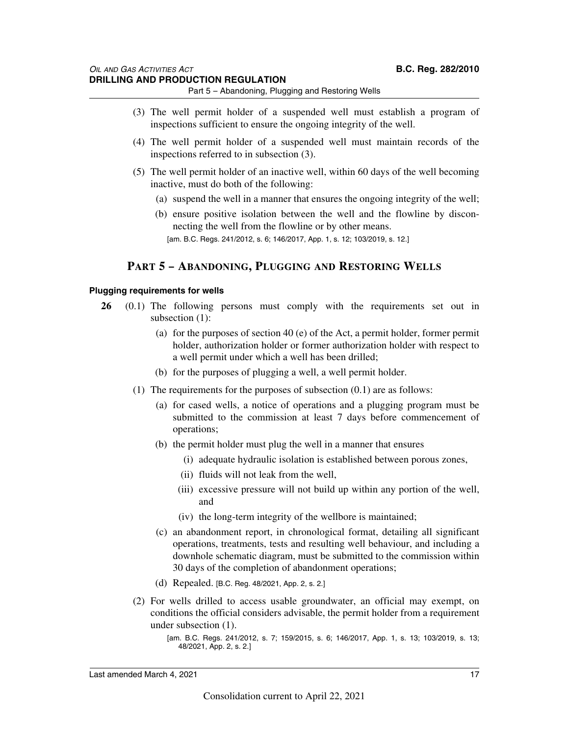(3) The well permit holder of a suspended well must establish a program of inspections sufficient to ensure the ongoing integrity of the well.

(4) The well permit holder of a suspended well must maintain records of the inspections referred to in subsection (3).

(5) The well permit holder of an inactive well, within 60 days of the well becoming inactive, must do both of the following:

(a) suspend the well in a manner that ensures the ongoing integrity of the well;

(b) ensure positive isolation between the well and the flowline by disconnecting the well from the flowline or by other means.

[am. B.C. Regs. 241/2012, s. 6; 146/2017, App. 1, s. 12; 103/2019, s. 12.]

## PART 5 – ABANDONING, PLUGGING AND RESTORING WELLS

#### Plugging requirements for wells

**26** (0.1) The following persons must comply with the requirements set out in subsection (1):

(a) for the purposes of section 40 (e) of the Act, a permit holder, former permit holder, authorization holder or former authorization holder with respect to a well permit under which a well has been drilled;

(b) for the purposes of plugging a well, a well permit holder.

(1) The requirements for the purposes of subsection (0.1) are as follows:

(a) for cased wells, a notice of operations and a plugging program must be submitted to the commission at least 7 days before commencement of operations;

(b) the permit holder must plug the well in a manner that ensures

(i) adequate hydraulic isolation is established between porous zones,

(ii) fluids will not leak from the well,

(iii) excessive pressure will not build up within any portion of the well, and

(iv) the long-term integrity of the wellbore is maintained;

(c) an abandonment report, in chronological format, detailing all significant operations, treatments, tests and resulting well behaviour, and including a downhole schematic diagram, must be submitted to the commission within 30 days of the completion of abandonment operations;

(d) Repealed. [B.C. Reg. 48/2021, App. 2, s. 2.]

(2) For wells drilled to access usable groundwater, an official may exempt, on conditions the official considers advisable, the permit holder from a requirement under subsection (1).

[am. B.C. Regs. 241/2012, s. 7; 159/2015, s. 6; 146/2017, App. 1, s. 13; 103/2019, s. 13; 48/2021, App. 2, s. 2.]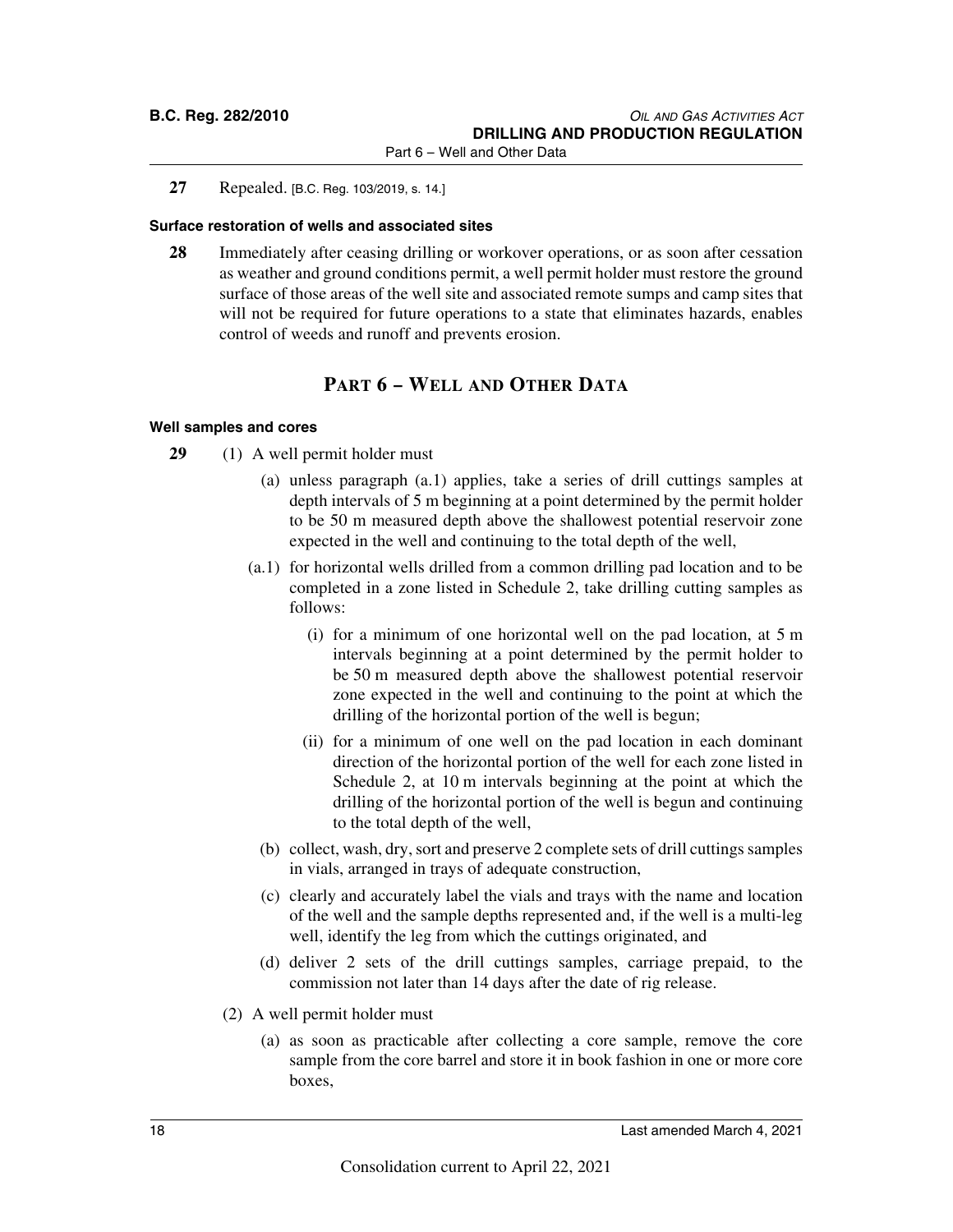**27** Repealed. [B.C. Reg. 103/2019, s. 14.]

**Surface restoration of wells and associated sites**

**28** Immediately after ceasing drilling or workover operations, or as soon after cessation as weather and ground conditions permit, a well permit holder must restore the ground surface of those areas of the well site and associated remote sumps and camp sites that will not be required for future operations to a state that eliminates hazards, enables control of weeds and runoff and prevents erosion.

## PART 6 – WELL AND OTHER DATA

**Well samples and cores**

**29** (1) A well permit holder must

(a) unless paragraph (a.1) applies, take a series of drill cuttings samples at depth intervals of 5 m beginning at a point determined by the permit holder to be 50 m measured depth above the shallowest potential reservoir zone expected in the well and continuing to the total depth of the well,

(a.1) for horizontal wells drilled from a common drilling pad location and to be completed in a zone listed in Schedule 2, take drilling cutting samples as follows:

(i) for a minimum of one horizontal well on the pad location, at 5 m intervals beginning at a point determined by the permit holder to be 50 m measured depth above the shallowest potential reservoir zone expected in the well and continuing to the point at which the drilling of the horizontal portion of the well is begun;

(ii) for a minimum of one well on the pad location in each dominant direction of the horizontal portion of the well for each zone listed in Schedule 2, at 10 m intervals beginning at the point at which the drilling of the horizontal portion of the well is begun and continuing to the total depth of the well,

(b) collect, wash, dry, sort and preserve 2 complete sets of drill cuttings samples in vials, arranged in trays of adequate construction,

(c) clearly and accurately label the vials and trays with the name and location of the well and the sample depths represented and, if the well is a multi-leg well, identify the leg from which the cuttings originated, and

(d) deliver 2 sets of the drill cuttings samples, carriage prepaid, to the commission not later than 14 days after the date of rig release.

(2) A well permit holder must

(a) as soon as practicable after collecting a core sample, remove the core sample from the core barrel and store it in book fashion in one or more core boxes,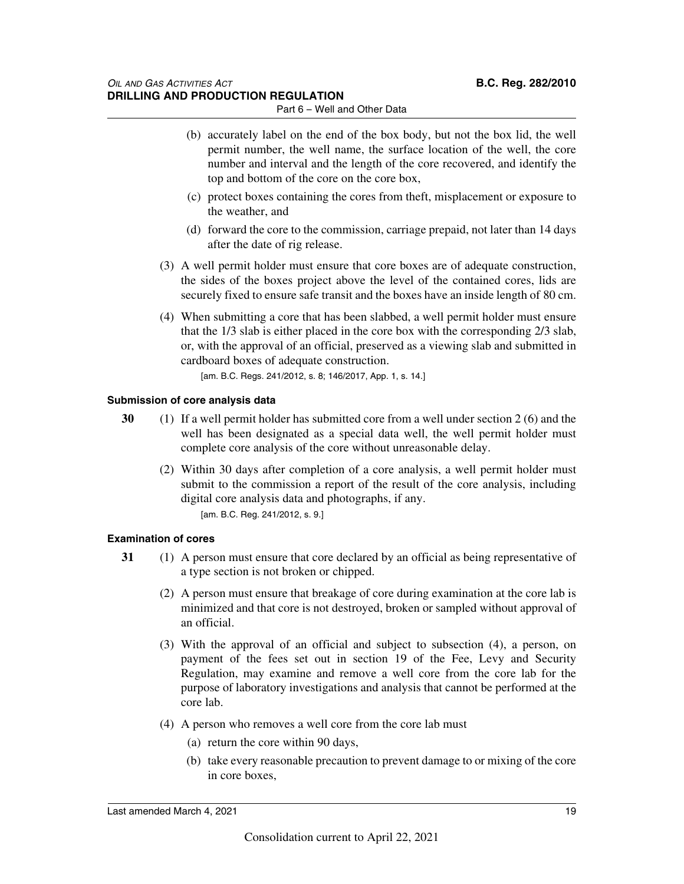(b) accurately label on the end of the box body, but not the box lid, the well permit number, the well name, the surface location of the well, the core number and interval and the length of the core recovered, and identify the top and bottom of the core on the core box,

(c) protect boxes containing the cores from theft, misplacement or exposure to the weather, and

(d) forward the core to the commission, carriage prepaid, not later than 14 days after the date of rig release.

(3) A well permit holder must ensure that core boxes are of adequate construction, the sides of the boxes project above the level of the contained cores, lids are securely fixed to ensure safe transit and the boxes have an inside length of 80 cm.

(4) When submitting a core that has been slabbed, a well permit holder must ensure that the 1/3 slab is either placed in the core box with the corresponding 2/3 slab, or, with the approval of an official, preserved as a viewing slab and submitted in cardboard boxes of adequate construction.

[am. B.C. Regs. 241/2012, s. 8; 146/2017, App. 1, s. 14.]

#### Submission of core analysis data

**30** (1) If a well permit holder has submitted core from a well under section 2 (6) and the well has been designated as a special data well, the well permit holder must complete core analysis of the core without unreasonable delay.

(2) Within 30 days after completion of a core analysis, a well permit holder must submit to the commission a report of the result of the core analysis, including digital core analysis data and photographs, if any.

[am. B.C. Reg. 241/2012, s. 9.]

#### Examination of cores

**31** (1) A person must ensure that core declared by an official as being representative of a type section is not broken or chipped.

(2) A person must ensure that breakage of core during examination at the core lab is minimized and that core is not destroyed, broken or sampled without approval of an official.

(3) With the approval of an official and subject to subsection (4), a person, on payment of the fees set out in section 19 of the Fee, Levy and Security Regulation, may examine and remove a well core from the core lab for the purpose of laboratory investigations and analysis that cannot be performed at the core lab.

(4) A person who removes a well core from the core lab must

(a) return the core within 90 days,

(b) take every reasonable precaution to prevent damage to or mixing of the core in core boxes,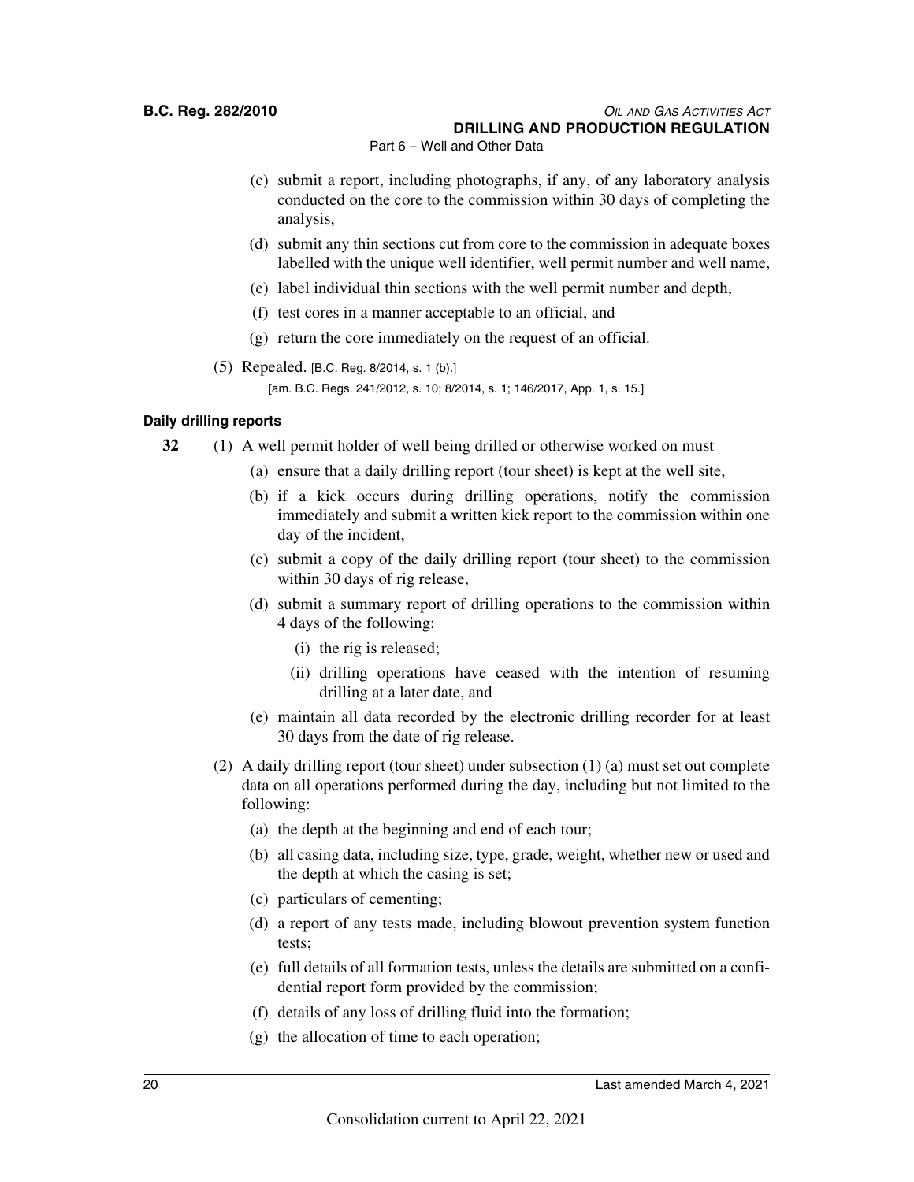(c) submit a report, including photographs, if any, of any laboratory analysis conducted on the core to the commission within 30 days of completing the analysis,

(d) submit any thin sections cut from core to the commission in adequate boxes labelled with the unique well identifier, well permit number and well name,

(e) label individual thin sections with the well permit number and depth,

(f) test cores in a manner acceptable to an official, and

(g) return the core immediately on the request of an official.

(5) Repealed. [B.C. Reg. 8/2014, s. 1 (b).]

[am. B.C. Regs. 241/2012, s. 10; 8/2014, s. 1; 146/2017, App. 1, s. 15.]

**Daily drilling reports**

**32** (1) A well permit holder of well being drilled or otherwise worked on must

(a) ensure that a daily drilling report (tour sheet) is kept at the well site,

(b) if a kick occurs during drilling operations, notify the commission immediately and submit a written kick report to the commission within one day of the incident,

(c) submit a copy of the daily drilling report (tour sheet) to the commission within 30 days of rig release,

(d) submit a summary report of drilling operations to the commission within 4 days of the following:

(i) the rig is released;

(ii) drilling operations have ceased with the intention of resuming drilling at a later date, and

(e) maintain all data recorded by the electronic drilling recorder for at least 30 days from the date of rig release.

(2) A daily drilling report (tour sheet) under subsection (1) (a) must set out complete data on all operations performed during the day, including but not limited to the following:

(a) the depth at the beginning and end of each tour;

(b) all casing data, including size, type, grade, weight, whether new or used and the depth at which the casing is set;

(c) particulars of cementing;

(d) a report of any tests made, including blowout prevention system function tests;

(e) full details of all formation tests, unless the details are submitted on a confidential report form provided by the commission;

(f) details of any loss of drilling fluid into the formation;

(g) the allocation of time to each operation;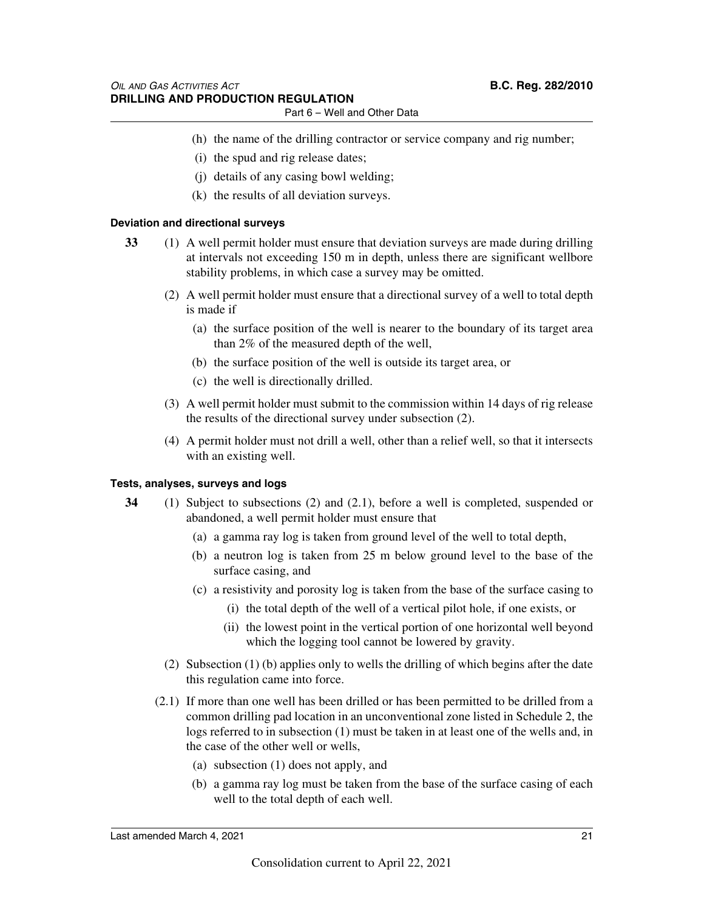(h) the name of the drilling contractor or service company and rig number;

(i) the spud and rig release dates;

(j) details of any casing bowl welding;

(k) the results of all deviation surveys.

**Deviation and directional surveys**

**33** (1) A well permit holder must ensure that deviation surveys are made during drilling at intervals not exceeding 150 m in depth, unless there are significant wellbore stability problems, in which case a survey may be omitted.

(2) A well permit holder must ensure that a directional survey of a well to total depth is made if

(a) the surface position of the well is nearer to the boundary of its target area than 2% of the measured depth of the well,

(b) the surface position of the well is outside its target area, or

(c) the well is directionally drilled.

(3) A well permit holder must submit to the commission within 14 days of rig release the results of the directional survey under subsection (2).

(4) A permit holder must not drill a well, other than a relief well, so that it intersects with an existing well.

**Tests, analyses, surveys and logs**

**34** (1) Subject to subsections (2) and (2.1), before a well is completed, suspended or abandoned, a well permit holder must ensure that

(a) a gamma ray log is taken from ground level of the well to total depth,

(b) a neutron log is taken from 25 m below ground level to the base of the surface casing, and

(c) a resistivity and porosity log is taken from the base of the surface casing to

(i) the total depth of the well of a vertical pilot hole, if one exists, or

(ii) the lowest point in the vertical portion of one horizontal well beyond which the logging tool cannot be lowered by gravity.

(2) Subsection (1) (b) applies only to wells the drilling of which begins after the date this regulation came into force.

(2.1) If more than one well has been drilled or has been permitted to be drilled from a common drilling pad location in an unconventional zone listed in Schedule 2, the logs referred to in subsection (1) must be taken in at least one of the wells and, in the case of the other well or wells,

(a) subsection (1) does not apply, and

(b) a gamma ray log must be taken from the base of the surface casing of each well to the total depth of each well.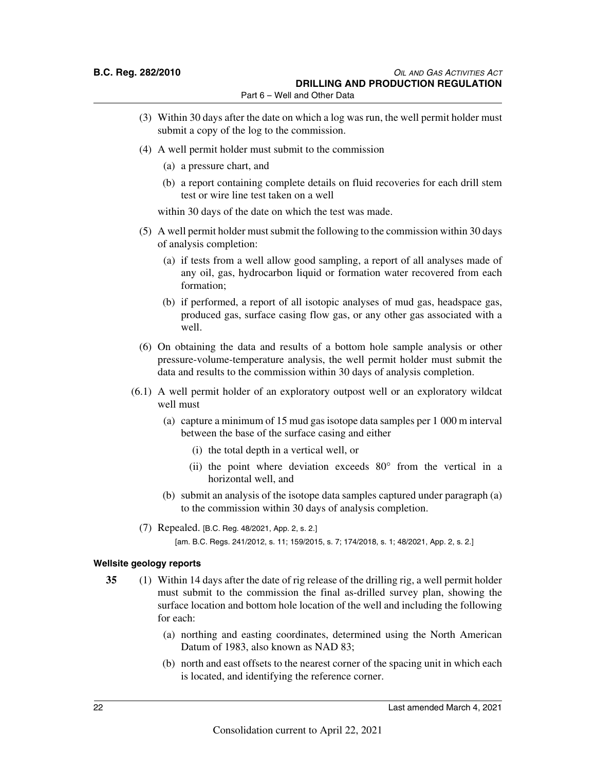(3) Within 30 days after the date on which a log was run, the well permit holder must submit a copy of the log to the commission.

(4) A well permit holder must submit to the commission

(a) a pressure chart, and

(b) a report containing complete details on fluid recoveries for each drill stem test or wire line test taken on a well

within 30 days of the date on which the test was made.

(5) A well permit holder must submit the following to the commission within 30 days of analysis completion:

(a) if tests from a well allow good sampling, a report of all analyses made of any oil, gas, hydrocarbon liquid or formation water recovered from each formation;

(b) if performed, a report of all isotopic analyses of mud gas, headspace gas, produced gas, surface casing flow gas, or any other gas associated with a well.

(6) On obtaining the data and results of a bottom hole sample analysis or other pressure-volume-temperature analysis, the well permit holder must submit the data and results to the commission within 30 days of analysis completion.

(6.1) A well permit holder of an exploratory outpost well or an exploratory wildcat well must

(a) capture a minimum of 15 mud gas isotope data samples per 1 000 m interval between the base of the surface casing and either

(i) the total depth in a vertical well, or

(ii) the point where deviation exceeds 80° from the vertical in a horizontal well, and

(b) submit an analysis of the isotope data samples captured under paragraph (a) to the commission within 30 days of analysis completion.

(7) Repealed. [B.C. Reg. 48/2021, App. 2, s. 2.]

[am. B.C. Regs. 241/2012, s. 11; 159/2015, s. 7; 174/2018, s. 1; 48/2021, App. 2, s. 2.]

**Wellsite geology reports**

**35** (1) Within 14 days after the date of rig release of the drilling rig, a well permit holder must submit to the commission the final as-drilled survey plan, showing the surface location and bottom hole location of the well and including the following for each:

(a) northing and easting coordinates, determined using the North American Datum of 1983, also known as NAD 83;

(b) north and east offsets to the nearest corner of the spacing unit in which each is located, and identifying the reference corner.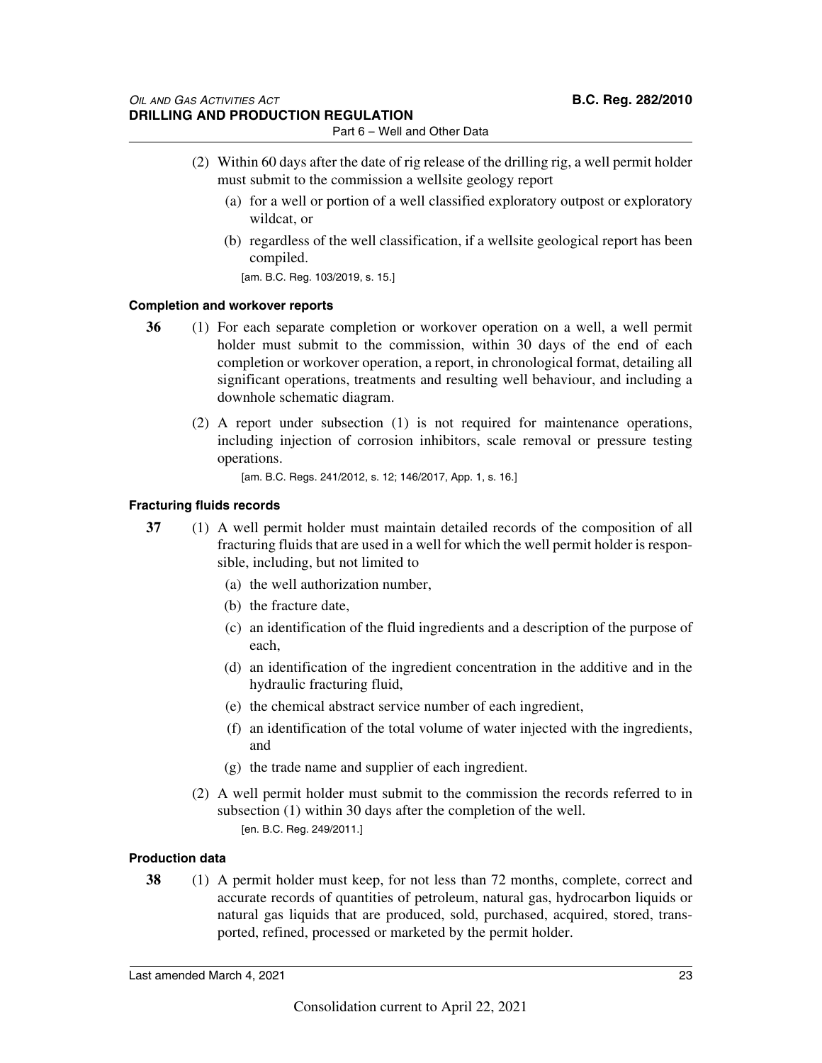(2) Within 60 days after the date of rig release of the drilling rig, a well permit holder must submit to the commission a wellsite geology report

(a) for a well or portion of a well classified exploratory outpost or exploratory wildcat, or

(b) regardless of the well classification, if a wellsite geological report has been compiled.

[am. B.C. Reg. 103/2019, s. 15.]

**Completion and workover reports**

**36** (1) For each separate completion or workover operation on a well, a well permit holder must submit to the commission, within 30 days of the end of each completion or workover operation, a report, in chronological format, detailing all significant operations, treatments and resulting well behaviour, and including a downhole schematic diagram.

(2) A report under subsection (1) is not required for maintenance operations, including injection of corrosion inhibitors, scale removal or pressure testing operations.

[am. B.C. Regs. 241/2012, s. 12; 146/2017, App. 1, s. 16.]

**Fracturing fluids records**

**37** (1) A well permit holder must maintain detailed records of the composition of all fracturing fluids that are used in a well for which the well permit holder is responsible, including, but not limited to

(a) the well authorization number,

(b) the fracture date,

(c) an identification of the fluid ingredients and a description of the purpose of each,

(d) an identification of the ingredient concentration in the additive and in the hydraulic fracturing fluid,

(e) the chemical abstract service number of each ingredient,

(f) an identification of the total volume of water injected with the ingredients, and

(g) the trade name and supplier of each ingredient.

(2) A well permit holder must submit to the commission the records referred to in subsection (1) within 30 days after the completion of the well.

[en. B.C. Reg. 249/2011.]

**Production data**

**38** (1) A permit holder must keep, for not less than 72 months, complete, correct and accurate records of quantities of petroleum, natural gas, hydrocarbon liquids or natural gas liquids that are produced, sold, purchased, acquired, stored, transported, refined, processed or marketed by the permit holder.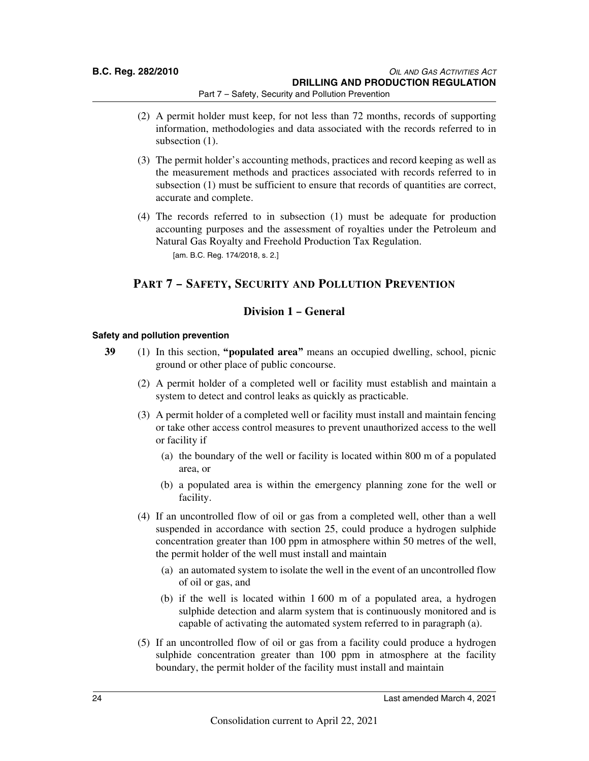(2) A permit holder must keep, for not less than 72 months, records of supporting information, methodologies and data associated with the records referred to in subsection (1).

(3) The permit holder's accounting methods, practices and record keeping as well as the measurement methods and practices associated with records referred to in subsection (1) must be sufficient to ensure that records of quantities are correct, accurate and complete.

(4) The records referred to in subsection (1) must be adequate for production accounting purposes and the assessment of royalties under the Petroleum and Natural Gas Royalty and Freehold Production Tax Regulation.

[am. B.C. Reg. 174/2018, s. 2.]

## PART 7 – SAFETY, SECURITY AND POLLUTION PREVENTION

### Division 1 – General

#### Safety and pollution prevention

**39** (1) In this section, **"populated area"** means an occupied dwelling, school, picnic ground or other place of public concourse.

(2) A permit holder of a completed well or facility must establish and maintain a system to detect and control leaks as quickly as practicable.

(3) A permit holder of a completed well or facility must install and maintain fencing or take other access control measures to prevent unauthorized access to the well or facility if

(a) the boundary of the well or facility is located within 800 m of a populated area, or

(b) a populated area is within the emergency planning zone for the well or facility.

(4) If an uncontrolled flow of oil or gas from a completed well, other than a well suspended in accordance with section 25, could produce a hydrogen sulphide concentration greater than 100 ppm in atmosphere within 50 metres of the well, the permit holder of the well must install and maintain

(a) an automated system to isolate the well in the event of an uncontrolled flow of oil or gas, and

(b) if the well is located within 1 600 m of a populated area, a hydrogen sulphide detection and alarm system that is continuously monitored and is capable of activating the automated system referred to in paragraph (a).

(5) If an uncontrolled flow of oil or gas from a facility could produce a hydrogen sulphide concentration greater than 100 ppm in atmosphere at the facility boundary, the permit holder of the facility must install and maintain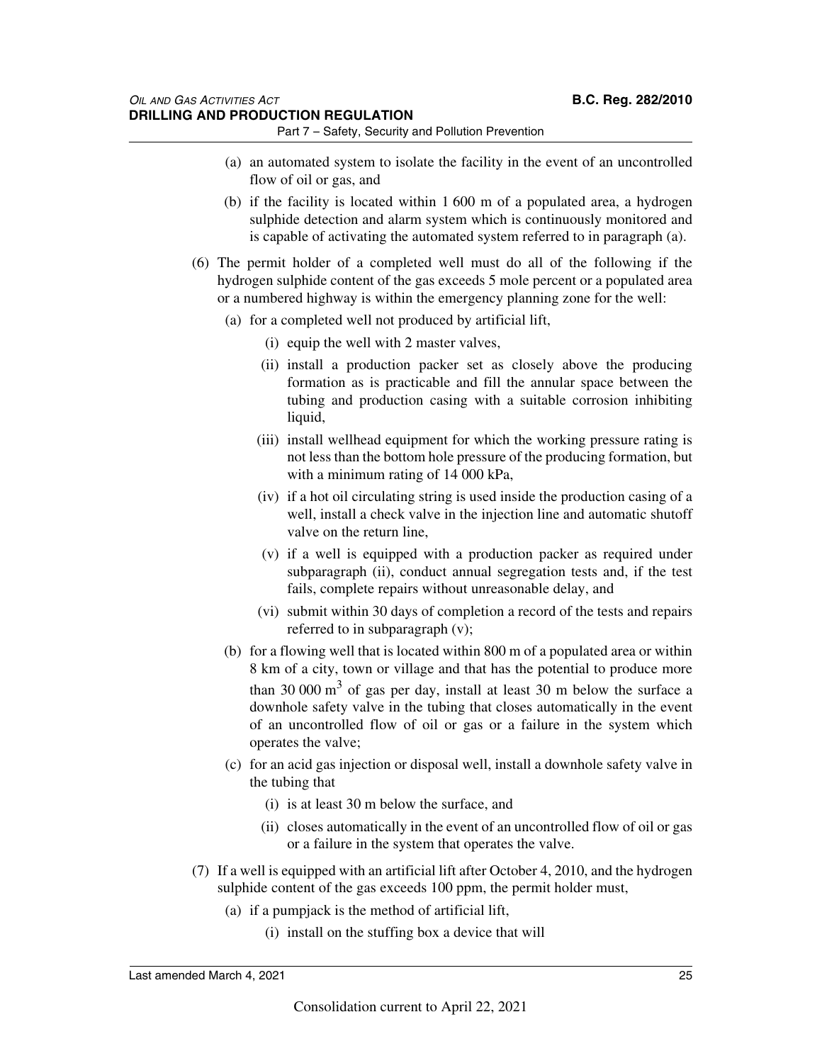(a) an automated system to isolate the facility in the event of an uncontrolled flow of oil or gas, and

(b) if the facility is located within 1 600 m of a populated area, a hydrogen sulphide detection and alarm system which is continuously monitored and is capable of activating the automated system referred to in paragraph (a).

(6) The permit holder of a completed well must do all of the following if the hydrogen sulphide content of the gas exceeds 5 mole percent or a populated area or a numbered highway is within the emergency planning zone for the well:

(a) for a completed well not produced by artificial lift,

(i) equip the well with 2 master valves,

(ii) install a production packer set as closely above the producing formation as is practicable and fill the annular space between the tubing and production casing with a suitable corrosion inhibiting liquid,

(iii) install wellhead equipment for which the working pressure rating is not less than the bottom hole pressure of the producing formation, but with a minimum rating of 14 000 kPa,

(iv) if a hot oil circulating string is used inside the production casing of a well, install a check valve in the injection line and automatic shutoff valve on the return line,

(v) if a well is equipped with a production packer as required under subparagraph (ii), conduct annual segregation tests and, if the test fails, complete repairs without unreasonable delay, and

(vi) submit within 30 days of completion a record of the tests and repairs referred to in subparagraph (v);

(b) for a flowing well that is located within 800 m of a populated area or within 8 km of a city, town or village and that has the potential to produce more than 30 000 $m^3$ of gas per day, install at least 30 m below the surface a downhole safety valve in the tubing that closes automatically in the event of an uncontrolled flow of oil or gas or a failure in the system which operates the valve;

(c) for an acid gas injection or disposal well, install a downhole safety valve in the tubing that

(i) is at least 30 m below the surface, and

(ii) closes automatically in the event of an uncontrolled flow of oil or gas or a failure in the system that operates the valve.

(7) If a well is equipped with an artificial lift after October 4, 2010, and the hydrogen sulphide content of the gas exceeds 100 ppm, the permit holder must,

(a) if a pumpjack is the method of artificial lift,

(i) install on the stuffing box a device that will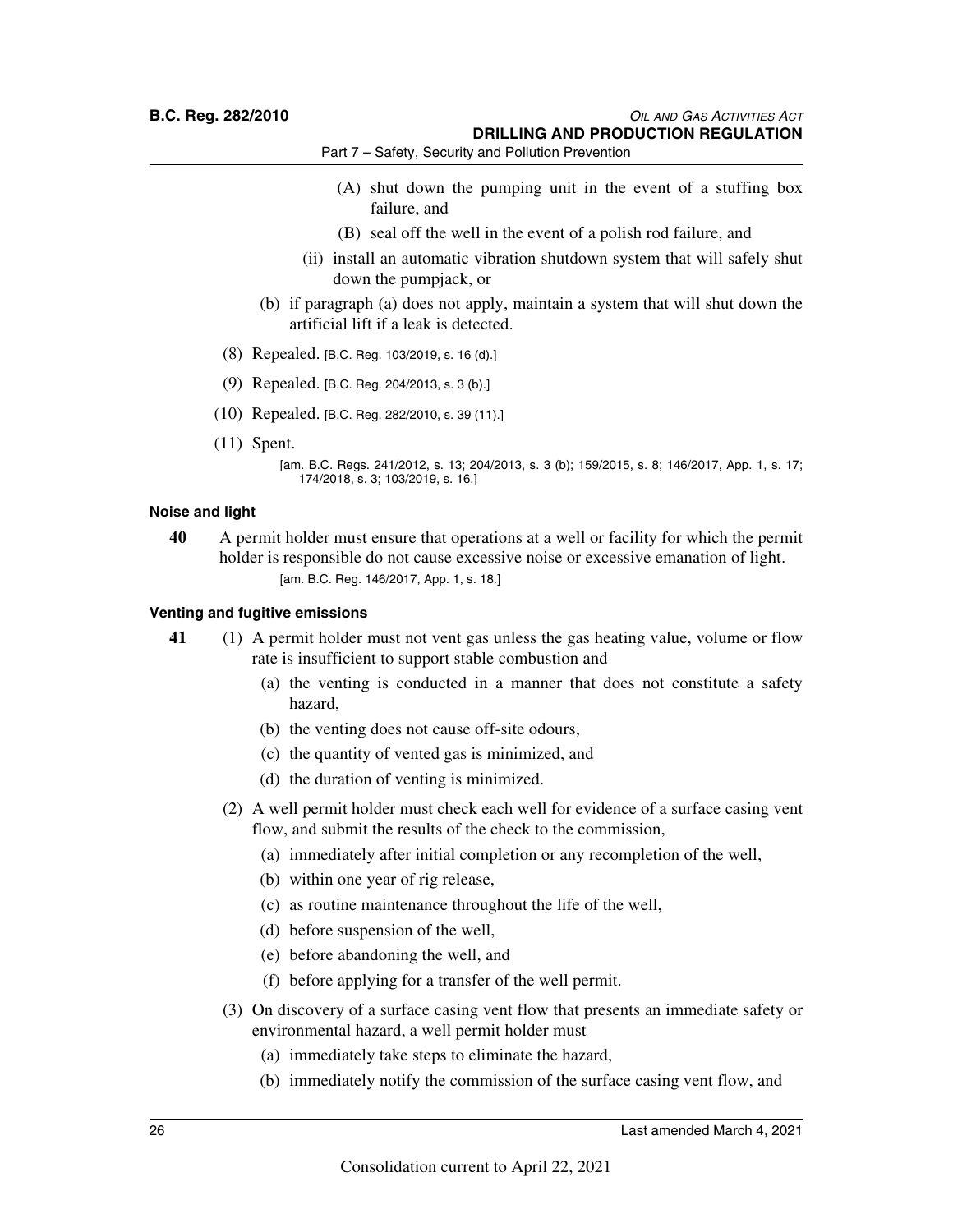(A) shut down the pumping unit in the event of a stuffing box failure, and

(B) seal off the well in the event of a polish rod failure, and

(ii) install an automatic vibration shutdown system that will safely shut down the pumpjack, or

(b) if paragraph (a) does not apply, maintain a system that will shut down the artificial lift if a leak is detected.

(8) Repealed. [B.C. Reg. 103/2019, s. 16 (d).]

(9) Repealed. [B.C. Reg. 204/2013, s. 3 (b).]

(10) Repealed. [B.C. Reg. 282/2010, s. 39 (11).]

(11) Spent.

[am. B.C. Regs. 241/2012, s. 13; 204/2013, s. 3 (b); 159/2015, s. 8; 146/2017, App. 1, s. 17; 174/2018, s. 3; 103/2019, s. 16.]

**Noise and light**

**40** A permit holder must ensure that operations at a well or facility for which the permit holder is responsible do not cause excessive noise or excessive emanation of light.

[am. B.C. Reg. 146/2017, App. 1, s. 18.]

**Venting and fugitive emissions**

**41** (1) A permit holder must not vent gas unless the gas heating value, volume or flow rate is insufficient to support stable combustion and

(a) the venting is conducted in a manner that does not constitute a safety hazard,

(b) the venting does not cause off-site odours,

(c) the quantity of vented gas is minimized, and

(d) the duration of venting is minimized.

(2) A well permit holder must check each well for evidence of a surface casing vent flow, and submit the results of the check to the commission,

(a) immediately after initial completion or any recompletion of the well,

(b) within one year of rig release,

(c) as routine maintenance throughout the life of the well,

(d) before suspension of the well,

(e) before abandoning the well, and

(f) before applying for a transfer of the well permit.

(3) On discovery of a surface casing vent flow that presents an immediate safety or environmental hazard, a well permit holder must

(a) immediately take steps to eliminate the hazard,

(b) immediately notify the commission of the surface casing vent flow, and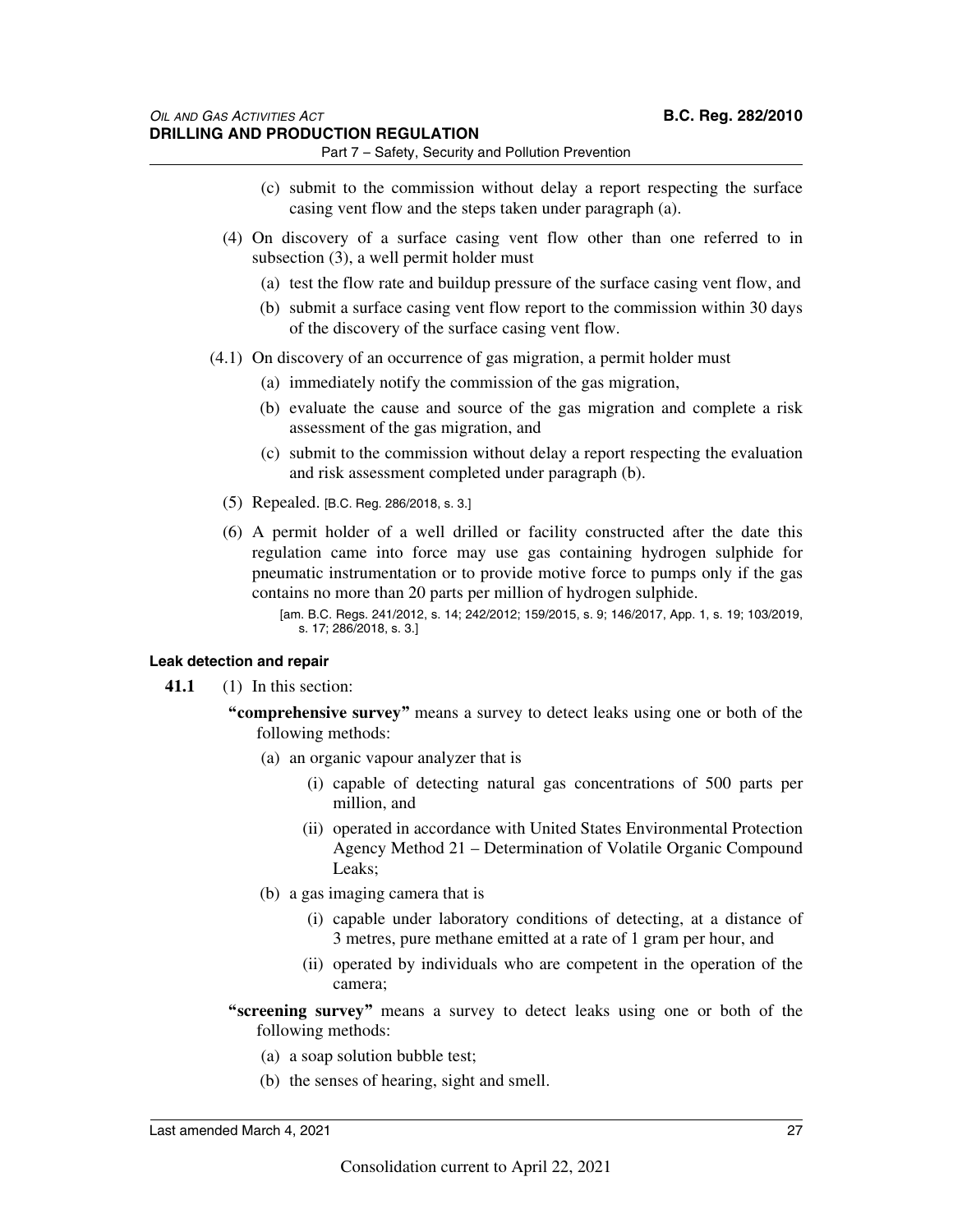(c) submit to the commission without delay a report respecting the surface casing vent flow and the steps taken under paragraph (a).

(4) On discovery of a surface casing vent flow other than one referred to in subsection (3), a well permit holder must

(a) test the flow rate and buildup pressure of the surface casing vent flow, and

(b) submit a surface casing vent flow report to the commission within 30 days of the discovery of the surface casing vent flow.

(4.1) On discovery of an occurrence of gas migration, a permit holder must

(a) immediately notify the commission of the gas migration,

(b) evaluate the cause and source of the gas migration and complete a risk assessment of the gas migration, and

(c) submit to the commission without delay a report respecting the evaluation and risk assessment completed under paragraph (b).

(5) Repealed. [B.C. Reg. 286/2018, s. 3.]

(6) A permit holder of a well drilled or facility constructed after the date this regulation came into force may use gas containing hydrogen sulphide for pneumatic instrumentation or to provide motive force to pumps only if the gas contains no more than 20 parts per million of hydrogen sulphide.

[am. B.C. Regs. 241/2012, s. 14; 242/2012; 159/2015, s. 9; 146/2017, App. 1, s. 19; 103/2019, s. 17; 286/2018, s. 3.]

#### Leak detection and repair

**41.1** (1) In this section:

**"comprehensive survey"** means a survey to detect leaks using one or both of the following methods:

(a) an organic vapour analyzer that is

(i) capable of detecting natural gas concentrations of 500 parts per million, and

(ii) operated in accordance with United States Environmental Protection Agency Method 21 – Determination of Volatile Organic Compound Leaks;

(b) a gas imaging camera that is

(i) capable under laboratory conditions of detecting, at a distance of 3 metres, pure methane emitted at a rate of 1 gram per hour, and

(ii) operated by individuals who are competent in the operation of the camera;

**"screening survey"** means a survey to detect leaks using one or both of the following methods:

(a) a soap solution bubble test;

(b) the senses of hearing, sight and smell.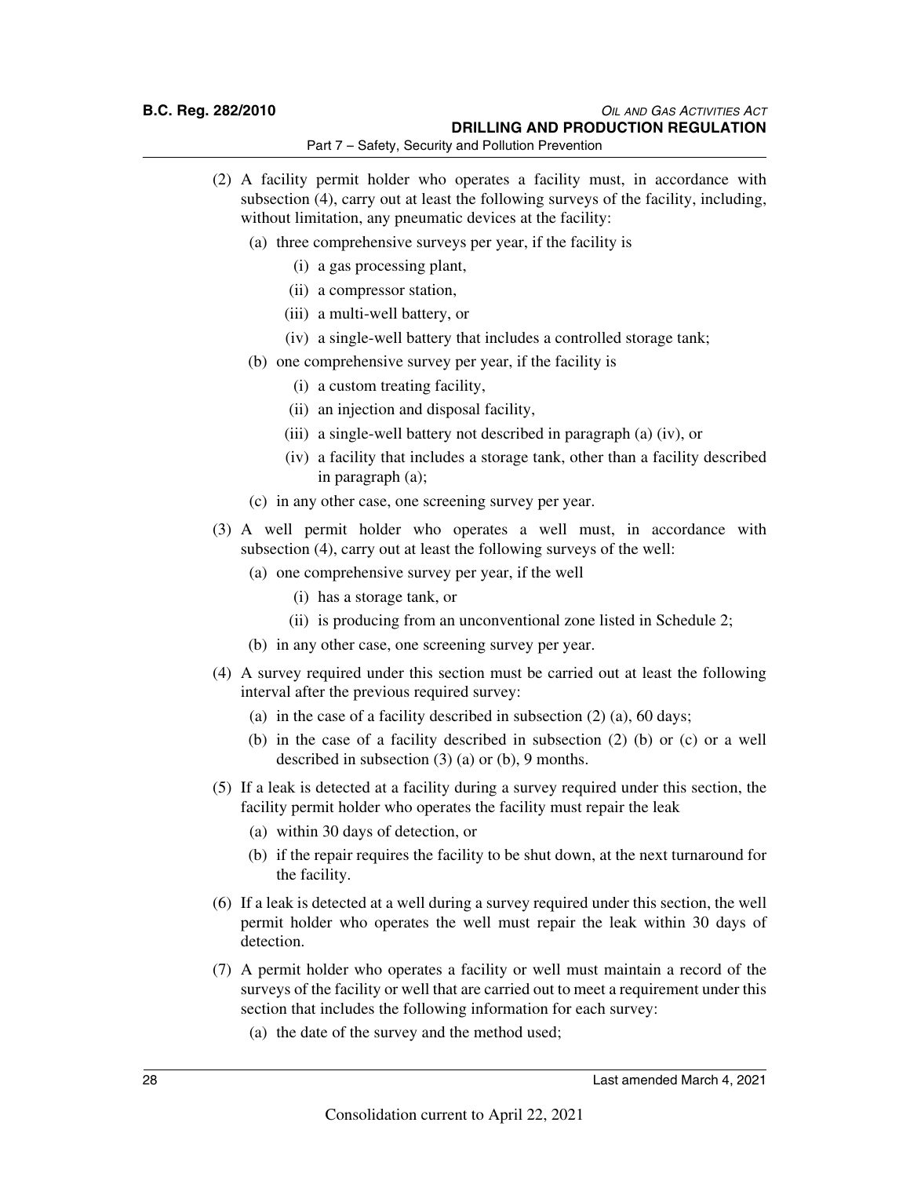(2) A facility permit holder who operates a facility must, in accordance with subsection (4), carry out at least the following surveys of the facility, including, without limitation, any pneumatic devices at the facility:

- (a) three comprehensive surveys per year, if the facility is
  - (i) a gas processing plant,
  - (ii) a compressor station,
  - (iii) a multi-well battery, or
  - (iv) a single-well battery that includes a controlled storage tank;
- (b) one comprehensive survey per year, if the facility is
  - (i) a custom treating facility,
  - (ii) an injection and disposal facility,
  - (iii) a single-well battery not described in paragraph (a) (iv), or
  - (iv) a facility that includes a storage tank, other than a facility described in paragraph (a);
- (c) in any other case, one screening survey per year.

(3) A well permit holder who operates a well must, in accordance with subsection (4), carry out at least the following surveys of the well:

- (a) one comprehensive survey per year, if the well
  - (i) has a storage tank, or
  - (ii) is producing from an unconventional zone listed in Schedule 2;
- (b) in any other case, one screening survey per year.

(4) A survey required under this section must be carried out at least the following interval after the previous required survey:

- (a) in the case of a facility described in subsection (2) (a), 60 days;
- (b) in the case of a facility described in subsection (2) (b) or (c) or a well described in subsection (3) (a) or (b), 9 months.

(5) If a leak is detected at a facility during a survey required under this section, the facility permit holder who operates the facility must repair the leak

- (a) within 30 days of detection, or
- (b) if the repair requires the facility to be shut down, at the next turnaround for the facility.

(6) If a leak is detected at a well during a survey required under this section, the well permit holder who operates the well must repair the leak within 30 days of detection.

(7) A permit holder who operates a facility or well must maintain a record of the surveys of the facility or well that are carried out to meet a requirement under this section that includes the following information for each survey:

- (a) the date of the survey and the method used;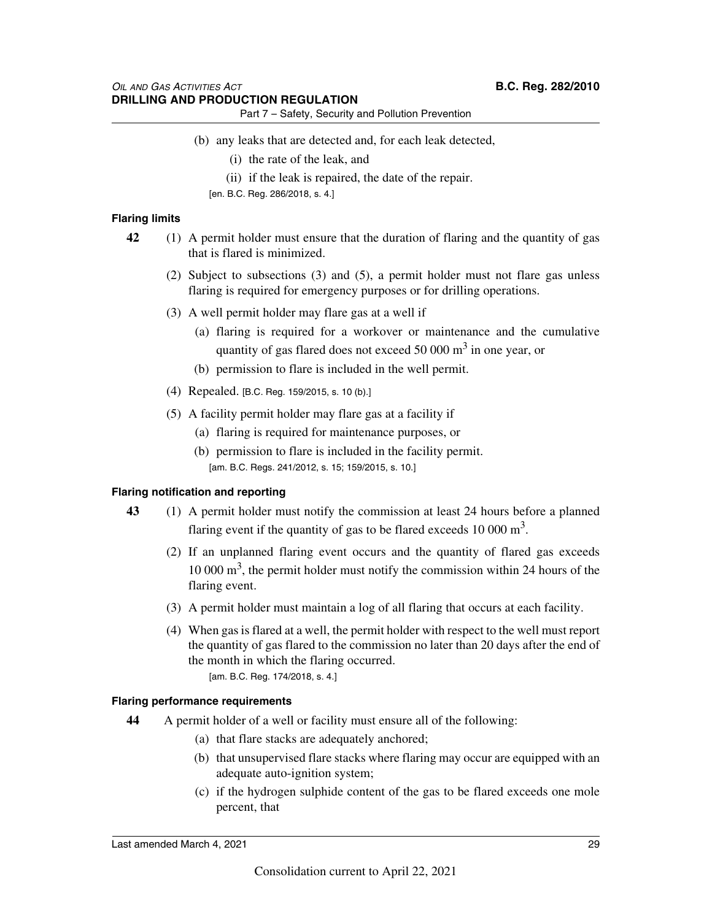(b) any leaks that are detected and, for each leak detected,

(i) the rate of the leak, and

(ii) if the leak is repaired, the date of the repair.

[en. B.C. Reg. 286/2018, s. 4.]

**Flaring limits**

**42** (1) A permit holder must ensure that the duration of flaring and the quantity of gas that is flared is minimized.

(2) Subject to subsections (3) and (5), a permit holder must not flare gas unless flaring is required for emergency purposes or for drilling operations.

(3) A well permit holder may flare gas at a well if

(a) flaring is required for a workover or maintenance and the cumulative quantity of gas flared does not exceed 50 000 $m^3$ in one year, or

(b) permission to flare is included in the well permit.

(4) Repealed. [B.C. Reg. 159/2015, s. 10 (b).]

(5) A facility permit holder may flare gas at a facility if

(a) flaring is required for maintenance purposes, or

(b) permission to flare is included in the facility permit.

[am. B.C. Regs. 241/2012, s. 15; 159/2015, s. 10.]

**Flaring notification and reporting**

**43** (1) A permit holder must notify the commission at least 24 hours before a planned flaring event if the quantity of gas to be flared exceeds 10 000 $m^3$.

(2) If an unplanned flaring event occurs and the quantity of flared gas exceeds 10 000 $m^3$, the permit holder must notify the commission within 24 hours of the flaring event.

(3) A permit holder must maintain a log of all flaring that occurs at each facility.

(4) When gas is flared at a well, the permit holder with respect to the well must report the quantity of gas flared to the commission no later than 20 days after the end of the month in which the flaring occurred.

[am. B.C. Reg. 174/2018, s. 4.]

**Flaring performance requirements**

**44** A permit holder of a well or facility must ensure all of the following:

(a) that flare stacks are adequately anchored;

(b) that unsupervised flare stacks where flaring may occur are equipped with an adequate auto-ignition system;

(c) if the hydrogen sulphide content of the gas to be flared exceeds one mole percent, that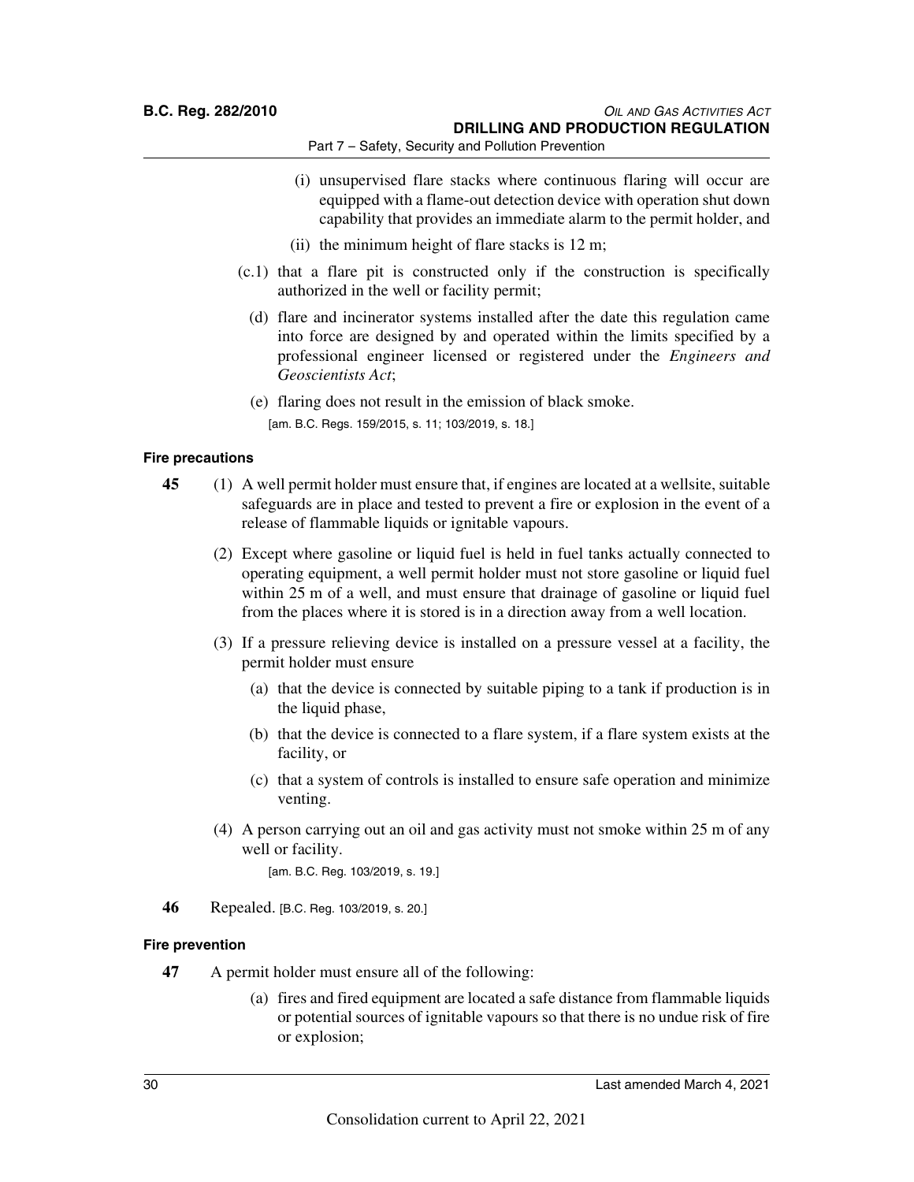(i) unsupervised flare stacks where continuous flaring will occur are equipped with a flame-out detection device with operation shut down capability that provides an immediate alarm to the permit holder, and

(ii) the minimum height of flare stacks is 12 m;

(c.1) that a flare pit is constructed only if the construction is specifically authorized in the well or facility permit;

(d) flare and incinerator systems installed after the date this regulation came into force are designed by and operated within the limits specified by a professional engineer licensed or registered under the *Engineers and Geoscientists Act*;

(e) flaring does not result in the emission of black smoke.

[am. B.C. Regs. 159/2015, s. 11; 103/2019, s. 18.]

### Fire precautions

**45** (1) A well permit holder must ensure that, if engines are located at a wellsite, suitable safeguards are in place and tested to prevent a fire or explosion in the event of a release of flammable liquids or ignitable vapours.

(2) Except where gasoline or liquid fuel is held in fuel tanks actually connected to operating equipment, a well permit holder must not store gasoline or liquid fuel within 25 m of a well, and must ensure that drainage of gasoline or liquid fuel from the places where it is stored is in a direction away from a well location.

(3) If a pressure relieving device is installed on a pressure vessel at a facility, the permit holder must ensure

(a) that the device is connected by suitable piping to a tank if production is in the liquid phase,

(b) that the device is connected to a flare system, if a flare system exists at the facility, or

(c) that a system of controls is installed to ensure safe operation and minimize venting.

(4) A person carrying out an oil and gas activity must not smoke within 25 m of any well or facility.

[am. B.C. Reg. 103/2019, s. 19.]

**46** Repealed. [B.C. Reg. 103/2019, s. 20.]

### Fire prevention

**47** A permit holder must ensure all of the following:

(a) fires and fired equipment are located a safe distance from flammable liquids or potential sources of ignitable vapours so that there is no undue risk of fire or explosion;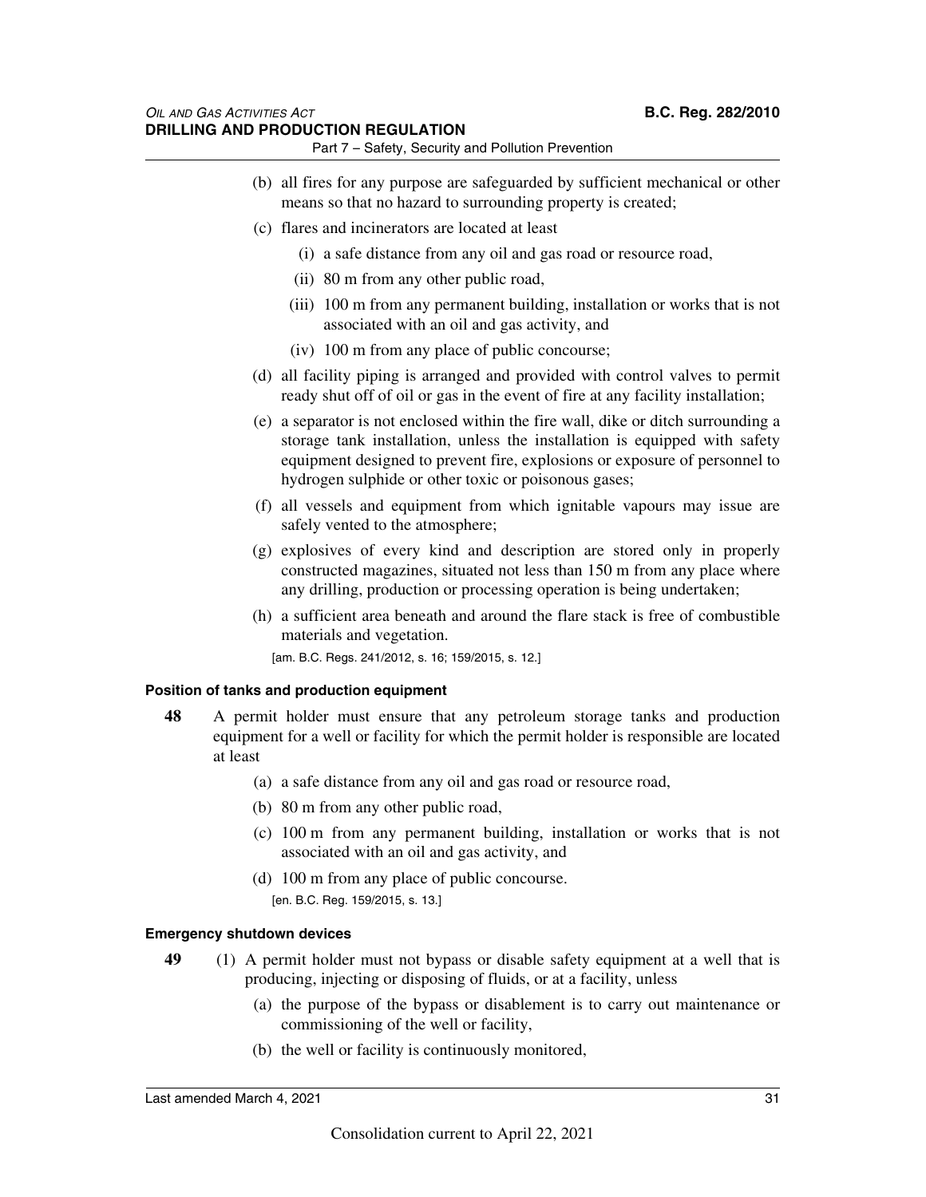(b) all fires for any purpose are safeguarded by sufficient mechanical or other means so that no hazard to surrounding property is created;

(c) flares and incinerators are located at least

(i) a safe distance from any oil and gas road or resource road,

(ii) 80 m from any other public road,

(iii) 100 m from any permanent building, installation or works that is not associated with an oil and gas activity, and

(iv) 100 m from any place of public concourse;

(d) all facility piping is arranged and provided with control valves to permit ready shut off of oil or gas in the event of fire at any facility installation;

(e) a separator is not enclosed within the fire wall, dike or ditch surrounding a storage tank installation, unless the installation is equipped with safety equipment designed to prevent fire, explosions or exposure of personnel to hydrogen sulphide or other toxic or poisonous gases;

(f) all vessels and equipment from which ignitable vapours may issue are safely vented to the atmosphere;

(g) explosives of every kind and description are stored only in properly constructed magazines, situated not less than 150 m from any place where any drilling, production or processing operation is being undertaken;

(h) a sufficient area beneath and around the flare stack is free of combustible materials and vegetation.

[am. B.C. Regs. 241/2012, s. 16; 159/2015, s. 12.]

#### Position of tanks and production equipment

**48** A permit holder must ensure that any petroleum storage tanks and production equipment for a well or facility for which the permit holder is responsible are located at least

(a) a safe distance from any oil and gas road or resource road,

(b) 80 m from any other public road,

(c) 100 m from any permanent building, installation or works that is not associated with an oil and gas activity, and

(d) 100 m from any place of public concourse.

[en. B.C. Reg. 159/2015, s. 13.]

#### Emergency shutdown devices

**49** (1) A permit holder must not bypass or disable safety equipment at a well that is producing, injecting or disposing of fluids, or at a facility, unless

(a) the purpose of the bypass or disablement is to carry out maintenance or commissioning of the well or facility,

(b) the well or facility is continuously monitored,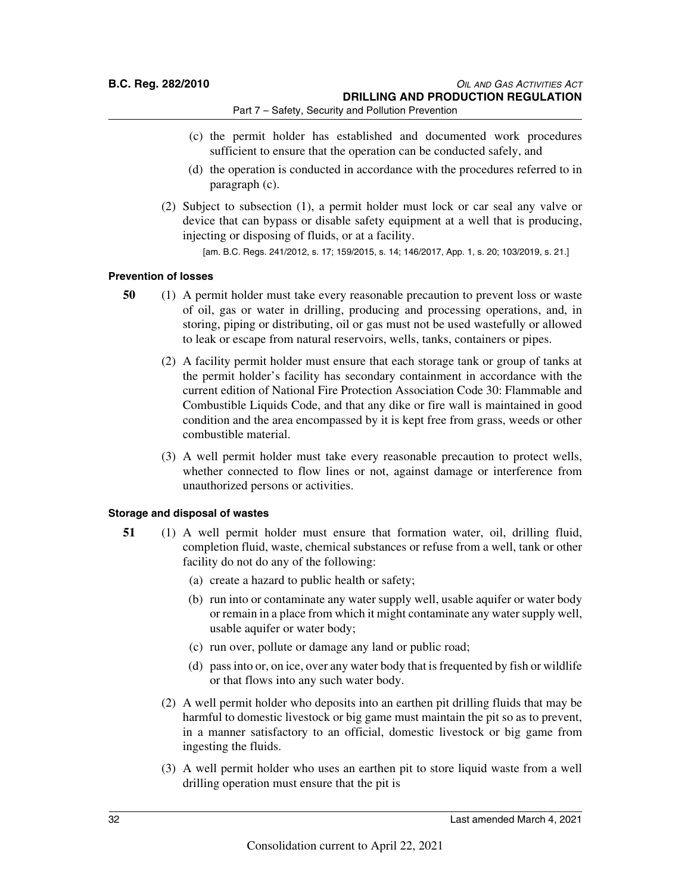(c) the permit holder has established and documented work procedures sufficient to ensure that the operation can be conducted safely, and

(d) the operation is conducted in accordance with the procedures referred to in paragraph (c).

(2) Subject to subsection (1), a permit holder must lock or car seal any valve or device that can bypass or disable safety equipment at a well that is producing, injecting or disposing of fluids, or at a facility.

[am. B.C. Regs. 241/2012, s. 17; 159/2015, s. 14; 146/2017, App. 1, s. 20; 103/2019, s. 21.]

### Prevention of losses

**50** (1) A permit holder must take every reasonable precaution to prevent loss or waste of oil, gas or water in drilling, producing and processing operations, and, in storing, piping or distributing, oil or gas must not be used wastefully or allowed to leak or escape from natural reservoirs, wells, tanks, containers or pipes.

(2) A facility permit holder must ensure that each storage tank or group of tanks at the permit holder's facility has secondary containment in accordance with the current edition of National Fire Protection Association Code 30: Flammable and Combustible Liquids Code, and that any dike or fire wall is maintained in good condition and the area encompassed by it is kept free from grass, weeds or other combustible material.

(3) A well permit holder must take every reasonable precaution to protect wells, whether connected to flow lines or not, against damage or interference from unauthorized persons or activities.

### Storage and disposal of wastes

**51** (1) A well permit holder must ensure that formation water, oil, drilling fluid, completion fluid, waste, chemical substances or refuse from a well, tank or other facility do not do any of the following:

(a) create a hazard to public health or safety;

(b) run into or contaminate any water supply well, usable aquifer or water body or remain in a place from which it might contaminate any water supply well, usable aquifer or water body;

(c) run over, pollute or damage any land or public road;

(d) pass into or, on ice, over any water body that is frequented by fish or wildlife or that flows into any such water body.

(2) A well permit holder who deposits into an earthen pit drilling fluids that may be harmful to domestic livestock or big game must maintain the pit so as to prevent, in a manner satisfactory to an official, domestic livestock or big game from ingesting the fluids.

(3) A well permit holder who uses an earthen pit to store liquid waste from a well drilling operation must ensure that the pit is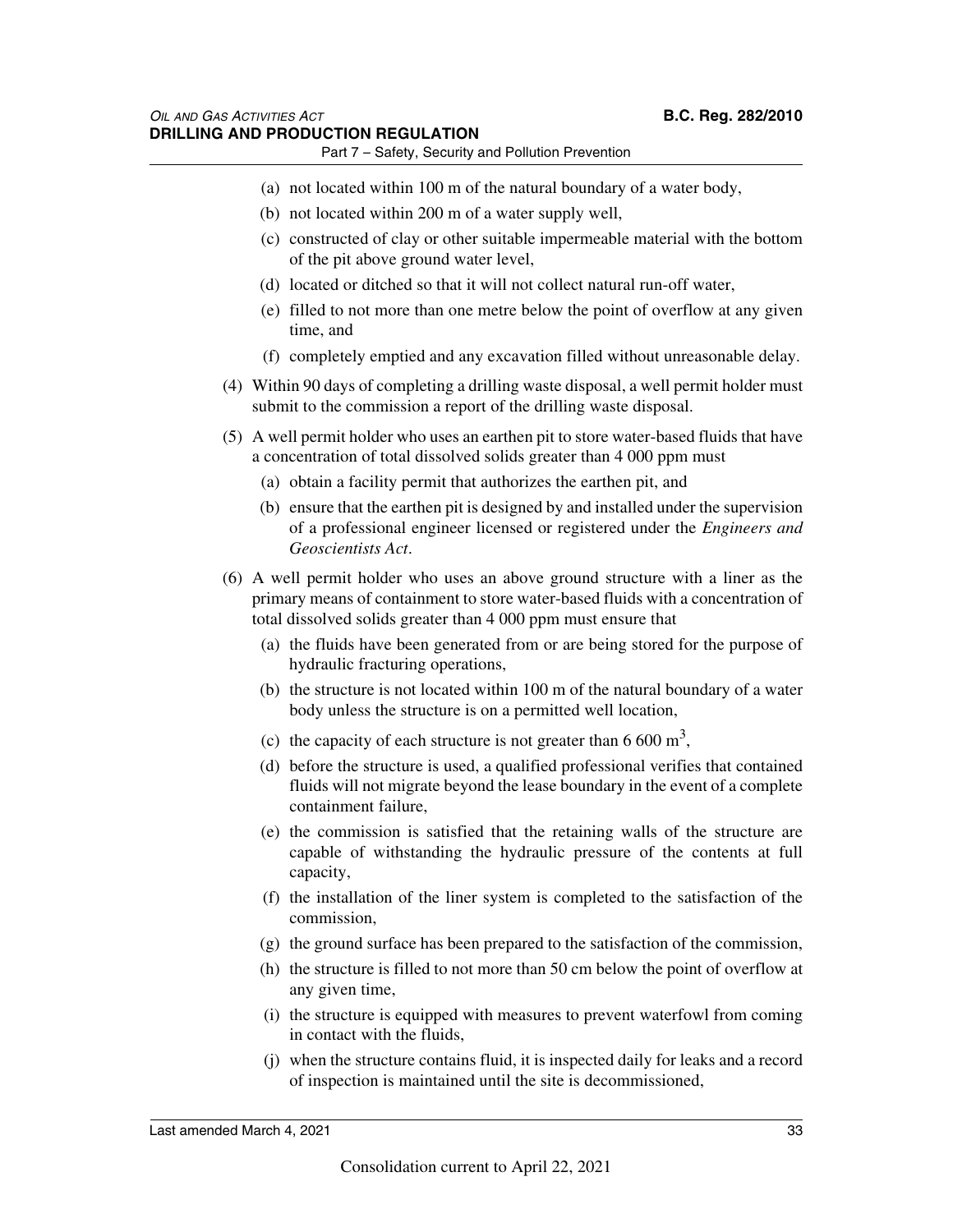(a) not located within 100 m of the natural boundary of a water body,

(b) not located within 200 m of a water supply well,

(c) constructed of clay or other suitable impermeable material with the bottom of the pit above ground water level,

(d) located or ditched so that it will not collect natural run-off water,

(e) filled to not more than one metre below the point of overflow at any given time, and

(f) completely emptied and any excavation filled without unreasonable delay.

(4) Within 90 days of completing a drilling waste disposal, a well permit holder must submit to the commission a report of the drilling waste disposal.

(5) A well permit holder who uses an earthen pit to store water-based fluids that have a concentration of total dissolved solids greater than 4 000 ppm must

(a) obtain a facility permit that authorizes the earthen pit, and

(b) ensure that the earthen pit is designed by and installed under the supervision of a professional engineer licensed or registered under the *Engineers and Geoscientists Act*.

(6) A well permit holder who uses an above ground structure with a liner as the primary means of containment to store water-based fluids with a concentration of total dissolved solids greater than 4 000 ppm must ensure that

(a) the fluids have been generated from or are being stored for the purpose of hydraulic fracturing operations,

(b) the structure is not located within 100 m of the natural boundary of a water body unless the structure is on a permitted well location,

(c) the capacity of each structure is not greater than 6 600 $m^3$,

(d) before the structure is used, a qualified professional verifies that contained fluids will not migrate beyond the lease boundary in the event of a complete containment failure,

(e) the commission is satisfied that the retaining walls of the structure are capable of withstanding the hydraulic pressure of the contents at full capacity,

(f) the installation of the liner system is completed to the satisfaction of the commission,

(g) the ground surface has been prepared to the satisfaction of the commission,

(h) the structure is filled to not more than 50 cm below the point of overflow at any given time,

(i) the structure is equipped with measures to prevent waterfowl from coming in contact with the fluids,

(j) when the structure contains fluid, it is inspected daily for leaks and a record of inspection is maintained until the site is decommissioned,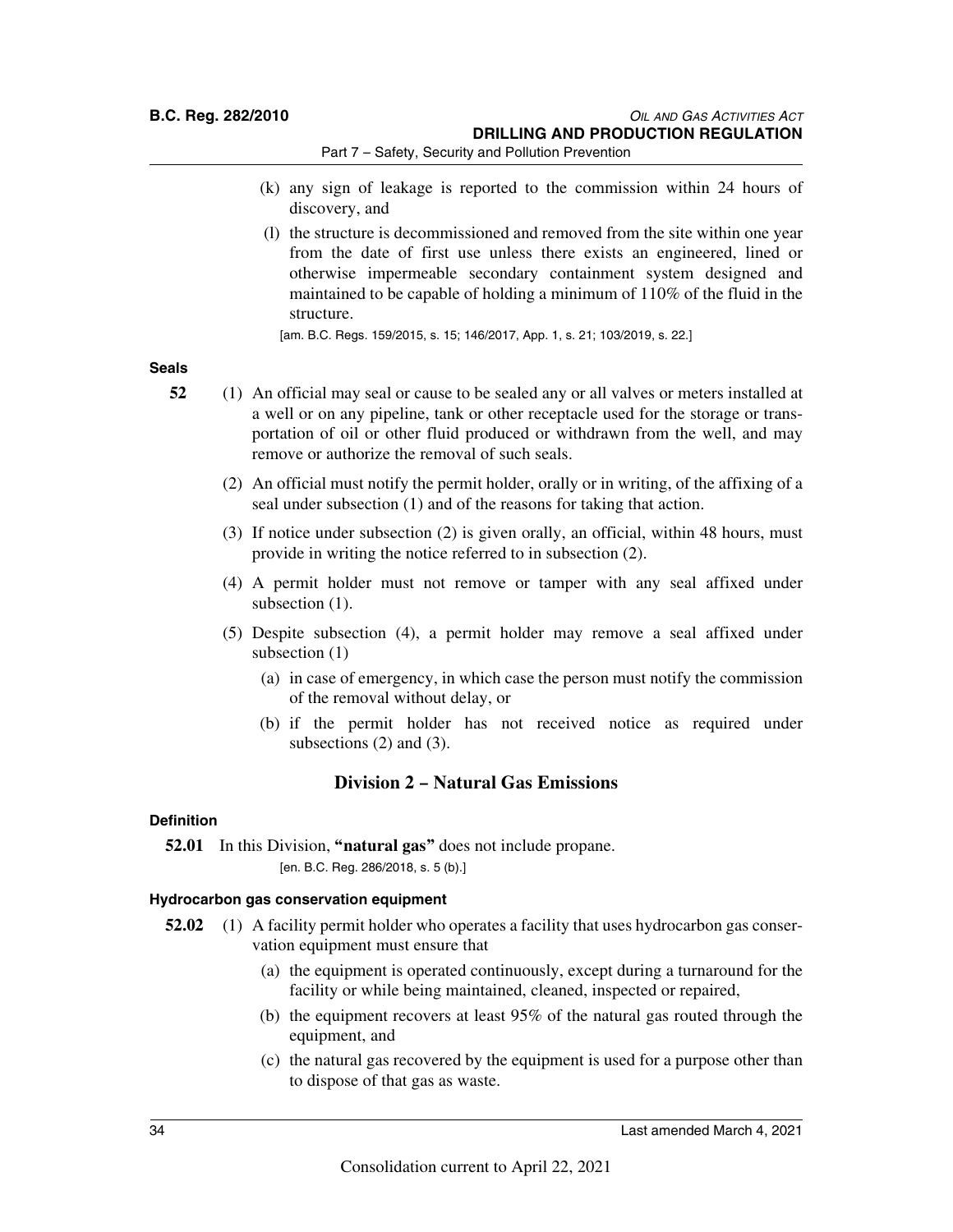(k) any sign of leakage is reported to the commission within 24 hours of discovery, and

(l) the structure is decommissioned and removed from the site within one year from the date of first use unless there exists an engineered, lined or otherwise impermeable secondary containment system designed and maintained to be capable of holding a minimum of 110% of the fluid in the structure.

[am. B.C. Regs. 159/2015, s. 15; 146/2017, App. 1, s. 21; 103/2019, s. 22.]

**Seals**

**52** (1) An official may seal or cause to be sealed any or all valves or meters installed at a well or on any pipeline, tank or other receptacle used for the storage or transportation of oil or other fluid produced or withdrawn from the well, and may remove or authorize the removal of such seals.

(2) An official must notify the permit holder, orally or in writing, of the affixing of a seal under subsection (1) and of the reasons for taking that action.

(3) If notice under subsection (2) is given orally, an official, within 48 hours, must provide in writing the notice referred to in subsection (2).

(4) A permit holder must not remove or tamper with any seal affixed under subsection (1).

(5) Despite subsection (4), a permit holder may remove a seal affixed under subsection (1)

(a) in case of emergency, in which case the person must notify the commission of the removal without delay, or

(b) if the permit holder has not received notice as required under subsections (2) and (3).

## Division 2 – Natural Gas Emissions

**Definition**

**52.01** In this Division, **"natural gas"** does not include propane.

[en. B.C. Reg. 286/2018, s. 5 (b).]

**Hydrocarbon gas conservation equipment**

**52.02** (1) A facility permit holder who operates a facility that uses hydrocarbon gas conservation equipment must ensure that

(a) the equipment is operated continuously, except during a turnaround for the facility or while being maintained, cleaned, inspected or repaired,

(b) the equipment recovers at least 95% of the natural gas routed through the equipment, and

(c) the natural gas recovered by the equipment is used for a purpose other than to dispose of that gas as waste.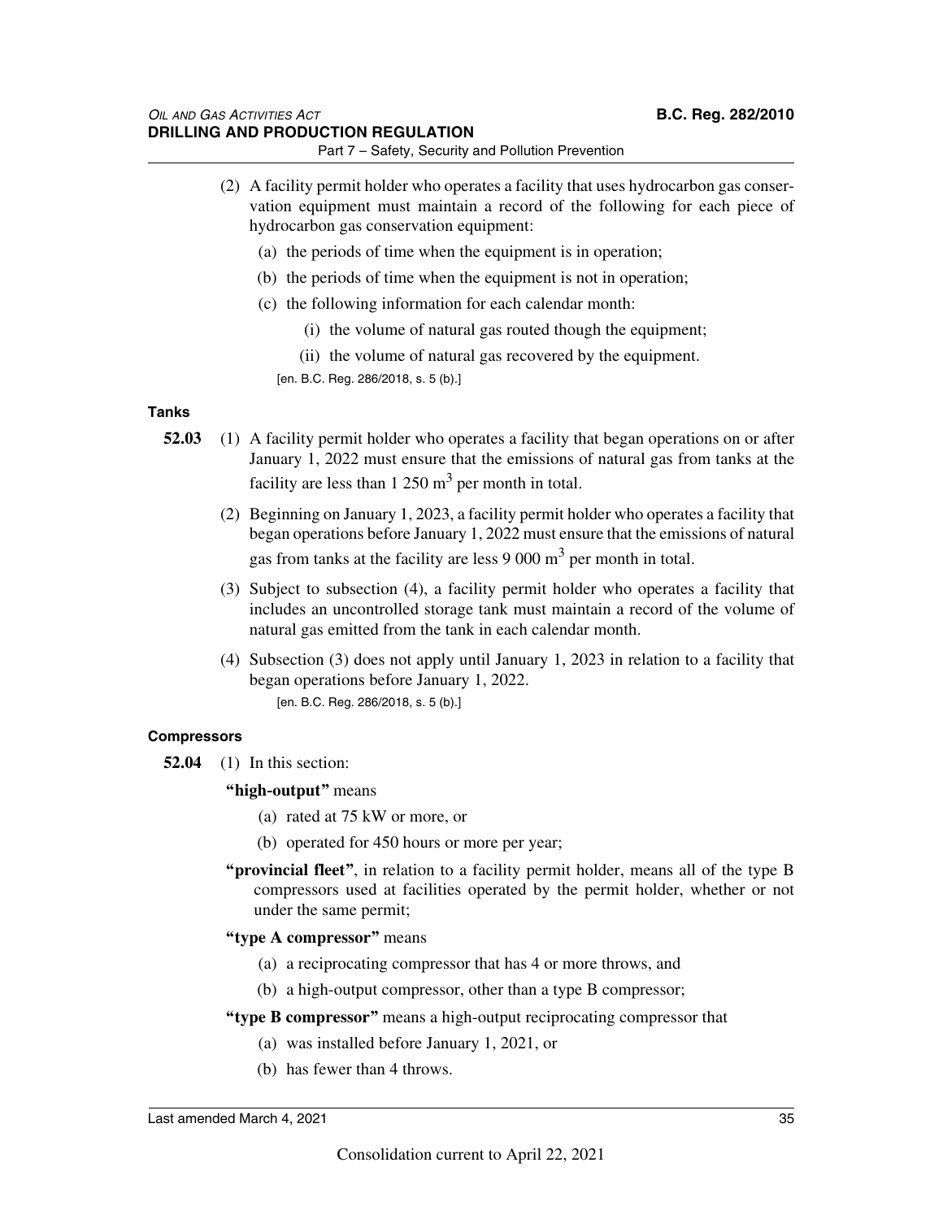(2) A facility permit holder who operates a facility that uses hydrocarbon gas conservation equipment must maintain a record of the following for each piece of hydrocarbon gas conservation equipment:

(a) the periods of time when the equipment is in operation;

(b) the periods of time when the equipment is not in operation;

(c) the following information for each calendar month:

(i) the volume of natural gas routed though the equipment;

(ii) the volume of natural gas recovered by the equipment.

[en. B.C. Reg. 286/2018, s. 5 (b).]

**Tanks**

**52.03** (1) A facility permit holder who operates a facility that began operations on or after January 1, 2022 must ensure that the emissions of natural gas from tanks at the facility are less than 1 250 $m^3$ per month in total.

(2) Beginning on January 1, 2023, a facility permit holder who operates a facility that began operations before January 1, 2022 must ensure that the emissions of natural gas from tanks at the facility are less 9 000 $m^3$ per month in total.

(3) Subject to subsection (4), a facility permit holder who operates a facility that includes an uncontrolled storage tank must maintain a record of the volume of natural gas emitted from the tank in each calendar month.

(4) Subsection (3) does not apply until January 1, 2023 in relation to a facility that began operations before January 1, 2022.

[en. B.C. Reg. 286/2018, s. 5 (b).]

**Compressors**

**52.04** (1) In this section:

**"high-output"** means

(a) rated at 75 kW or more, or

(b) operated for 450 hours or more per year;

**"provincial fleet"**, in relation to a facility permit holder, means all of the type B compressors used at facilities operated by the permit holder, whether or not under the same permit;

**"type A compressor"** means

(a) a reciprocating compressor that has 4 or more throws, and

(b) a high-output compressor, other than a type B compressor;

**"type B compressor"** means a high-output reciprocating compressor that

(a) was installed before January 1, 2021, or

(b) has fewer than 4 throws.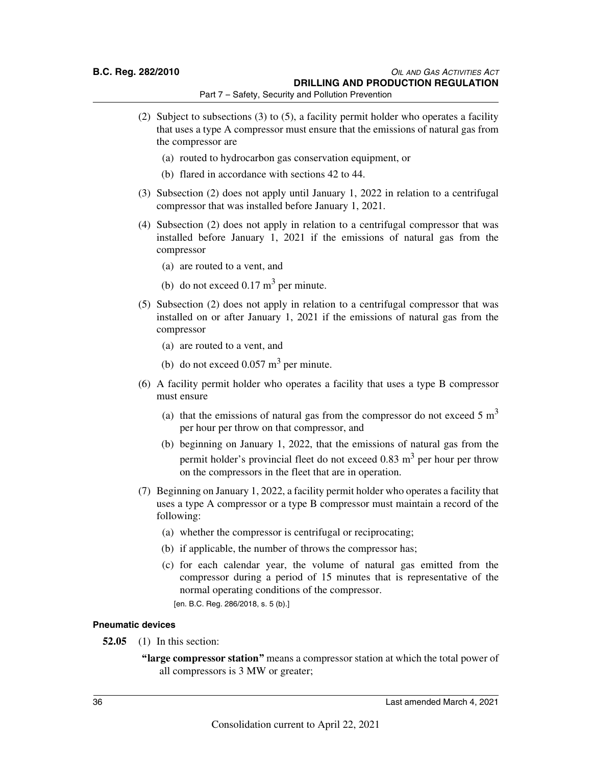(2) Subject to subsections (3) to (5), a facility permit holder who operates a facility that uses a type A compressor must ensure that the emissions of natural gas from the compressor are

(a) routed to hydrocarbon gas conservation equipment, or

(b) flared in accordance with sections 42 to 44.

(3) Subsection (2) does not apply until January 1, 2022 in relation to a centrifugal compressor that was installed before January 1, 2021.

(4) Subsection (2) does not apply in relation to a centrifugal compressor that was installed before January 1, 2021 if the emissions of natural gas from the compressor

(a) are routed to a vent, and

(b) do not exceed 0.17 $m^3$ per minute.

(5) Subsection (2) does not apply in relation to a centrifugal compressor that was installed on or after January 1, 2021 if the emissions of natural gas from the compressor

(a) are routed to a vent, and

(b) do not exceed 0.057 $m^3$ per minute.

(6) A facility permit holder who operates a facility that uses a type B compressor must ensure

(a) that the emissions of natural gas from the compressor do not exceed 5 $m^3$ per hour per throw on that compressor, and

(b) beginning on January 1, 2022, that the emissions of natural gas from the permit holder's provincial fleet do not exceed 0.83 $m^3$ per hour per throw on the compressors in the fleet that are in operation.

(7) Beginning on January 1, 2022, a facility permit holder who operates a facility that uses a type A compressor or a type B compressor must maintain a record of the following:

(a) whether the compressor is centrifugal or reciprocating;

(b) if applicable, the number of throws the compressor has;

(c) for each calendar year, the volume of natural gas emitted from the compressor during a period of 15 minutes that is representative of the normal operating conditions of the compressor.

[en. B.C. Reg. 286/2018, s. 5 (b).]

#### Pneumatic devices

**52.05** (1) In this section:

**"large compressor station"** means a compressor station at which the total power of all compressors is 3 MW or greater;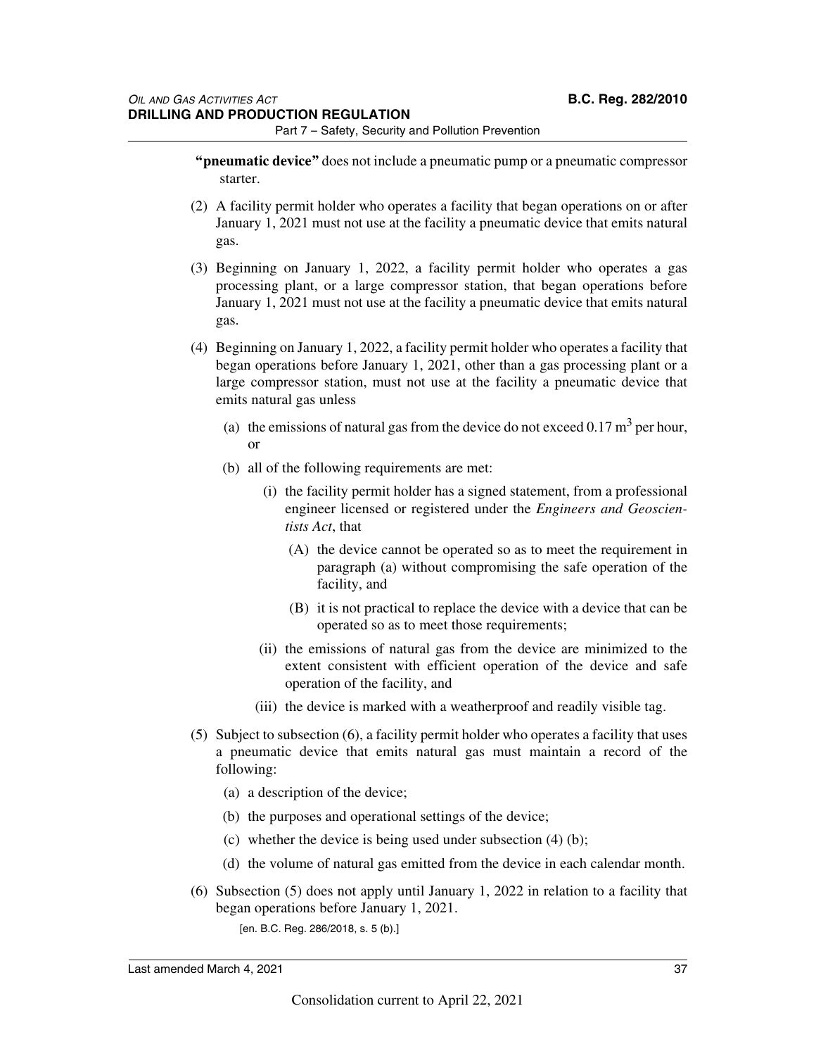**"pneumatic device"** does not include a pneumatic pump or a pneumatic compressor starter.

(2) A facility permit holder who operates a facility that began operations on or after January 1, 2021 must not use at the facility a pneumatic device that emits natural gas.

(3) Beginning on January 1, 2022, a facility permit holder who operates a gas processing plant, or a large compressor station, that began operations before January 1, 2021 must not use at the facility a pneumatic device that emits natural gas.

(4) Beginning on January 1, 2022, a facility permit holder who operates a facility that began operations before January 1, 2021, other than a gas processing plant or a large compressor station, must not use at the facility a pneumatic device that emits natural gas unless

- (a) the emissions of natural gas from the device do not exceed 0.17 $m^3$ per hour, or
- (b) all of the following requirements are met:
  - (i) the facility permit holder has a signed statement, from a professional engineer licensed or registered under the *Engineers and Geoscientists Act*, that
    - (A) the device cannot be operated so as to meet the requirement in paragraph (a) without compromising the safe operation of the facility, and
    - (B) it is not practical to replace the device with a device that can be operated so as to meet those requirements;
  - (ii) the emissions of natural gas from the device are minimized to the extent consistent with efficient operation of the device and safe operation of the facility, and
  - (iii) the device is marked with a weatherproof and readily visible tag.

(5) Subject to subsection (6), a facility permit holder who operates a facility that uses a pneumatic device that emits natural gas must maintain a record of the following:

- (a) a description of the device;
- (b) the purposes and operational settings of the device;
- (c) whether the device is being used under subsection (4) (b);
- (d) the volume of natural gas emitted from the device in each calendar month.

(6) Subsection (5) does not apply until January 1, 2022 in relation to a facility that began operations before January 1, 2021.

[en. B.C. Reg. 286/2018, s. 5 (b).]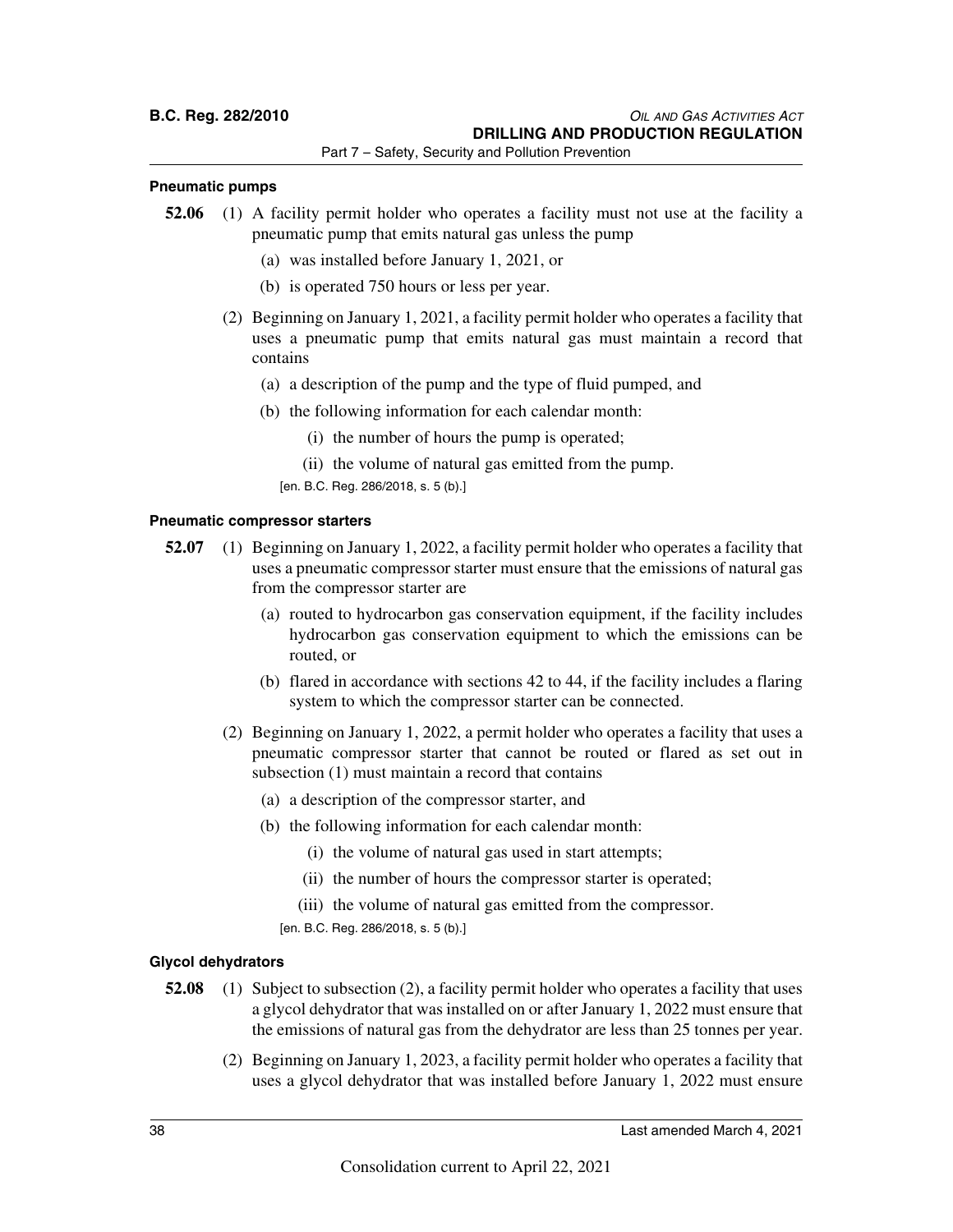#### Pneumatic pumps

**52.06** (1) A facility permit holder who operates a facility must not use at the facility a pneumatic pump that emits natural gas unless the pump

(a) was installed before January 1, 2021, or

(b) is operated 750 hours or less per year.

(2) Beginning on January 1, 2021, a facility permit holder who operates a facility that uses a pneumatic pump that emits natural gas must maintain a record that contains

(a) a description of the pump and the type of fluid pumped, and

(b) the following information for each calendar month:

(i) the number of hours the pump is operated;

(ii) the volume of natural gas emitted from the pump.

[en. B.C. Reg. 286/2018, s. 5 (b).]

#### Pneumatic compressor starters

**52.07** (1) Beginning on January 1, 2022, a facility permit holder who operates a facility that uses a pneumatic compressor starter must ensure that the emissions of natural gas from the compressor starter are

(a) routed to hydrocarbon gas conservation equipment, if the facility includes hydrocarbon gas conservation equipment to which the emissions can be routed, or

(b) flared in accordance with sections 42 to 44, if the facility includes a flaring system to which the compressor starter can be connected.

(2) Beginning on January 1, 2022, a permit holder who operates a facility that uses a pneumatic compressor starter that cannot be routed or flared as set out in subsection (1) must maintain a record that contains

(a) a description of the compressor starter, and

(b) the following information for each calendar month:

(i) the volume of natural gas used in start attempts;

(ii) the number of hours the compressor starter is operated;

(iii) the volume of natural gas emitted from the compressor.

[en. B.C. Reg. 286/2018, s. 5 (b).]

#### Glycol dehydrators

**52.08** (1) Subject to subsection (2), a facility permit holder who operates a facility that uses a glycol dehydrator that was installed on or after January 1, 2022 must ensure that the emissions of natural gas from the dehydrator are less than 25 tonnes per year.

(2) Beginning on January 1, 2023, a facility permit holder who operates a facility that uses a glycol dehydrator that was installed before January 1, 2022 must ensure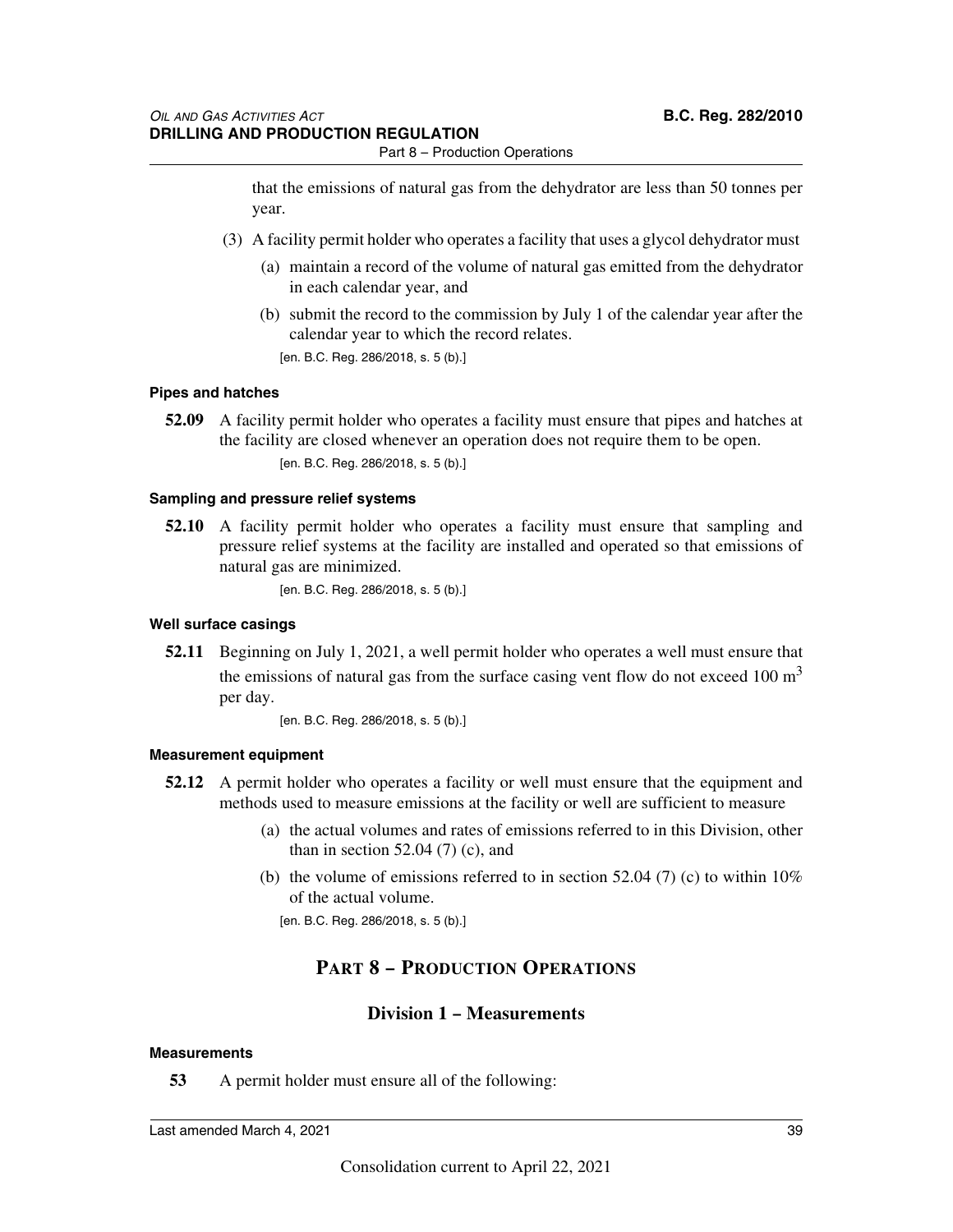that the emissions of natural gas from the dehydrator are less than 50 tonnes per year.

(3) A facility permit holder who operates a facility that uses a glycol dehydrator must

(a) maintain a record of the volume of natural gas emitted from the dehydrator in each calendar year, and

(b) submit the record to the commission by July 1 of the calendar year after the calendar year to which the record relates.

[en. B.C. Reg. 286/2018, s. 5 (b).]

#### Pipes and hatches

**52.09** A facility permit holder who operates a facility must ensure that pipes and hatches at the facility are closed whenever an operation does not require them to be open.

[en. B.C. Reg. 286/2018, s. 5 (b).]

#### Sampling and pressure relief systems

**52.10** A facility permit holder who operates a facility must ensure that sampling and pressure relief systems at the facility are installed and operated so that emissions of natural gas are minimized.

[en. B.C. Reg. 286/2018, s. 5 (b).]

#### Well surface casings

**52.11** Beginning on July 1, 2021, a well permit holder who operates a well must ensure that the emissions of natural gas from the surface casing vent flow do not exceed 100 $m^3$ per day.

[en. B.C. Reg. 286/2018, s. 5 (b).]

#### Measurement equipment

**52.12** A permit holder who operates a facility or well must ensure that the equipment and methods used to measure emissions at the facility or well are sufficient to measure

(a) the actual volumes and rates of emissions referred to in this Division, other than in section 52.04 (7) (c), and

(b) the volume of emissions referred to in section 52.04 (7) (c) to within 10% of the actual volume.

[en. B.C. Reg. 286/2018, s. 5 (b).]

## PART 8 – PRODUCTION OPERATIONS

### Division 1 – Measurements

#### Measurements

**53** A permit holder must ensure all of the following: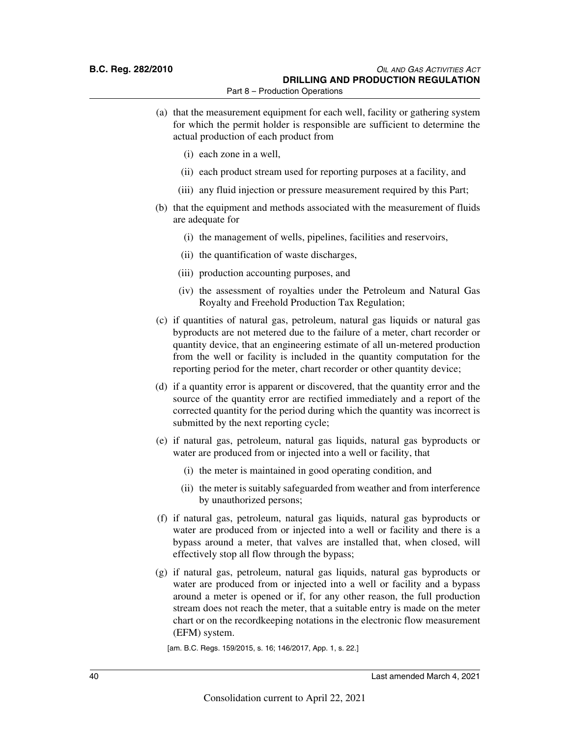(a) that the measurement equipment for each well, facility or gathering system for which the permit holder is responsible are sufficient to determine the actual production of each product from

(i) each zone in a well,

(ii) each product stream used for reporting purposes at a facility, and

(iii) any fluid injection or pressure measurement required by this Part;

(b) that the equipment and methods associated with the measurement of fluids are adequate for

(i) the management of wells, pipelines, facilities and reservoirs,

(ii) the quantification of waste discharges,

(iii) production accounting purposes, and

(iv) the assessment of royalties under the Petroleum and Natural Gas Royalty and Freehold Production Tax Regulation;

(c) if quantities of natural gas, petroleum, natural gas liquids or natural gas byproducts are not metered due to the failure of a meter, chart recorder or quantity device, that an engineering estimate of all un-metered production from the well or facility is included in the quantity computation for the reporting period for the meter, chart recorder or other quantity device;

(d) if a quantity error is apparent or discovered, that the quantity error and the source of the quantity error are rectified immediately and a report of the corrected quantity for the period during which the quantity was incorrect is submitted by the next reporting cycle;

(e) if natural gas, petroleum, natural gas liquids, natural gas byproducts or water are produced from or injected into a well or facility, that

(i) the meter is maintained in good operating condition, and

(ii) the meter is suitably safeguarded from weather and from interference by unauthorized persons;

(f) if natural gas, petroleum, natural gas liquids, natural gas byproducts or water are produced from or injected into a well or facility and there is a bypass around a meter, that valves are installed that, when closed, will effectively stop all flow through the bypass;

(g) if natural gas, petroleum, natural gas liquids, natural gas byproducts or water are produced from or injected into a well or facility and a bypass around a meter is opened or if, for any other reason, the full production stream does not reach the meter, that a suitable entry is made on the meter chart or on the recordkeeping notations in the electronic flow measurement (EFM) system.

[am. B.C. Regs. 159/2015, s. 16; 146/2017, App. 1, s. 22.]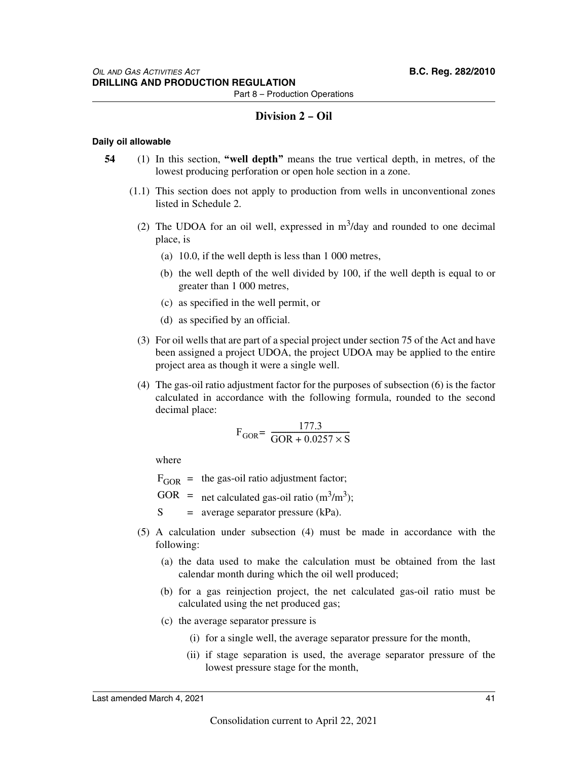## Division 2 – Oil

**Daily oil allowable**

**54** (1) In this section, **"well depth"** means the true vertical depth, in metres, of the lowest producing perforation or open hole section in a zone.

(1.1) This section does not apply to production from wells in unconventional zones listed in Schedule 2.

(2) The UDOA for an oil well, expressed in $m^3$/day and rounded to one decimal place, is

(a) 10.0, if the well depth is less than 1 000 metres,

(b) the well depth of the well divided by 100, if the well depth is equal to or greater than 1 000 metres,

(c) as specified in the well permit, or

(d) as specified by an official.

(3) For oil wells that are part of a special project under section 75 of the Act and have been assigned a project UDOA, the project UDOA may be applied to the entire project area as though it were a single well.

(4) The gas-oil ratio adjustment factor for the purposes of subsection (6) is the factor calculated in accordance with the following formula, rounded to the second decimal place:

$$F_{GOR} = \frac{177.3}{GOR + 0.0257 \times S}$$

where

$F_{GOR}$ = the gas-oil ratio adjustment factor;

GOR = net calculated gas-oil ratio ($m^3/m^3$);

S = average separator pressure (kPa).

(5) A calculation under subsection (4) must be made in accordance with the following:

(a) the data used to make the calculation must be obtained from the last calendar month during which the oil well produced;

(b) for a gas reinjection project, the net calculated gas-oil ratio must be calculated using the net produced gas;

(c) the average separator pressure is

(i) for a single well, the average separator pressure for the month,

(ii) if stage separation is used, the average separator pressure of the lowest pressure stage for the month,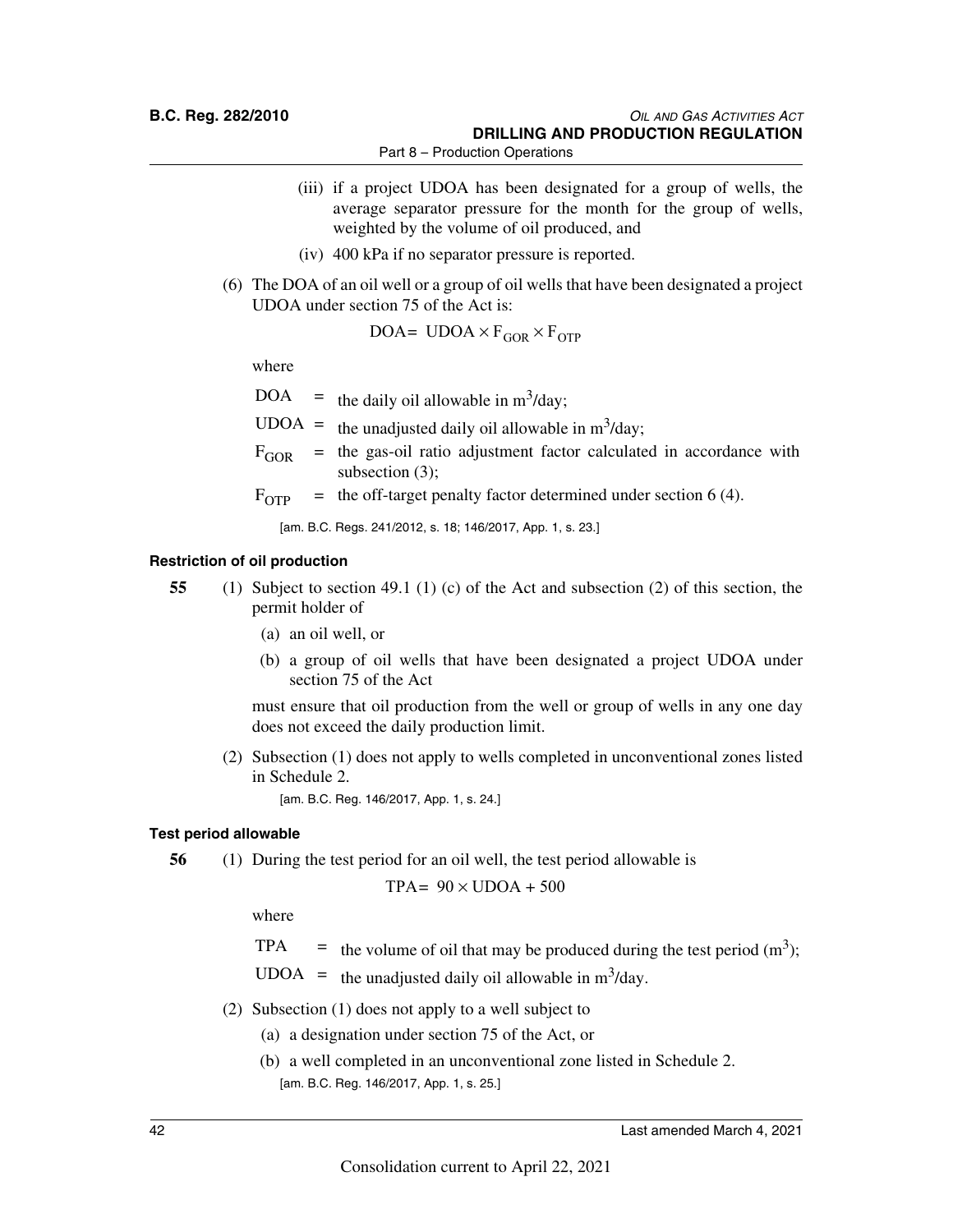(iii) if a project UDOA has been designated for a group of wells, the average separator pressure for the month for the group of wells, weighted by the volume of oil produced, and

(iv) 400 kPa if no separator pressure is reported.

(6) The DOA of an oil well or a group of oil wells that have been designated a project UDOA under section 75 of the Act is:

$$\text{DOA} = \text{UDOA} \times F_{GOR} \times F_{OTP}$$

where

DOA = the daily oil allowable in $m^3$/day;

UDOA = the unadjusted daily oil allowable in $m^3$/day;

$F_{GOR}$ = the gas-oil ratio adjustment factor calculated in accordance with subsection (3);

$F_{OTP}$ = the off-target penalty factor determined under section 6 (4).

[am. B.C. Regs. 241/2012, s. 18; 146/2017, App. 1, s. 23.]

**Restriction of oil production**

**55** (1) Subject to section 49.1 (1) (c) of the Act and subsection (2) of this section, the permit holder of

(a) an oil well, or

(b) a group of oil wells that have been designated a project UDOA under section 75 of the Act

must ensure that oil production from the well or group of wells in any one day does not exceed the daily production limit.

(2) Subsection (1) does not apply to wells completed in unconventional zones listed in Schedule 2.

[am. B.C. Reg. 146/2017, App. 1, s. 24.]

**Test period allowable**

**56** (1) During the test period for an oil well, the test period allowable is

$$\text{TPA} = 90 \times \text{UDOA} + 500$$

where

TPA = the volume of oil that may be produced during the test period ($m^3$);

UDOA = the unadjusted daily oil allowable in $m^3$/day.

(2) Subsection (1) does not apply to a well subject to

(a) a designation under section 75 of the Act, or

(b) a well completed in an unconventional zone listed in Schedule 2.

[am. B.C. Reg. 146/2017, App. 1, s. 25.]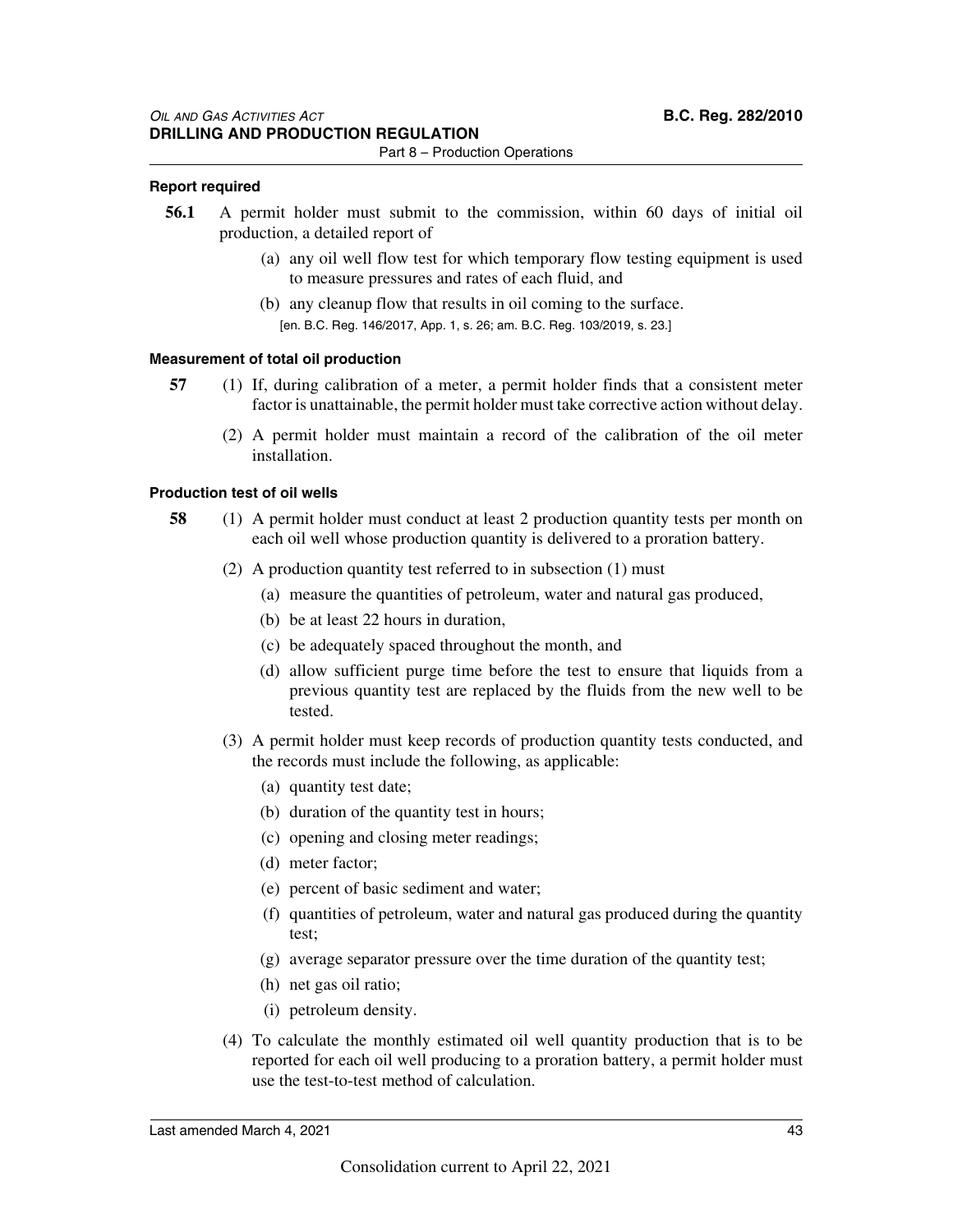**Report required**

**56.1** A permit holder must submit to the commission, within 60 days of initial oil production, a detailed report of

(a) any oil well flow test for which temporary flow testing equipment is used to measure pressures and rates of each fluid, and

(b) any cleanup flow that results in oil coming to the surface.

[en. B.C. Reg. 146/2017, App. 1, s. 26; am. B.C. Reg. 103/2019, s. 23.]

**Measurement of total oil production**

**57** (1) If, during calibration of a meter, a permit holder finds that a consistent meter factor is unattainable, the permit holder must take corrective action without delay.

(2) A permit holder must maintain a record of the calibration of the oil meter installation.

**Production test of oil wells**

**58** (1) A permit holder must conduct at least 2 production quantity tests per month on each oil well whose production quantity is delivered to a proration battery.

(2) A production quantity test referred to in subsection (1) must

(a) measure the quantities of petroleum, water and natural gas produced,

(b) be at least 22 hours in duration,

(c) be adequately spaced throughout the month, and

(d) allow sufficient purge time before the test to ensure that liquids from a previous quantity test are replaced by the fluids from the new well to be tested.

(3) A permit holder must keep records of production quantity tests conducted, and the records must include the following, as applicable:

(a) quantity test date;

(b) duration of the quantity test in hours;

(c) opening and closing meter readings;

(d) meter factor;

(e) percent of basic sediment and water;

(f) quantities of petroleum, water and natural gas produced during the quantity test;

(g) average separator pressure over the time duration of the quantity test;

(h) net gas oil ratio;

(i) petroleum density.

(4) To calculate the monthly estimated oil well quantity production that is to be reported for each oil well producing to a proration battery, a permit holder must use the test-to-test method of calculation.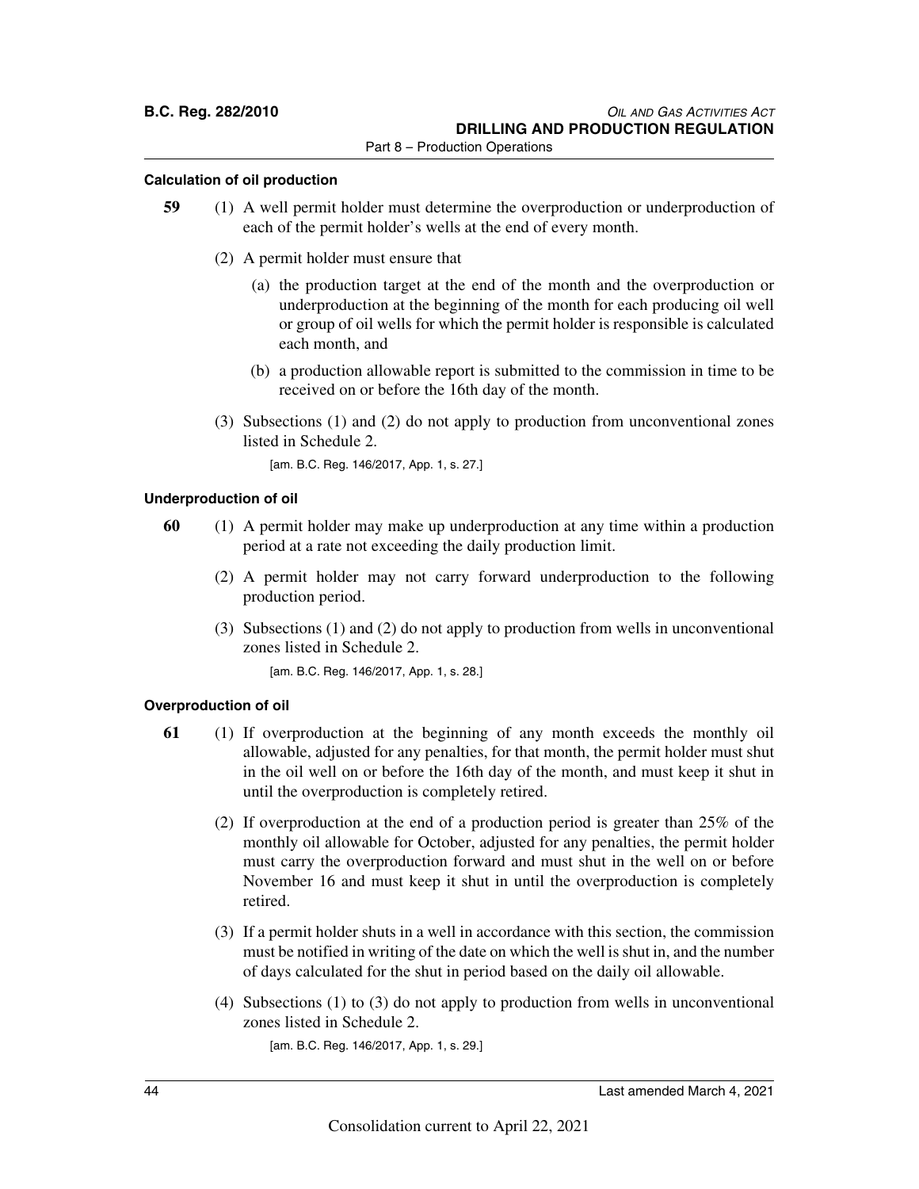### Calculation of oil production

**59** (1) A well permit holder must determine the overproduction or underproduction of each of the permit holder's wells at the end of every month.

(2) A permit holder must ensure that

(a) the production target at the end of the month and the overproduction or underproduction at the beginning of the month for each producing oil well or group of oil wells for which the permit holder is responsible is calculated each month, and

(b) a production allowable report is submitted to the commission in time to be received on or before the 16th day of the month.

(3) Subsections (1) and (2) do not apply to production from unconventional zones listed in Schedule 2.

[am. B.C. Reg. 146/2017, App. 1, s. 27.]

### Underproduction of oil

**60** (1) A permit holder may make up underproduction at any time within a production period at a rate not exceeding the daily production limit.

(2) A permit holder may not carry forward underproduction to the following production period.

(3) Subsections (1) and (2) do not apply to production from wells in unconventional zones listed in Schedule 2.

[am. B.C. Reg. 146/2017, App. 1, s. 28.]

### Overproduction of oil

**61** (1) If overproduction at the beginning of any month exceeds the monthly oil allowable, adjusted for any penalties, for that month, the permit holder must shut in the oil well on or before the 16th day of the month, and must keep it shut in until the overproduction is completely retired.

(2) If overproduction at the end of a production period is greater than 25% of the monthly oil allowable for October, adjusted for any penalties, the permit holder must carry the overproduction forward and must shut in the well on or before November 16 and must keep it shut in until the overproduction is completely retired.

(3) If a permit holder shuts in a well in accordance with this section, the commission must be notified in writing of the date on which the well is shut in, and the number of days calculated for the shut in period based on the daily oil allowable.

(4) Subsections (1) to (3) do not apply to production from wells in unconventional zones listed in Schedule 2.

[am. B.C. Reg. 146/2017, App. 1, s. 29.]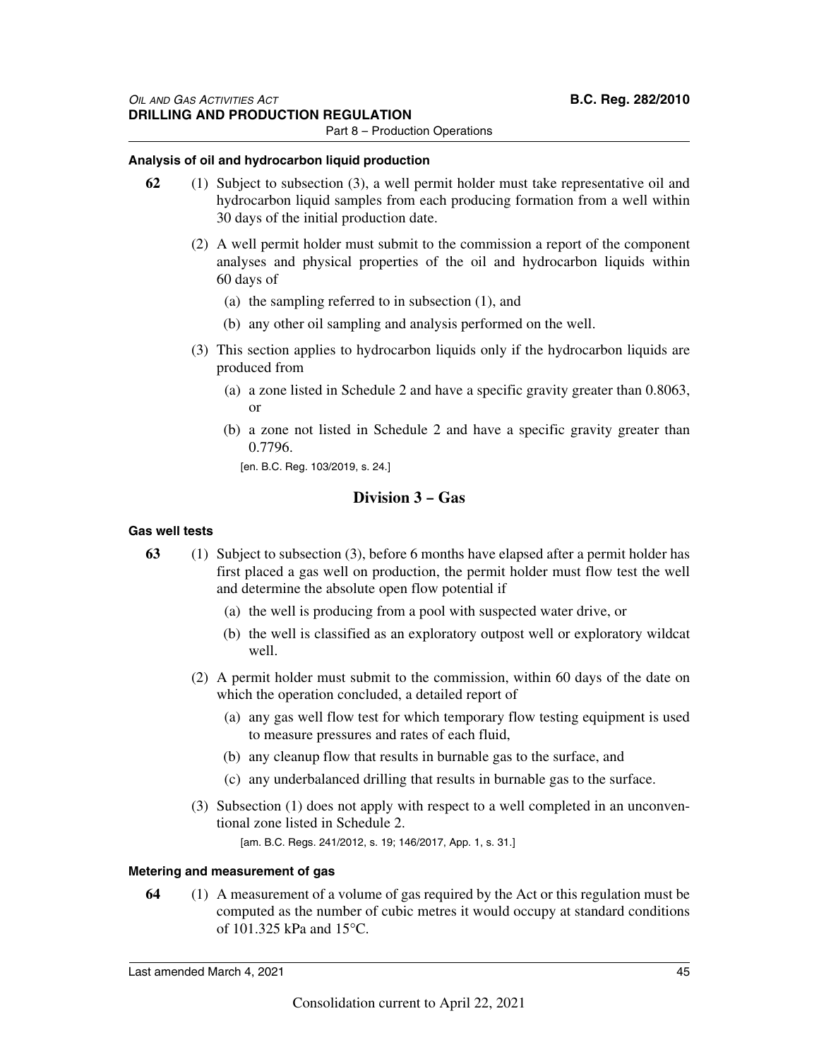#### Analysis of oil and hydrocarbon liquid production

**62** (1) Subject to subsection (3), a well permit holder must take representative oil and hydrocarbon liquid samples from each producing formation from a well within 30 days of the initial production date.

(2) A well permit holder must submit to the commission a report of the component analyses and physical properties of the oil and hydrocarbon liquids within 60 days of

(a) the sampling referred to in subsection (1), and

(b) any other oil sampling and analysis performed on the well.

(3) This section applies to hydrocarbon liquids only if the hydrocarbon liquids are produced from

(a) a zone listed in Schedule 2 and have a specific gravity greater than 0.8063, or

(b) a zone not listed in Schedule 2 and have a specific gravity greater than 0.7796.

[en. B.C. Reg. 103/2019, s. 24.]

## Division 3 – Gas

#### Gas well tests

**63** (1) Subject to subsection (3), before 6 months have elapsed after a permit holder has first placed a gas well on production, the permit holder must flow test the well and determine the absolute open flow potential if

(a) the well is producing from a pool with suspected water drive, or

(b) the well is classified as an exploratory outpost well or exploratory wildcat well.

(2) A permit holder must submit to the commission, within 60 days of the date on which the operation concluded, a detailed report of

(a) any gas well flow test for which temporary flow testing equipment is used to measure pressures and rates of each fluid,

(b) any cleanup flow that results in burnable gas to the surface, and

(c) any underbalanced drilling that results in burnable gas to the surface.

(3) Subsection (1) does not apply with respect to a well completed in an unconventional zone listed in Schedule 2.

[am. B.C. Regs. 241/2012, s. 19; 146/2017, App. 1, s. 31.]

#### Metering and measurement of gas

**64** (1) A measurement of a volume of gas required by the Act or this regulation must be computed as the number of cubic metres it would occupy at standard conditions of 101.325 kPa and 15°C.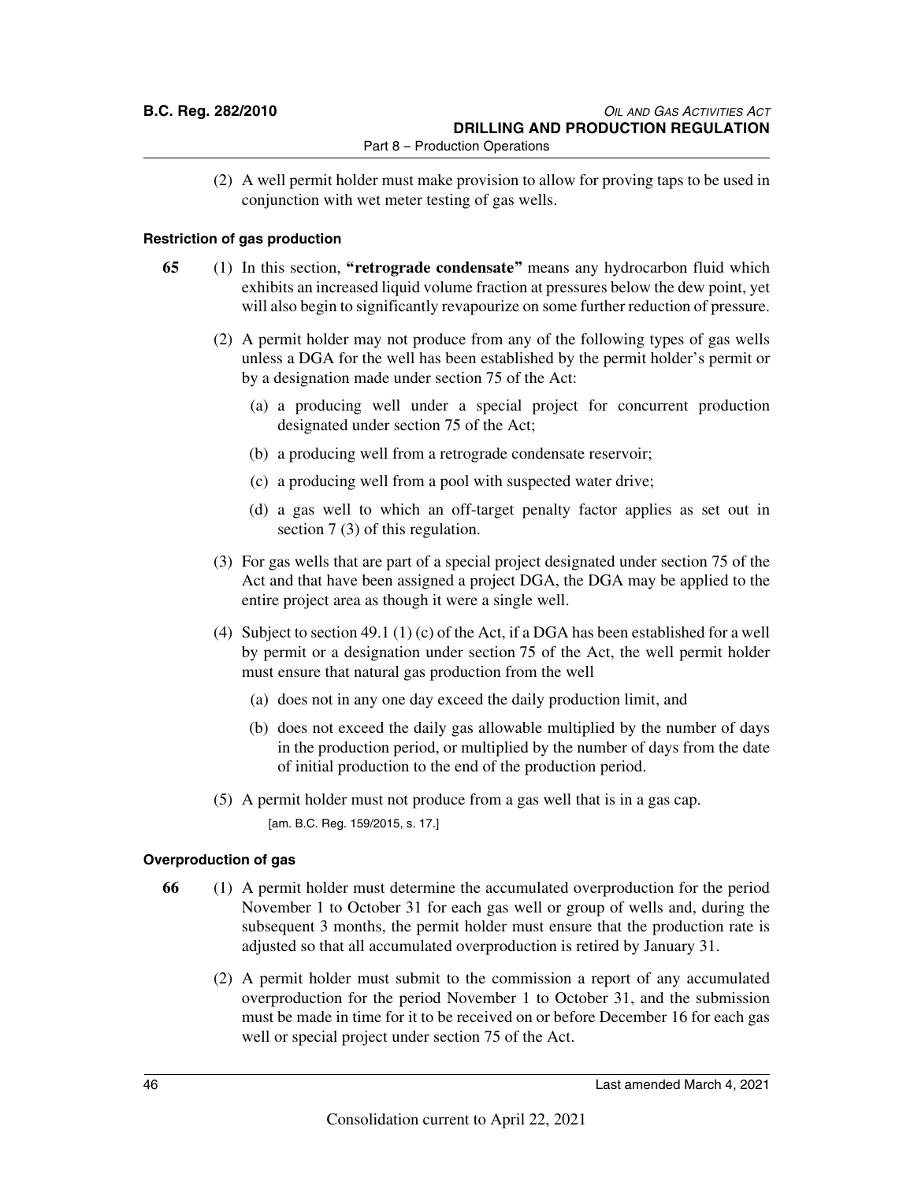(2) A well permit holder must make provision to allow for proving taps to be used in conjunction with wet meter testing of gas wells.

#### Restriction of gas production

**65** (1) In this section, **"retrograde condensate"** means any hydrocarbon fluid which exhibits an increased liquid volume fraction at pressures below the dew point, yet will also begin to significantly revapourize on some further reduction of pressure.

(2) A permit holder may not produce from any of the following types of gas wells unless a DGA for the well has been established by the permit holder's permit or by a designation made under section 75 of the Act:

(a) a producing well under a special project for concurrent production designated under section 75 of the Act;

(b) a producing well from a retrograde condensate reservoir;

(c) a producing well from a pool with suspected water drive;

(d) a gas well to which an off-target penalty factor applies as set out in section 7 (3) of this regulation.

(3) For gas wells that are part of a special project designated under section 75 of the Act and that have been assigned a project DGA, the DGA may be applied to the entire project area as though it were a single well.

(4) Subject to section 49.1 (1) (c) of the Act, if a DGA has been established for a well by permit or a designation under section 75 of the Act, the well permit holder must ensure that natural gas production from the well

(a) does not in any one day exceed the daily production limit, and

(b) does not exceed the daily gas allowable multiplied by the number of days in the production period, or multiplied by the number of days from the date of initial production to the end of the production period.

(5) A permit holder must not produce from a gas well that is in a gas cap.

[am. B.C. Reg. 159/2015, s. 17.]

#### Overproduction of gas

**66** (1) A permit holder must determine the accumulated overproduction for the period November 1 to October 31 for each gas well or group of wells and, during the subsequent 3 months, the permit holder must ensure that the production rate is adjusted so that all accumulated overproduction is retired by January 31.

(2) A permit holder must submit to the commission a report of any accumulated overproduction for the period November 1 to October 31, and the submission must be made in time for it to be received on or before December 16 for each gas well or special project under section 75 of the Act.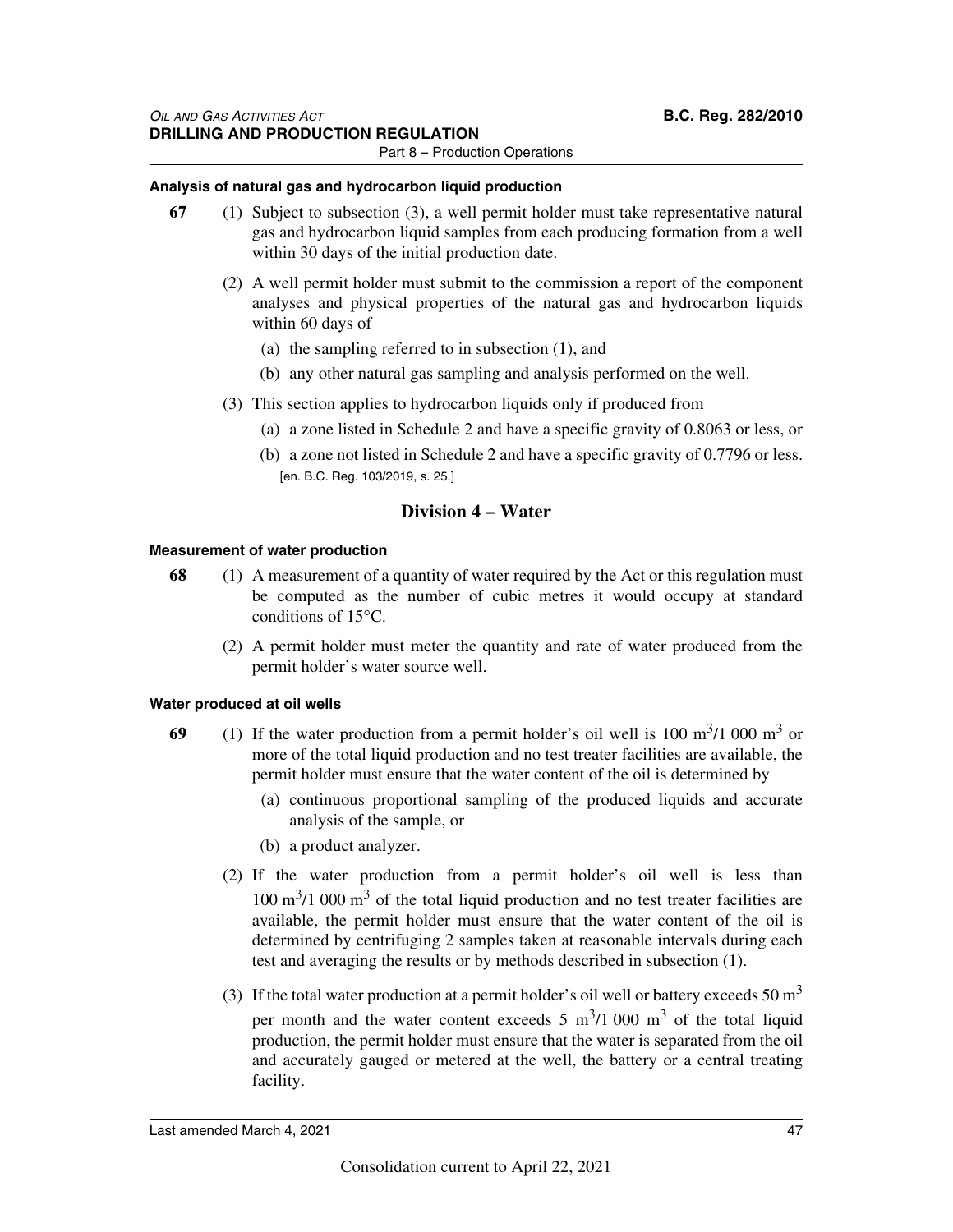**Analysis of natural gas and hydrocarbon liquid production**

**67** (1) Subject to subsection (3), a well permit holder must take representative natural gas and hydrocarbon liquid samples from each producing formation from a well within 30 days of the initial production date.

(2) A well permit holder must submit to the commission a report of the component analyses and physical properties of the natural gas and hydrocarbon liquids within 60 days of

(a) the sampling referred to in subsection (1), and

(b) any other natural gas sampling and analysis performed on the well.

(3) This section applies to hydrocarbon liquids only if produced from

(a) a zone listed in Schedule 2 and have a specific gravity of 0.8063 or less, or

(b) a zone not listed in Schedule 2 and have a specific gravity of 0.7796 or less.

[en. B.C. Reg. 103/2019, s. 25.]

## Division 4 – Water

**Measurement of water production**

**68** (1) A measurement of a quantity of water required by the Act or this regulation must be computed as the number of cubic metres it would occupy at standard conditions of 15°C.

(2) A permit holder must meter the quantity and rate of water produced from the permit holder's water source well.

**Water produced at oil wells**

**69** (1) If the water production from a permit holder's oil well is 100 $m^3$/1 000 $m^3$ or more of the total liquid production and no test treater facilities are available, the permit holder must ensure that the water content of the oil is determined by

(a) continuous proportional sampling of the produced liquids and accurate analysis of the sample, or

(b) a product analyzer.

(2) If the water production from a permit holder's oil well is less than 100 $m^3$/1 000 $m^3$ of the total liquid production and no test treater facilities are available, the permit holder must ensure that the water content of the oil is determined by centrifuging 2 samples taken at reasonable intervals during each test and averaging the results or by methods described in subsection (1).

(3) If the total water production at a permit holder's oil well or battery exceeds 50 $m^3$ per month and the water content exceeds 5 $m^3$/1 000 $m^3$ of the total liquid production, the permit holder must ensure that the water is separated from the oil and accurately gauged or metered at the well, the battery or a central treating facility.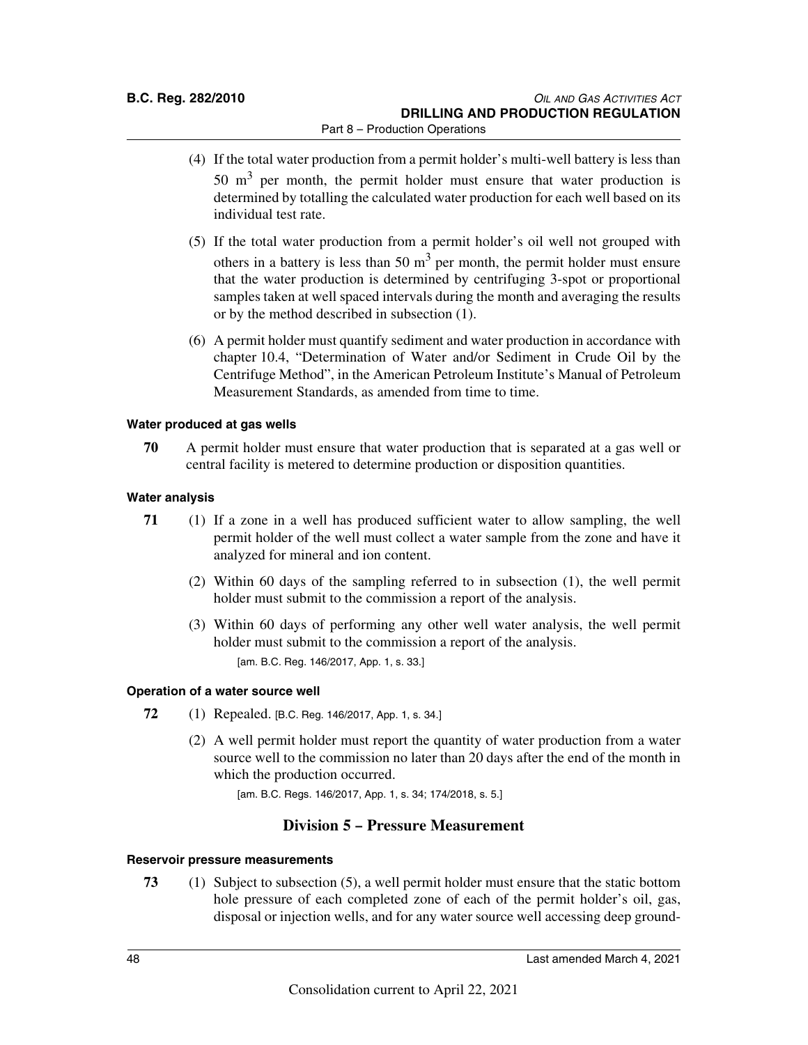(4) If the total water production from a permit holder's multi-well battery is less than 50 $m^3$ per month, the permit holder must ensure that water production is determined by totalling the calculated water production for each well based on its individual test rate.

(5) If the total water production from a permit holder's oil well not grouped with others in a battery is less than 50 $m^3$ per month, the permit holder must ensure that the water production is determined by centrifuging 3-spot or proportional samples taken at well spaced intervals during the month and averaging the results or by the method described in subsection (1).

(6) A permit holder must quantify sediment and water production in accordance with chapter 10.4, "Determination of Water and/or Sediment in Crude Oil by the Centrifuge Method", in the American Petroleum Institute's Manual of Petroleum Measurement Standards, as amended from time to time.

#### Water produced at gas wells

**70** A permit holder must ensure that water production that is separated at a gas well or central facility is metered to determine production or disposition quantities.

#### Water analysis

**71** (1) If a zone in a well has produced sufficient water to allow sampling, the well permit holder of the well must collect a water sample from the zone and have it analyzed for mineral and ion content.

(2) Within 60 days of the sampling referred to in subsection (1), the well permit holder must submit to the commission a report of the analysis.

(3) Within 60 days of performing any other well water analysis, the well permit holder must submit to the commission a report of the analysis.

[am. B.C. Reg. 146/2017, App. 1, s. 33.]

#### Operation of a water source well

**72** (1) Repealed. [B.C. Reg. 146/2017, App. 1, s. 34.]

(2) A well permit holder must report the quantity of water production from a water source well to the commission no later than 20 days after the end of the month in which the production occurred.

[am. B.C. Regs. 146/2017, App. 1, s. 34; 174/2018, s. 5.]

## Division 5 – Pressure Measurement

#### Reservoir pressure measurements

**73** (1) Subject to subsection (5), a well permit holder must ensure that the static bottom hole pressure of each completed zone of each of the permit holder's oil, gas, disposal or injection wells, and for any water source well accessing deep ground-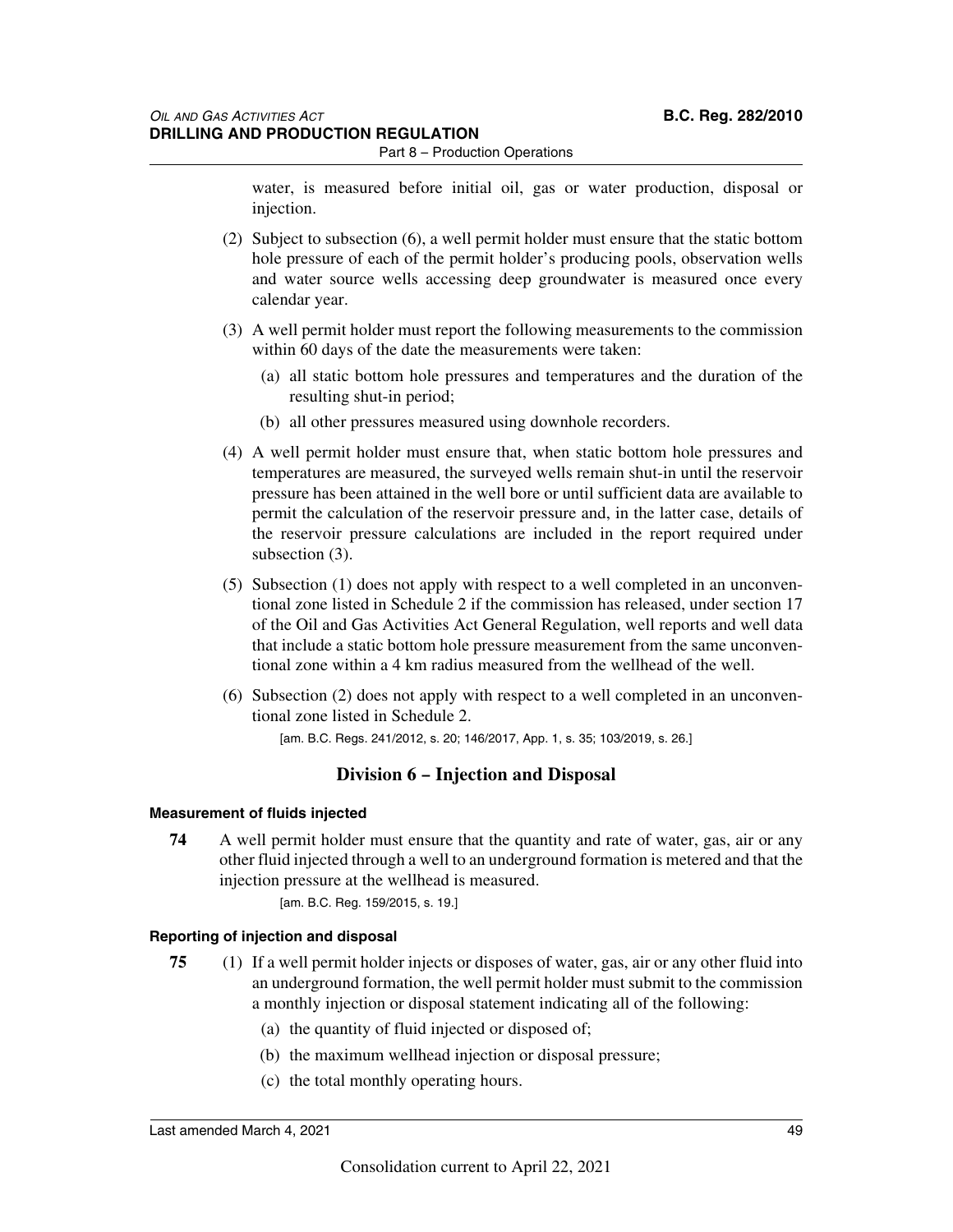water, is measured before initial oil, gas or water production, disposal or injection.

(2) Subject to subsection (6), a well permit holder must ensure that the static bottom hole pressure of each of the permit holder's producing pools, observation wells and water source wells accessing deep groundwater is measured once every calendar year.

(3) A well permit holder must report the following measurements to the commission within 60 days of the date the measurements were taken:

(a) all static bottom hole pressures and temperatures and the duration of the resulting shut-in period;

(b) all other pressures measured using downhole recorders.

(4) A well permit holder must ensure that, when static bottom hole pressures and temperatures are measured, the surveyed wells remain shut-in until the reservoir pressure has been attained in the well bore or until sufficient data are available to permit the calculation of the reservoir pressure and, in the latter case, details of the reservoir pressure calculations are included in the report required under subsection (3).

(5) Subsection (1) does not apply with respect to a well completed in an unconventional zone listed in Schedule 2 if the commission has released, under section 17 of the Oil and Gas Activities Act General Regulation, well reports and well data that include a static bottom hole pressure measurement from the same unconventional zone within a 4 km radius measured from the wellhead of the well.

(6) Subsection (2) does not apply with respect to a well completed in an unconventional zone listed in Schedule 2.

[am. B.C. Regs. 241/2012, s. 20; 146/2017, App. 1, s. 35; 103/2019, s. 26.]

## Division 6 – Injection and Disposal

#### Measurement of fluids injected

**74** A well permit holder must ensure that the quantity and rate of water, gas, air or any other fluid injected through a well to an underground formation is metered and that the injection pressure at the wellhead is measured.

[am. B.C. Reg. 159/2015, s. 19.]

#### Reporting of injection and disposal

**75** (1) If a well permit holder injects or disposes of water, gas, air or any other fluid into an underground formation, the well permit holder must submit to the commission a monthly injection or disposal statement indicating all of the following:

(a) the quantity of fluid injected or disposed of;

(b) the maximum wellhead injection or disposal pressure;

(c) the total monthly operating hours.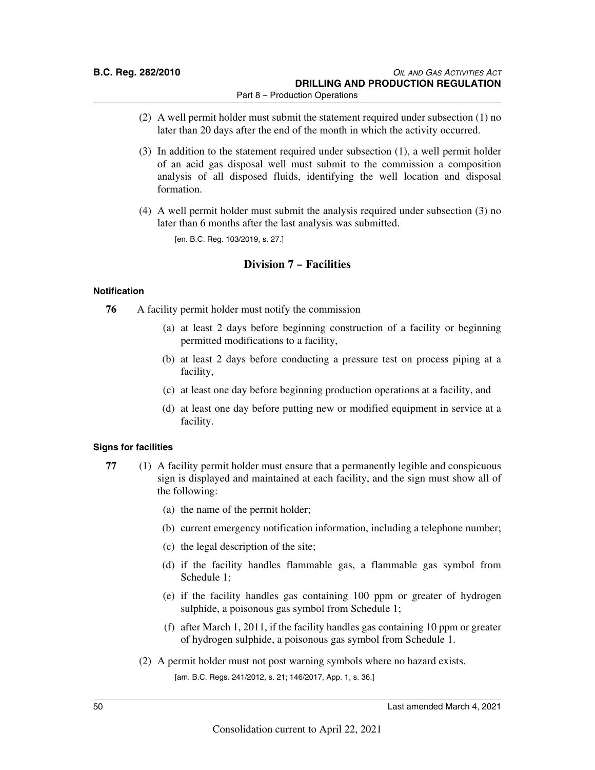(2) A well permit holder must submit the statement required under subsection (1) no later than 20 days after the end of the month in which the activity occurred.

(3) In addition to the statement required under subsection (1), a well permit holder of an acid gas disposal well must submit to the commission a composition analysis of all disposed fluids, identifying the well location and disposal formation.

(4) A well permit holder must submit the analysis required under subsection (3) no later than 6 months after the last analysis was submitted.

[en. B.C. Reg. 103/2019, s. 27.]

## Division 7 – Facilities

#### Notification

**76** A facility permit holder must notify the commission

(a) at least 2 days before beginning construction of a facility or beginning permitted modifications to a facility,

(b) at least 2 days before conducting a pressure test on process piping at a facility,

(c) at least one day before beginning production operations at a facility, and

(d) at least one day before putting new or modified equipment in service at a facility.

#### Signs for facilities

**77** (1) A facility permit holder must ensure that a permanently legible and conspicuous sign is displayed and maintained at each facility, and the sign must show all of the following:

(a) the name of the permit holder;

(b) current emergency notification information, including a telephone number;

(c) the legal description of the site;

(d) if the facility handles flammable gas, a flammable gas symbol from Schedule 1;

(e) if the facility handles gas containing 100 ppm or greater of hydrogen sulphide, a poisonous gas symbol from Schedule 1;

(f) after March 1, 2011, if the facility handles gas containing 10 ppm or greater of hydrogen sulphide, a poisonous gas symbol from Schedule 1.

(2) A permit holder must not post warning symbols where no hazard exists.

[am. B.C. Regs. 241/2012, s. 21; 146/2017, App. 1, s. 36.]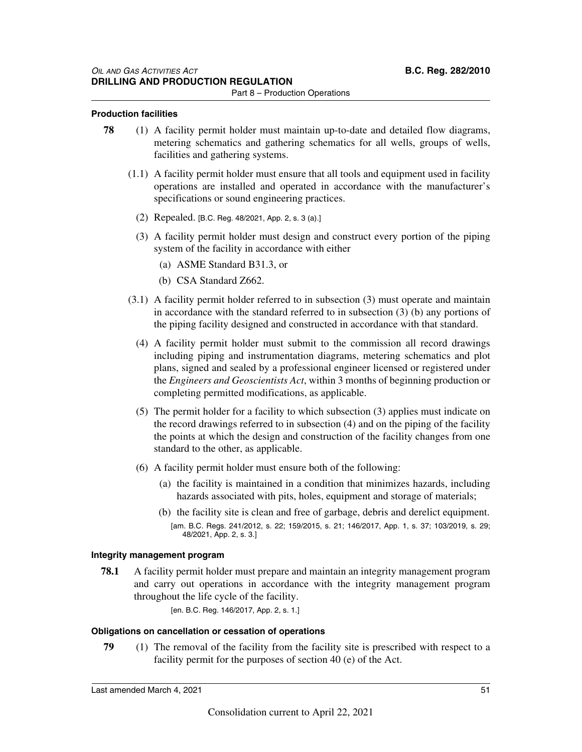#### Production facilities

**78** (1) A facility permit holder must maintain up-to-date and detailed flow diagrams, metering schematics and gathering schematics for all wells, groups of wells, facilities and gathering systems.

(1.1) A facility permit holder must ensure that all tools and equipment used in facility operations are installed and operated in accordance with the manufacturer's specifications or sound engineering practices.

(2) Repealed. [B.C. Reg. 48/2021, App. 2, s. 3 (a).]

(3) A facility permit holder must design and construct every portion of the piping system of the facility in accordance with either

(a) ASME Standard B31.3, or

(b) CSA Standard Z662.

(3.1) A facility permit holder referred to in subsection (3) must operate and maintain in accordance with the standard referred to in subsection (3) (b) any portions of the piping facility designed and constructed in accordance with that standard.

(4) A facility permit holder must submit to the commission all record drawings including piping and instrumentation diagrams, metering schematics and plot plans, signed and sealed by a professional engineer licensed or registered under the *Engineers and Geoscientists Act*, within 3 months of beginning production or completing permitted modifications, as applicable.

(5) The permit holder for a facility to which subsection (3) applies must indicate on the record drawings referred to in subsection (4) and on the piping of the facility the points at which the design and construction of the facility changes from one standard to the other, as applicable.

(6) A facility permit holder must ensure both of the following:

(a) the facility is maintained in a condition that minimizes hazards, including hazards associated with pits, holes, equipment and storage of materials;

(b) the facility site is clean and free of garbage, debris and derelict equipment.

[am. B.C. Regs. 241/2012, s. 22; 159/2015, s. 21; 146/2017, App. 1, s. 37; 103/2019, s. 29; 48/2021, App. 2, s. 3.]

#### Integrity management program

**78.1** A facility permit holder must prepare and maintain an integrity management program and carry out operations in accordance with the integrity management program throughout the life cycle of the facility.

[en. B.C. Reg. 146/2017, App. 2, s. 1.]

#### Obligations on cancellation or cessation of operations

**79** (1) The removal of the facility from the facility site is prescribed with respect to a facility permit for the purposes of section 40 (e) of the Act.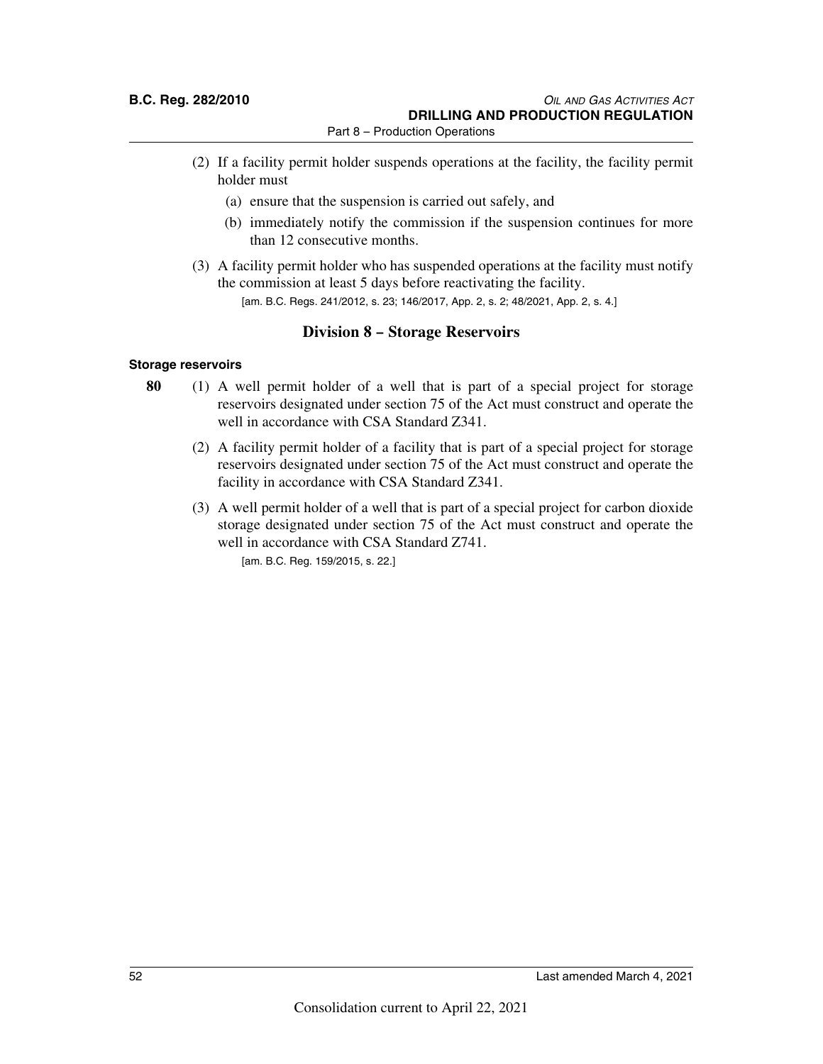(2) If a facility permit holder suspends operations at the facility, the facility permit holder must

(a) ensure that the suspension is carried out safely, and

(b) immediately notify the commission if the suspension continues for more than 12 consecutive months.

(3) A facility permit holder who has suspended operations at the facility must notify the commission at least 5 days before reactivating the facility.

[am. B.C. Regs. 241/2012, s. 23; 146/2017, App. 2, s. 2; 48/2021, App. 2, s. 4.]

## Division 8 – Storage Reservoirs

**Storage reservoirs**

**80** (1) A well permit holder of a well that is part of a special project for storage reservoirs designated under section 75 of the Act must construct and operate the well in accordance with CSA Standard Z341.

(2) A facility permit holder of a facility that is part of a special project for storage reservoirs designated under section 75 of the Act must construct and operate the facility in accordance with CSA Standard Z341.

(3) A well permit holder of a well that is part of a special project for carbon dioxide storage designated under section 75 of the Act must construct and operate the well in accordance with CSA Standard Z741.

[am. B.C. Reg. 159/2015, s. 22.]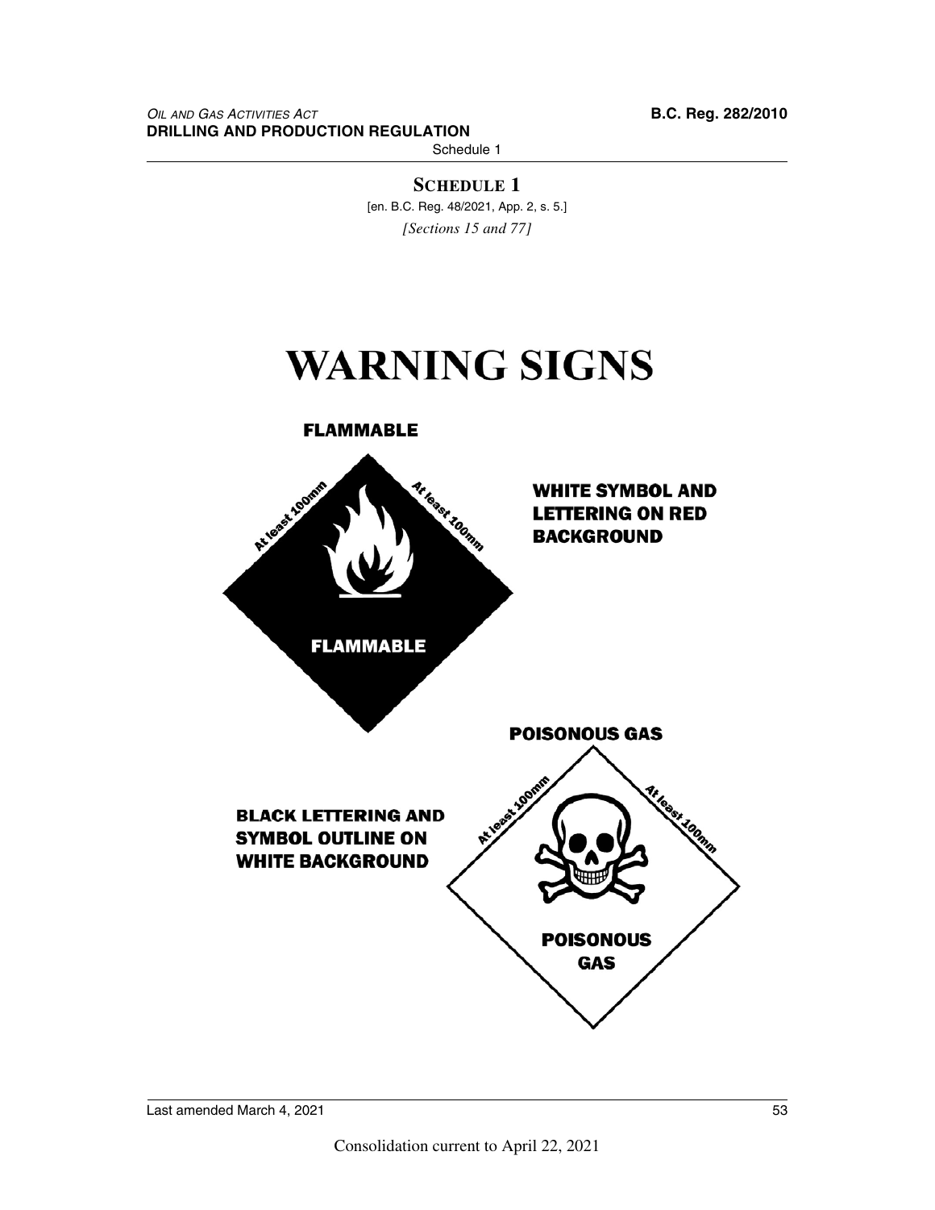# SCHEDULE 1

[en. B.C. Reg. 48/2021, App. 2, s. 5.]

*[Sections 15 and 77]*

# WARNING SIGNS

**FLAMMABLE**

At least 100mm

At least 100mm

FLAMMABLE

**WHITE SYMBOL AND LETTERING ON RED BACKGROUND**

**POISONOUS GAS**

**BLACK LETTERING AND SYMBOL OUTLINE ON WHITE BACKGROUND**

At least 100mm

At least 100mm

POISONOUS GAS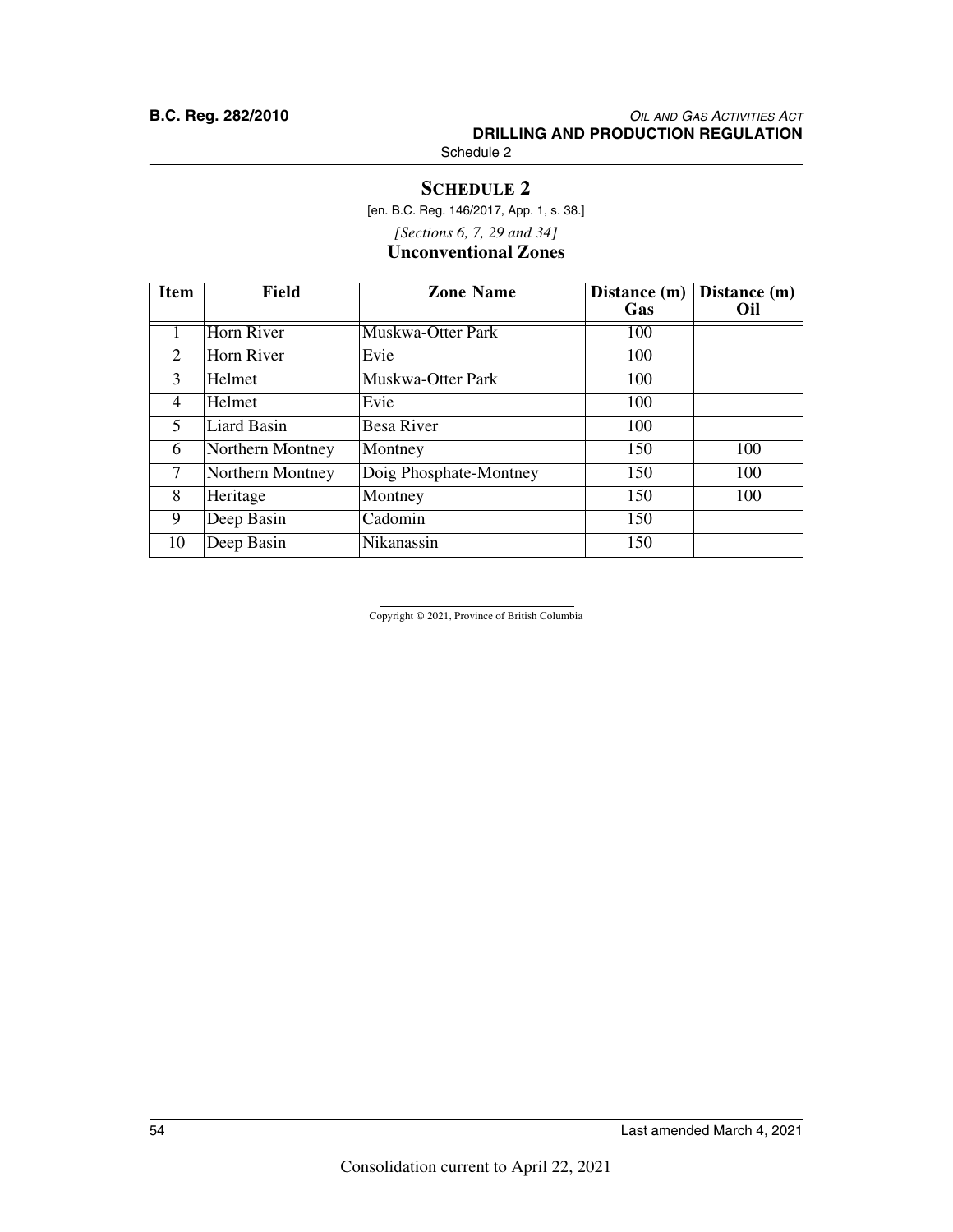## SCHEDULE 2

[en. B.C. Reg. 146/2017, App. 1, s. 38.]

*[Sections 6, 7, 29 and 34]*

### Unconventional Zones

| Item | Field | Zone Name | Distance (m) Gas | Distance (m) Oil |
|---|---|---|---|---|
| 1 | Horn River | Muskwa-Otter Park | 100 | |
| 2 | Horn River | Evie | 100 | |
| 3 | Helmet | Muskwa-Otter Park | 100 | |
| 4 | Helmet | Evie | 100 | |
| 5 | Liard Basin | Besa River | 100 | |
| 6 | Northern Montney | Montney | 150 | 100 |
| 7 | Northern Montney | Doig Phosphate-Montney | 150 | 100 |
| 8 | Heritage | Montney | 150 | 100 |
| 9 | Deep Basin | Cadomin | 150 | |
| 10 | Deep Basin | Nikanassin | 150 | |

Copyright © 2021, Province of British Columbia